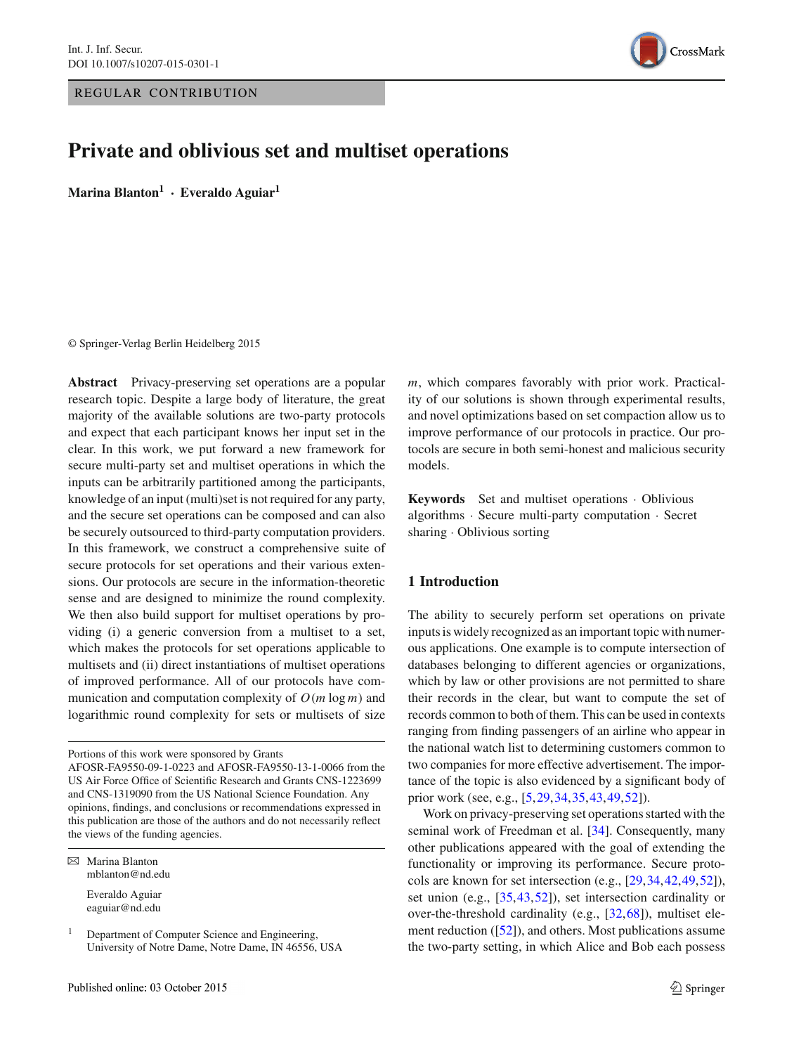REGULAR CONTRIBUTION

# Private and oblivious set and multiset operations

**Marina Blanton[1] · Everaldo Aguiar[1]**

© Springer-Verlag Berlin Heidelberg 2015

**Abstract** Privacy-preserving set operations are a popular research topic. Despite a large body of literature, the great majority of the available solutions are two-party protocols and expect that each participant knows her input set in the clear. In this work, we put forward a new framework for secure multi-party set and multiset operations in which the inputs can be arbitrarily partitioned among the participants, knowledge of an input (multi)set is not required for any party, and the secure set operations can be composed and can also be securely outsourced to third-party computation providers. In this framework, we construct a comprehensive suite of secure protocols for set operations and their various extensions. Our protocols are secure in the information-theoretic sense and are designed to minimize the round complexity. We then also build support for multiset operations by providing (i) a generic conversion from a multiset to a set, which makes the protocols for set operations applicable to multisets and (ii) direct instantiations of multiset operations of improved performance. All of our protocols have communication and computation complexity of $O(m \log m)$ and logarithmic round complexity for sets or multisets of size $m$, which compares favorably with prior work. Practicality of our solutions is shown through experimental results, and novel optimizations based on set compaction allow us to improve performance of our protocols in practice. Our protocols are secure in both semi-honest and malicious security models.

**Keywords** Set and multiset operations · Oblivious algorithms · Secure multi-party computation · Secret sharing · Oblivious sorting

Portions of this work were sponsored by Grants AFOSR-FA9550-09-1-0223 and AFOSR-FA9550-13-1-0066 from the US Air Force Office of Scientific Research and Grants CNS-1223699 and CNS-1319090 from the US National Science Foundation. Any opinions, findings, and conclusions or recommendations expressed in this publication are those of the authors and do not necessarily reflect the views of the funding agencies.

✉ Marina Blanton
mblanton@nd.edu

Everaldo Aguiar
eaguiar@nd.edu

[1] Department of Computer Science and Engineering, University of Notre Dame, Notre Dame, IN 46556, USA

## 1 Introduction

The ability to securely perform set operations on private inputs is widely recognized as an important topic with numerous applications. One example is to compute intersection of databases belonging to different agencies or organizations, which by law or other provisions are not permitted to share their records in the clear, but want to compute the set of records common to both of them. This can be used in contexts ranging from finding passengers of an airline who appear in the national watch list to determining customers common to two companies for more effective advertisement. The importance of the topic is also evidenced by a significant body of prior work (see, e.g., [5,29,34,35,43,49,52]).

Work on privacy-preserving set operations started with the seminal work of Freedman et al. [34]. Consequently, many other publications appeared with the goal of extending the functionality or improving its performance. Secure protocols are known for set intersection (e.g., [29,34,42,49,52]), set union (e.g., [35,43,52]), set intersection cardinality or over-the-threshold cardinality (e.g., [32,68]), multiset element reduction ([52]), and others. Most publications assume the two-party setting, in which Alice and Bob each possess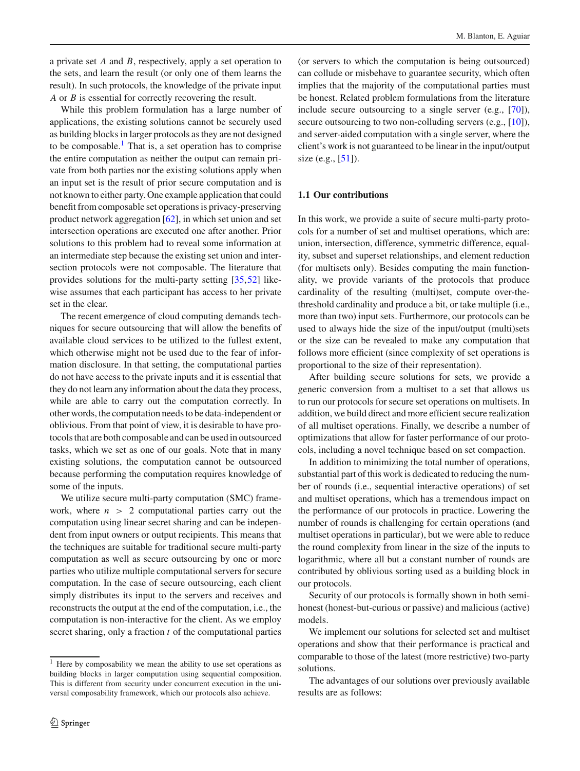a private set $A$ and $B$, respectively, apply a set operation to the sets, and learn the result (or only one of them learns the result). In such protocols, the knowledge of the private input $A$ or $B$ is essential for correctly recovering the result.

While this problem formulation has a large number of applications, the existing solutions cannot be securely used as building blocks in larger protocols as they are not designed to be composable.[1] That is, a set operation has to comprise the entire computation as neither the output can remain private from both parties nor the existing solutions apply when an input set is the result of prior secure computation and is not known to either party. One example application that could benefit from composable set operations is privacy-preserving product network aggregation [62], in which set union and set intersection operations are executed one after another. Prior solutions to this problem had to reveal some information at an intermediate step because the existing set union and intersection protocols were not composable. The literature that provides solutions for the multi-party setting [35,52] likewise assumes that each participant has access to her private set in the clear.

The recent emergence of cloud computing demands techniques for secure outsourcing that will allow the benefits of available cloud services to be utilized to the fullest extent, which otherwise might not be used due to the fear of information disclosure. In that setting, the computational parties do not have access to the private inputs and it is essential that they do not learn any information about the data they process, while are able to carry out the computation correctly. In other words, the computation needs to be data-independent or oblivious. From that point of view, it is desirable to have protocols that are both composable and can be used in outsourced tasks, which we set as one of our goals. Note that in many existing solutions, the computation cannot be outsourced because performing the computation requires knowledge of some of the inputs.

We utilize secure multi-party computation (SMC) framework, where $n > 2$ computational parties carry out the computation using linear secret sharing and can be independent from input owners or output recipients. This means that the techniques are suitable for traditional secure multi-party computation as well as secure outsourcing by one or more parties who utilize multiple computational servers for secure computation. In the case of secure outsourcing, each client simply distributes its input to the servers and receives and reconstructs the output at the end of the computation, i.e., the computation is non-interactive for the client. As we employ secret sharing, only a fraction $t$ of the computational parties (or servers to which the computation is being outsourced) can collude or misbehave to guarantee security, which often implies that the majority of the computational parties must be honest. Related problem formulations from the literature include secure outsourcing to a single server (e.g., [70]), secure outsourcing to two non-colluding servers (e.g., [10]), and server-aided computation with a single server, where the client's work is not guaranteed to be linear in the input/output size (e.g., [51]).

### 1.1 Our contributions

In this work, we provide a suite of secure multi-party protocols for a number of set and multiset operations, which are: union, intersection, difference, symmetric difference, equality, subset and superset relationships, and element reduction (for multisets only). Besides computing the main functionality, we provide variants of the protocols that produce cardinality of the resulting (multi)set, compute over-the-threshold cardinality and produce a bit, or take multiple (i.e., more than two) input sets. Furthermore, our protocols can be used to always hide the size of the input/output (multi)sets or the size can be revealed to make any computation that follows more efficient (since complexity of set operations is proportional to the size of their representation).

After building secure solutions for sets, we provide a generic conversion from a multiset to a set that allows us to run our protocols for secure set operations on multisets. In addition, we build direct and more efficient secure realization of all multiset operations. Finally, we describe a number of optimizations that allow for faster performance of our protocols, including a novel technique based on set compaction.

In addition to minimizing the total number of operations, substantial part of this work is dedicated to reducing the number of rounds (i.e., sequential interactive operations) of set and multiset operations, which has a tremendous impact on the performance of our protocols in practice. Lowering the number of rounds is challenging for certain operations (and multiset operations in particular), but we were able to reduce the round complexity from linear in the size of the inputs to logarithmic, where all but a constant number of rounds are contributed by oblivious sorting used as a building block in our protocols.

Security of our protocols is formally shown in both semi-honest (honest-but-curious or passive) and malicious (active) models.

We implement our solutions for selected set and multiset operations and show that their performance is practical and comparable to those of the latest (more restrictive) two-party solutions.

The advantages of our solutions over previously available results are as follows:

[1] Here by composability we mean the ability to use set operations as building blocks in larger computation using sequential composition. This is different from security under concurrent execution in the universal composability framework, which our protocols also achieve.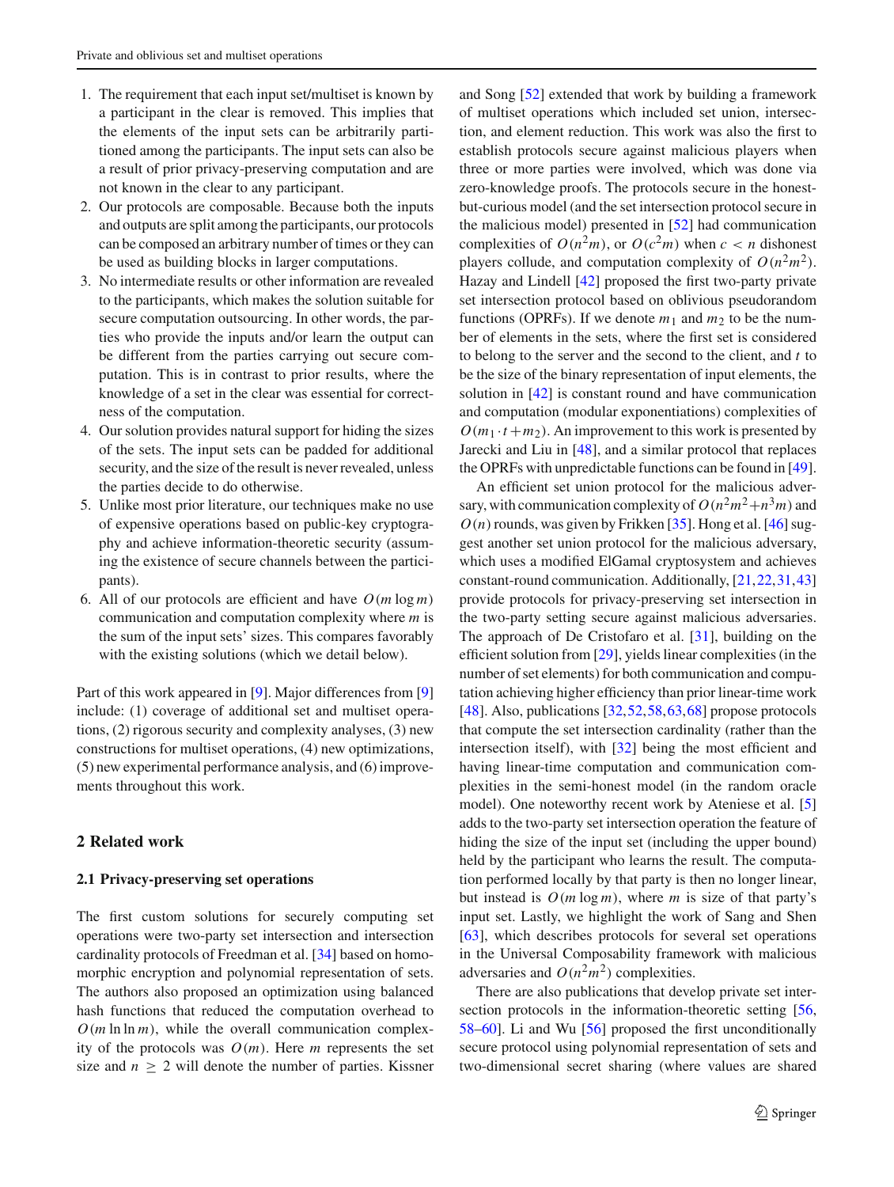1. The requirement that each input set/multiset is known by a participant in the clear is removed. This implies that the elements of the input sets can be arbitrarily partitioned among the participants. The input sets can also be a result of prior privacy-preserving computation and are not known in the clear to any participant.
2. Our protocols are composable. Because both the inputs and outputs are split among the participants, our protocols can be composed an arbitrary number of times or they can be used as building blocks in larger computations.
3. No intermediate results or other information are revealed to the participants, which makes the solution suitable for secure computation outsourcing. In other words, the parties who provide the inputs and/or learn the output can be different from the parties carrying out secure computation. This is in contrast to prior results, where the knowledge of a set in the clear was essential for correctness of the computation.
4. Our solution provides natural support for hiding the sizes of the sets. The input sets can be padded for additional security, and the size of the result is never revealed, unless the parties decide to do otherwise.
5. Unlike most prior literature, our techniques make no use of expensive operations based on public-key cryptography and achieve information-theoretic security (assuming the existence of secure channels between the participants).
6. All of our protocols are efficient and have $O(m \log m)$ communication and computation complexity where $m$ is the sum of the input sets' sizes. This compares favorably with the existing solutions (which we detail below).

Part of this work appeared in [9]. Major differences from [9] include: (1) coverage of additional set and multiset operations, (2) rigorous security and complexity analyses, (3) new constructions for multiset operations, (4) new optimizations, (5) new experimental performance analysis, and (6) improvements throughout this work.

## 2 Related work

### 2.1 Privacy-preserving set operations

The first custom solutions for securely computing set operations were two-party set intersection and intersection cardinality protocols of Freedman et al. [34] based on homomorphic encryption and polynomial representation of sets. The authors also proposed an optimization using balanced hash functions that reduced the computation overhead to $O(m \ln \ln m)$, while the overall communication complexity of the protocols was $O(m)$. Here $m$ represents the set size and $n \geq 2$ will denote the number of parties. Kissner and Song [52] extended that work by building a framework of multiset operations which included set union, intersection, and element reduction. This work was also the first to establish protocols secure against malicious players when three or more parties were involved, which was done via zero-knowledge proofs. The protocols secure in the honest-but-curious model (and the set intersection protocol secure in the malicious model) presented in [52] had communication complexities of $O(n^2m)$, or $O(c^2m)$ when $c < n$ dishonest players collude, and computation complexity of $O(n^2m^2)$. Hazay and Lindell [42] proposed the first two-party private set intersection protocol based on oblivious pseudorandom functions (OPRFs). If we denote $m_1$ and $m_2$ to be the number of elements in the sets, where the first set is considered to belong to the server and the second to the client, and $t$ to be the size of the binary representation of input elements, the solution in [42] is constant round and have communication and computation (modular exponentiations) complexities of $O(m_1 \cdot t + m_2)$. An improvement to this work is presented by Jarecki and Liu in [48], and a similar protocol that replaces the OPRFs with unpredictable functions can be found in [49].

An efficient set union protocol for the malicious adversary, with communication complexity of $O(n^2m^2+n^3m)$ and $O(n)$ rounds, was given by Frikken [35]. Hong et al. [46] suggest another set union protocol for the malicious adversary, which uses a modified ElGamal cryptosystem and achieves constant-round communication. Additionally, [21,22,31,43] provide protocols for privacy-preserving set intersection in the two-party setting secure against malicious adversaries. The approach of De Cristofaro et al. [31], building on the efficient solution from [29], yields linear complexities (in the number of set elements) for both communication and computation achieving higher efficiency than prior linear-time work [48]. Also, publications [32,52,58,63,68] propose protocols that compute the set intersection cardinality (rather than the intersection itself), with [32] being the most efficient and having linear-time computation and communication complexities in the semi-honest model (in the random oracle model). One noteworthy recent work by Ateniese et al. [5] adds to the two-party set intersection operation the feature of hiding the size of the input set (including the upper bound) held by the participant who learns the result. The computation performed locally by that party is then no longer linear, but instead is $O(m \log m)$, where $m$ is size of that party's input set. Lastly, we highlight the work of Sang and Shen [63], which describes protocols for several set operations in the Universal Composability framework with malicious adversaries and $O(n^2m^2)$ complexities.

There are also publications that develop private set intersection protocols in the information-theoretic setting [56, 58–60]. Li and Wu [56] proposed the first unconditionally secure protocol using polynomial representation of sets and two-dimensional secret sharing (where values are shared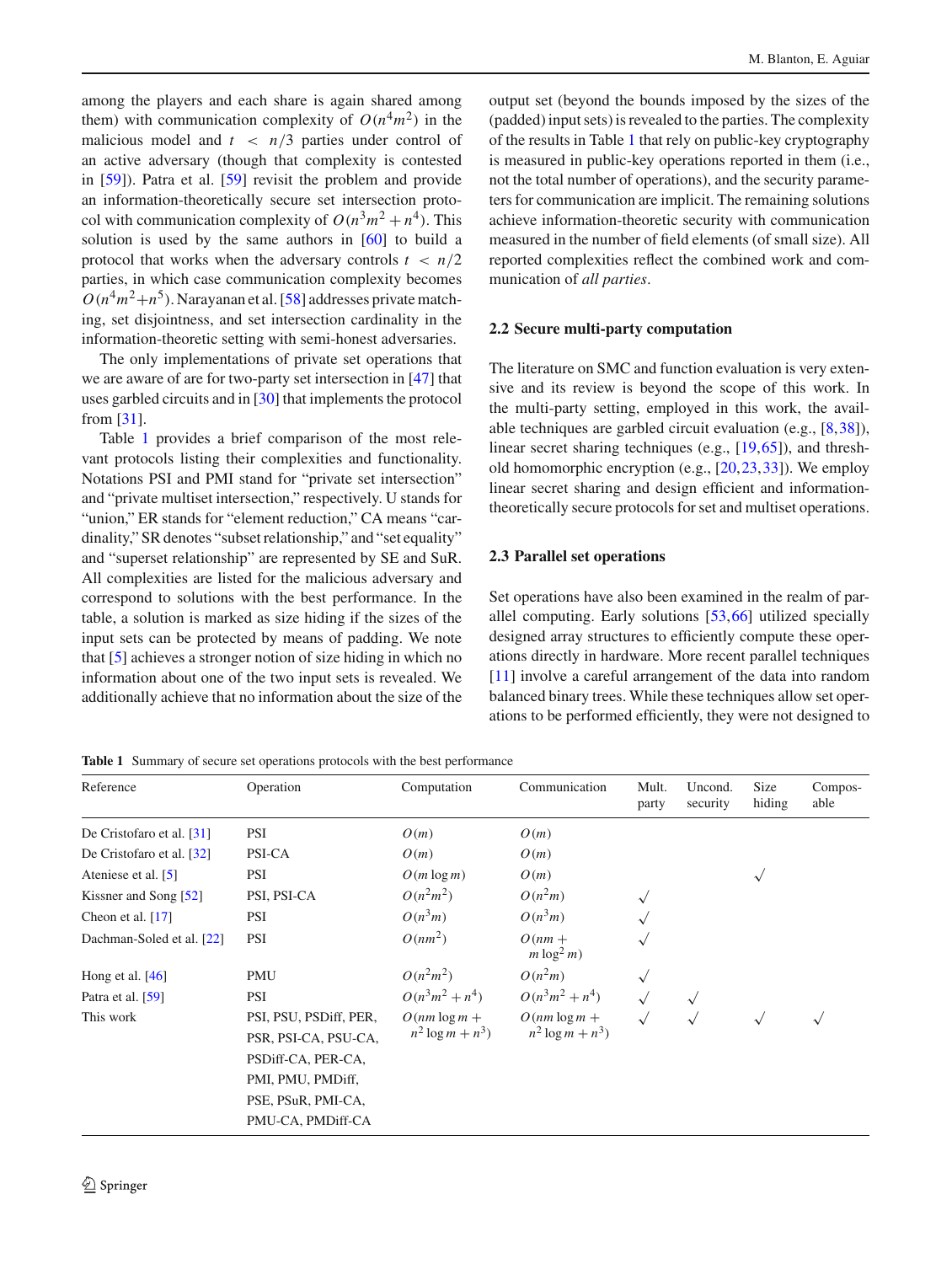among the players and each share is again shared among them) with communication complexity of $O(n^4 m^2)$ in the malicious model and $t < n/3$ parties under control of an active adversary (though that complexity is contested in [59]). Patra et al. [59] revisit the problem and provide an information-theoretically secure set intersection protocol with communication complexity of $O(n^3 m^2 + n^4)$. This solution is used by the same authors in [60] to build a protocol that works when the adversary controls $t < n/2$ parties, in which case communication complexity becomes $O(n^4 m^2 + n^5)$. Narayanan et al. [58] addresses private matching, set disjointness, and set intersection cardinality in the information-theoretic setting with semi-honest adversaries.

The only implementations of private set operations that we are aware of are for two-party set intersection in [47] that uses garbled circuits and in [30] that implements the protocol from [31].

Table 1 provides a brief comparison of the most relevant protocols listing their complexities and functionality. Notations PSI and PMI stand for "private set intersection" and "private multiset intersection," respectively. U stands for "union," ER stands for "element reduction," CA means "cardinality," SR denotes "subset relationship," and "set equality" and "superset relationship" are represented by SE and SuR. All complexities are listed for the malicious adversary and correspond to solutions with the best performance. In the table, a solution is marked as size hiding if the sizes of the input sets can be protected by means of padding. We note that [5] achieves a stronger notion of size hiding in which no information about one of the two input sets is revealed. We additionally achieve that no information about the size of the output set (beyond the bounds imposed by the sizes of the (padded) input sets) is revealed to the parties. The complexity of the results in Table 1 that rely on public-key cryptography is measured in public-key operations reported in them (i.e., not the total number of operations), and the security parameters for communication are implicit. The remaining solutions achieve information-theoretic security with communication measured in the number of field elements (of small size). All reported complexities reflect the combined work and communication of *all parties*.

### 2.2 Secure multi-party computation

The literature on SMC and function evaluation is very extensive and its review is beyond the scope of this work. In the multi-party setting, employed in this work, the available techniques are garbled circuit evaluation (e.g., [8,38]), linear secret sharing techniques (e.g., [19,65]), and threshold homomorphic encryption (e.g., [20,23,33]). We employ linear secret sharing and design efficient and information-theoretically secure protocols for set and multiset operations.

### 2.3 Parallel set operations

Set operations have also been examined in the realm of parallel computing. Early solutions [53,66] utilized specially designed array structures to efficiently compute these operations directly in hardware. More recent parallel techniques [11] involve a careful arrangement of the data into random balanced binary trees. While these techniques allow set operations to be performed efficiently, they were not designed to

**Table 1** Summary of secure set operations protocols with the best performance

| Reference | Operation | Computation | Communication | Mult. party | Uncond. security | Size hiding | Composable |
|---|---|---|---|---|---|---|---|
| De Cristofaro et al. [31] | PSI | $O(m)$ | $O(m)$ | | | | |
| De Cristofaro et al. [32] | PSI-CA | $O(m)$ | $O(m)$ | | | | |
| Ateniese et al. [5] | PSI | $O(m \log m)$ | $O(m)$ | | | √ | |
| Kissner and Song [52] | PSI, PSI-CA | $O(n^2 m^2)$ | $O(n^2 m)$ | √ | | | |
| Cheon et al. [17] | PSI | $O(n^3 m)$ | $O(n^3 m)$ | √ | | | |
| Dachman-Soled et al. [22] | PSI | $O(nm^2)$ | $O(nm + m \log^2 m)$ | √ | | | |
| Hong et al. [46] | PMU | $O(n^2 m^2)$ | $O(n^2 m)$ | √ | | | |
| Patra et al. [59] | PSI | $O(n^3 m^2 + n^4)$ | $O(n^3 m^2 + n^4)$ | √ | √ | | |
| This work | PSI, PSU, PSDiff, PER, PSR, PSI-CA, PSU-CA, PSDiff-CA, PER-CA, PMI, PMU, PMDiff, PSE, PSuR, PMI-CA, PMU-CA, PMDiff-CA | $O(nm \log m + n^2 \log m + n^3)$ | $O(nm \log m + n^2 \log m + n^3)$ | √ | √ | √ | √ |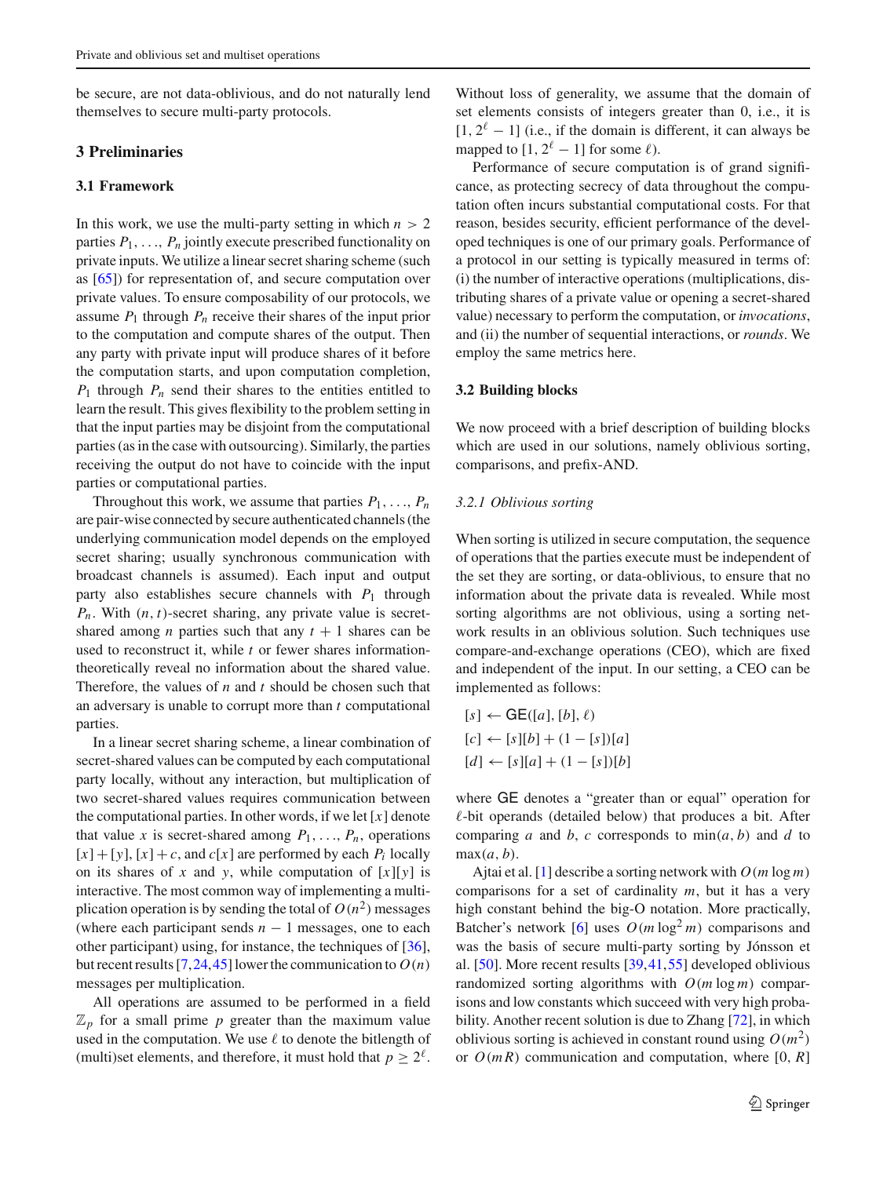be secure, are not data-oblivious, and do not naturally lend themselves to secure multi-party protocols.

## 3 Preliminaries

### 3.1 Framework

In this work, we use the multi-party setting in which $n > 2$ parties $P_1, \ldots, P_n$ jointly execute prescribed functionality on private inputs. We utilize a linear secret sharing scheme (such as [65]) for representation of, and secure computation over private values. To ensure composability of our protocols, we assume $P_1$ through $P_n$ receive their shares of the input prior to the computation and compute shares of the output. Then any party with private input will produce shares of it before the computation starts, and upon computation completion, $P_1$ through $P_n$ send their shares to the entities entitled to learn the result. This gives flexibility to the problem setting in that the input parties may be disjoint from the computational parties (as in the case with outsourcing). Similarly, the parties receiving the output do not have to coincide with the input parties or computational parties.

Throughout this work, we assume that parties $P_1, \ldots, P_n$ are pair-wise connected by secure authenticated channels (the underlying communication model depends on the employed secret sharing; usually synchronous communication with broadcast channels is assumed). Each input and output party also establishes secure channels with $P_1$ through $P_n$. With $(n, t)$-secret sharing, any private value is secret-shared among $n$ parties such that any $t + 1$ shares can be used to reconstruct it, while $t$ or fewer shares information-theoretically reveal no information about the shared value. Therefore, the values of $n$ and $t$ should be chosen such that an adversary is unable to corrupt more than $t$ computational parties.

In a linear secret sharing scheme, a linear combination of secret-shared values can be computed by each computational party locally, without any interaction, but multiplication of two secret-shared values requires communication between the computational parties. In other words, if we let $[x]$ denote that value $x$ is secret-shared among $P_1, \ldots, P_n$, operations $[x]+[y]$, $[x]+c$, and $c[x]$ are performed by each $P_i$ locally on its shares of $x$ and $y$, while computation of $[x][y]$ is interactive. The most common way of implementing a multiplication operation is by sending the total of $O(n^2)$ messages (where each participant sends $n - 1$ messages, one to each other participant) using, for instance, the techniques of [36], but recent results [7,24,45] lower the communication to $O(n)$ messages per multiplication.

All operations are assumed to be performed in a field $\mathbb{Z}_p$ for a small prime $p$ greater than the maximum value used in the computation. We use $\ell$ to denote the bitlength of (multi)set elements, and therefore, it must hold that $p \geq 2^\ell$. Without loss of generality, we assume that the domain of set elements consists of integers greater than 0, i.e., it is $[1, 2^\ell - 1]$ (i.e., if the domain is different, it can always be mapped to $[1, 2^\ell - 1]$ for some $\ell$).

Performance of secure computation is of grand significance, as protecting secrecy of data throughout the computation often incurs substantial computational costs. For that reason, besides security, efficient performance of the developed techniques is one of our primary goals. Performance of a protocol in our setting is typically measured in terms of: (i) the number of interactive operations (multiplications, distributing shares of a private value or opening a secret-shared value) necessary to perform the computation, or *invocations*, and (ii) the number of sequential interactions, or *rounds*. We employ the same metrics here.

### 3.2 Building blocks

We now proceed with a brief description of building blocks which are used in our solutions, namely oblivious sorting, comparisons, and prefix-AND.

#### *3.2.1 Oblivious sorting*

When sorting is utilized in secure computation, the sequence of operations that the parties execute must be independent of the set they are sorting, or data-oblivious, to ensure that no information about the private data is revealed. While most sorting algorithms are not oblivious, using a sorting network results in an oblivious solution. Such techniques use compare-and-exchange operations (CEO), which are fixed and independent of the input. In our setting, a CEO can be implemented as follows:

$$[s] \leftarrow \mathsf{GE}([a], [b], \ell)$$
$$[c] \leftarrow [s][b] + (1 - [s])[a]$$
$$[d] \leftarrow [s][a] + (1 - [s])[b]$$

where $\mathsf{GE}$ denotes a "greater than or equal" operation for $\ell$-bit operands (detailed below) that produces a bit. After comparing $a$ and $b$, $c$ corresponds to $\min(a, b)$ and $d$ to $\max(a, b)$.

Ajtai et al. [1] describe a sorting network with $O(m \log m)$ comparisons for a set of cardinality $m$, but it has a very high constant behind the big-O notation. More practically, Batcher's network [6] uses $O(m \log^2 m)$ comparisons and was the basis of secure multi-party sorting by Jónsson et al. [50]. More recent results [39,41,55] developed oblivious randomized sorting algorithms with $O(m \log m)$ comparisons and low constants which succeed with very high probability. Another recent solution is due to Zhang [72], in which oblivious sorting is achieved in constant round using $O(m^2)$ or $O(mR)$ communication and computation, where $[0, R]$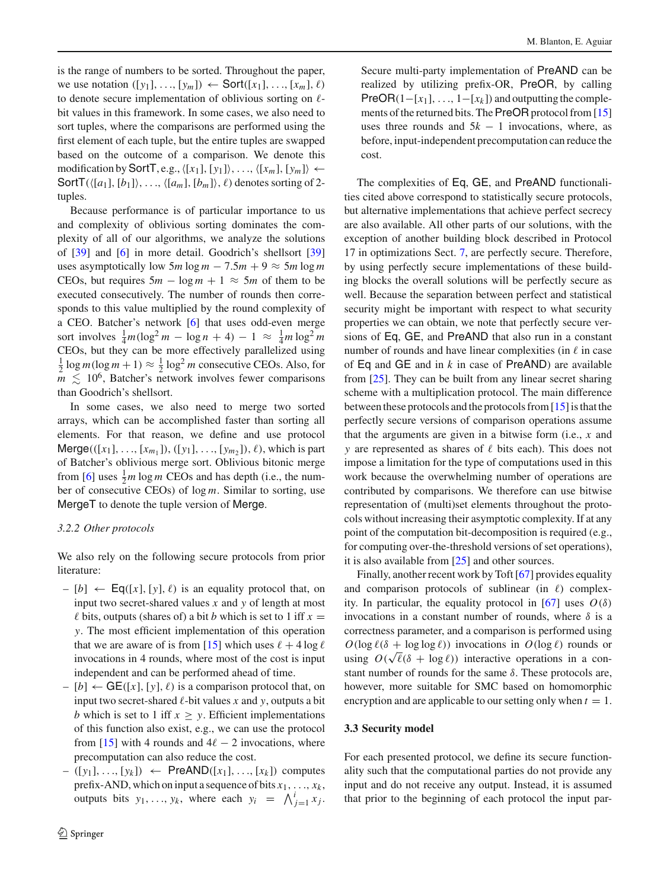is the range of numbers to be sorted. Throughout the paper, we use notation $([y_1], \ldots, [y_m]) \leftarrow \mathsf{Sort}([x_1], \ldots, [x_m], \ell)$ to denote secure implementation of oblivious sorting on $\ell$-bit values in this framework. In some cases, we also need to sort tuples, where the comparisons are performed using the first element of each tuple, but the entire tuples are swapped based on the outcome of a comparison. We denote this modification by SortT, e.g., $\langle [x_1], [y_1] \rangle, \ldots, \langle [x_m], [y_m] \rangle \leftarrow \mathsf{SortT}(\langle [a_1], [b_1] \rangle, \ldots, \langle [a_m], [b_m] \rangle, \ell)$ denotes sorting of 2-tuples.

Because performance is of particular importance to us and complexity of oblivious sorting dominates the complexity of all of our algorithms, we analyze the solutions of [39] and [6] in more detail. Goodrich's shellsort [39] uses asymptotically low $5m \log m - 7.5m + 9 \approx 5m \log m$ CEOs, but requires $5m - \log m + 1 \approx 5m$ of them to be executed consecutively. The number of rounds then corresponds to this value multiplied by the round complexity of a CEO. Batcher's network [6] that uses odd-even merge sort involves $\frac{1}{4}m(\log^2 m - \log n + 4) - 1 \approx \frac{1}{4}m \log^2 m$ CEOs, but they can be more effectively parallelized using $\frac{1}{2} \log m(\log m + 1) \approx \frac{1}{2} \log^2 m$ consecutive CEOs. Also, for $m \lesssim 10^6$, Batcher's network involves fewer comparisons than Goodrich's shellsort.

In some cases, we also need to merge two sorted arrays, which can be accomplished faster than sorting all elements. For that reason, we define and use protocol $\mathsf{Merge}(([x_1], \ldots, [x_{m_1}]), ([y_1], \ldots, [y_{m_2}]), \ell)$, which is part of Batcher's oblivious merge sort. Oblivious bitonic merge from [6] uses $\frac{1}{2}m \log m$ CEOs and has depth (i.e., the number of consecutive CEOs) of $\log m$. Similar to sorting, use MergeT to denote the tuple version of Merge.

### 3.2.2 Other protocols

We also rely on the following secure protocols from prior literature:

- $[b] \leftarrow \mathsf{Eq}([x], [y], \ell)$ is an equality protocol that, on input two secret-shared values $x$ and $y$ of length at most $\ell$ bits, outputs (shares of) a bit $b$ which is set to 1 iff $x = y$. The most efficient implementation of this operation that we are aware of is from [15] which uses $\ell + 4 \log \ell$ invocations in 4 rounds, where most of the cost is input independent and can be performed ahead of time.
- $[b] \leftarrow \mathsf{GE}([x], [y], \ell)$ is a comparison protocol that, on input two secret-shared $\ell$-bit values $x$ and $y$, outputs a bit $b$ which is set to 1 iff $x \geq y$. Efficient implementations of this function also exist, e.g., we can use the protocol from [15] with 4 rounds and $4\ell - 2$ invocations, where precomputation can also reduce the cost.
- $([y_1], \ldots, [y_k]) \leftarrow \mathsf{PreAND}([x_1], \ldots, [x_k])$ computes prefix-AND, which on input a sequence of bits $x_1, \ldots, x_k$, outputs bits $y_1, \ldots, y_k$, where each $y_i = \bigwedge_{j=1}^{i} x_j$.

  Secure multi-party implementation of PreAND can be realized by utilizing prefix-OR, PreOR, by calling $\mathsf{PreOR}(1-[x_1], \ldots, 1-[x_k])$ and outputting the complements of the returned bits. The PreOR protocol from [15] uses three rounds and $5k - 1$ invocations, where, as before, input-independent precomputation can reduce the cost.

The complexities of Eq, GE, and PreAND functionalities cited above correspond to statistically secure protocols, but alternative implementations that achieve perfect secrecy are also available. All other parts of our solutions, with the exception of another building block described in Protocol 17 in optimizations Sect. 7, are perfectly secure. Therefore, by using perfectly secure implementations of these building blocks the overall solutions will be perfectly secure as well. Because the separation between perfect and statistical security might be important with respect to what security properties we can obtain, we note that perfectly secure versions of Eq, GE, and PreAND that also run in a constant number of rounds and have linear complexities (in $\ell$ in case of Eq and GE and in $k$ in case of PreAND) are available from [25]. They can be built from any linear secret sharing scheme with a multiplication protocol. The main difference between these protocols and the protocols from [15] is that the perfectly secure versions of comparison operations assume that the arguments are given in a bitwise form (i.e., $x$ and $y$ are represented as shares of $\ell$ bits each). This does not impose a limitation for the type of computations used in this work because the overwhelming number of operations are contributed by comparisons. We therefore can use bitwise representation of (multi)set elements throughout the protocols without increasing their asymptotic complexity. If at any point of the computation bit-decomposition is required (e.g., for computing over-the-threshold versions of set operations), it is also available from [25] and other sources.

Finally, another recent work by Toft [67] provides equality and comparison protocols of sublinear (in $\ell$) complexity. In particular, the equality protocol in [67] uses $O(\delta)$ invocations in a constant number of rounds, where $\delta$ is a correctness parameter, and a comparison is performed using $O(\log \ell(\delta + \log \log \ell))$ invocations in $O(\log \ell)$ rounds or using $O(\sqrt{\ell}(\delta + \log \ell))$ interactive operations in a constant number of rounds for the same $\delta$. These protocols are, however, more suitable for SMC based on homomorphic encryption and are applicable to our setting only when $t = 1$.

## 3.3 Security model

For each presented protocol, we define its secure functionality such that the computational parties do not provide any input and do not receive any output. Instead, it is assumed that prior to the beginning of each protocol the input par-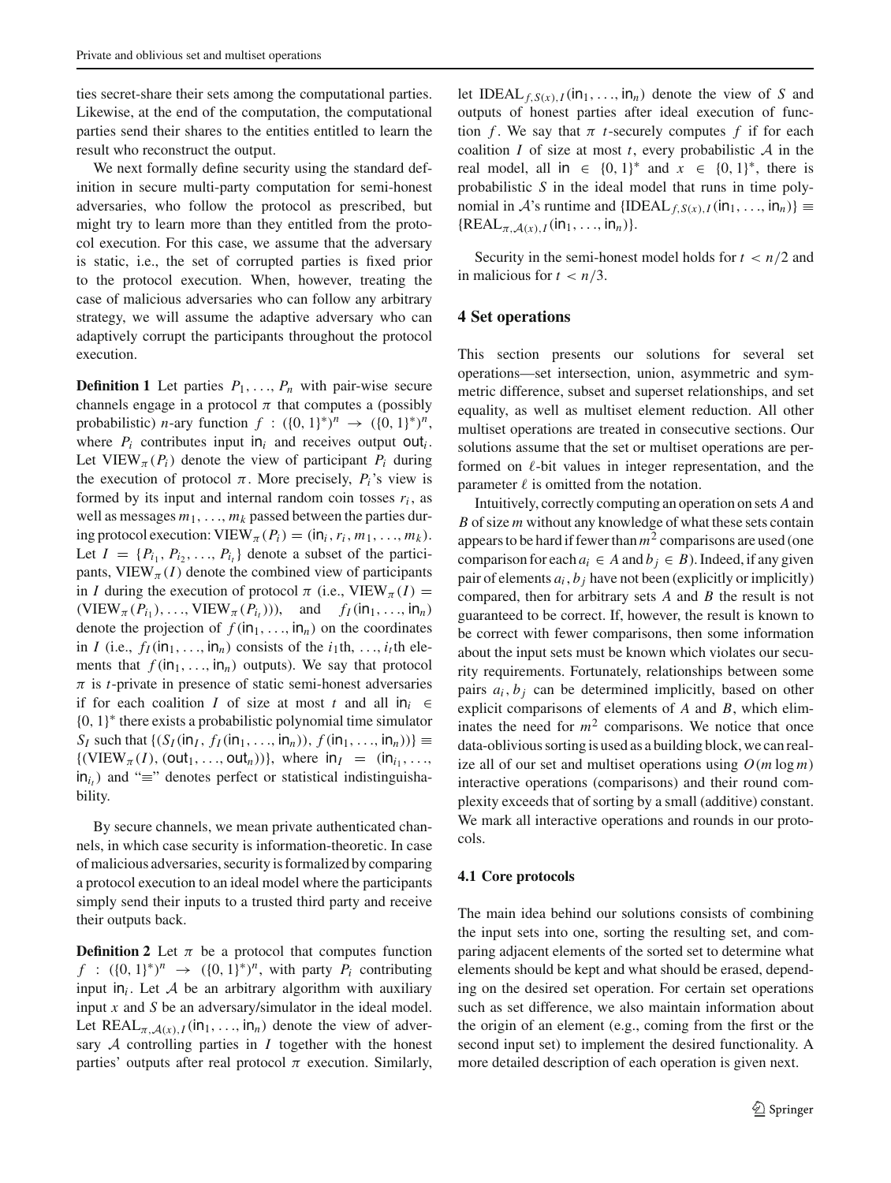ties secret-share their sets among the computational parties. Likewise, at the end of the computation, the computational parties send their shares to the entities entitled to learn the result who reconstruct the output.

We next formally define security using the standard definition in secure multi-party computation for semi-honest adversaries, who follow the protocol as prescribed, but might try to learn more than they entitled from the protocol execution. For this case, we assume that the adversary is static, i.e., the set of corrupted parties is fixed prior to the protocol execution. When, however, treating the case of malicious adversaries who can follow any arbitrary strategy, we will assume the adaptive adversary who can adaptively corrupt the participants throughout the protocol execution.

**Definition 1** Let parties $P_1, \ldots, P_n$ with pair-wise secure channels engage in a protocol $\pi$ that computes a (possibly probabilistic) $n$-ary function $f : (\{0,1\}^*)^n \to (\{0,1\}^*)^n$, where $P_i$ contributes input $\mathsf{in}_i$ and receives output $\mathsf{out}_i$. Let $\mathrm{VIEW}_\pi(P_i)$ denote the view of participant $P_i$ during the execution of protocol $\pi$. More precisely, $P_i$'s view is formed by its input and internal random coin tosses $r_i$, as well as messages $m_1, \ldots, m_k$ passed between the parties during protocol execution: $\mathrm{VIEW}_\pi(P_i) = (\mathsf{in}_i, r_i, m_1, \ldots, m_k)$. Let $I = \{P_{i_1}, P_{i_2}, \ldots, P_{i_t}\}$ denote a subset of the participants, $\mathrm{VIEW}_\pi(I)$ denote the combined view of participants in $I$ during the execution of protocol $\pi$ (i.e., $\mathrm{VIEW}_\pi(I) = (\mathrm{VIEW}_\pi(P_{i_1}), \ldots, \mathrm{VIEW}_\pi(P_{i_t}))$), and $f_I(\mathsf{in}_1, \ldots, \mathsf{in}_n)$ denote the projection of $f(\mathsf{in}_1, \ldots, \mathsf{in}_n)$ on the coordinates in $I$ (i.e., $f_I(\mathsf{in}_1, \ldots, \mathsf{in}_n)$ consists of the $i_1$th, $\ldots$, $i_t$th elements that $f(\mathsf{in}_1, \ldots, \mathsf{in}_n)$ outputs). We say that protocol $\pi$ is $t$-private in presence of static semi-honest adversaries if for each coalition $I$ of size at most $t$ and all $\mathsf{in}_i \in \{0,1\}^*$ there exists a probabilistic polynomial time simulator $S_I$ such that $\{(S_I(\mathsf{in}_I, f_I(\mathsf{in}_1, \ldots, \mathsf{in}_n)), f(\mathsf{in}_1, \ldots, \mathsf{in}_n))\} \equiv \{(\mathrm{VIEW}_\pi(I), (\mathsf{out}_1, \ldots, \mathsf{out}_n))\}$, where $\mathsf{in}_I = (\mathsf{in}_{i_1}, \ldots, \mathsf{in}_{i_t})$ and "$\equiv$" denotes perfect or statistical indistinguishability.

By secure channels, we mean private authenticated channels, in which case security is information-theoretic. In case of malicious adversaries, security is formalized by comparing a protocol execution to an ideal model where the participants simply send their inputs to a trusted third party and receive their outputs back.

**Definition 2** Let $\pi$ be a protocol that computes function $f : (\{0,1\}^*)^n \to (\{0,1\}^*)^n$, with party $P_i$ contributing input $\mathsf{in}_i$. Let $\mathcal{A}$ be an arbitrary algorithm with auxiliary input $x$ and $S$ be an adversary/simulator in the ideal model. Let $\mathrm{REAL}_{\pi,\mathcal{A}(x),I}(\mathsf{in}_1, \ldots, \mathsf{in}_n)$ denote the view of adversary $\mathcal{A}$ controlling parties in $I$ together with the honest parties' outputs after real protocol $\pi$ execution. Similarly, let $\mathrm{IDEAL}_{f,S(x),I}(\mathsf{in}_1, \ldots, \mathsf{in}_n)$ denote the view of $S$ and outputs of honest parties after ideal execution of function $f$. We say that $\pi$ $t$-securely computes $f$ if for each coalition $I$ of size at most $t$, every probabilistic $\mathcal{A}$ in the real model, all $\mathsf{in} \in \{0,1\}^*$ and $x \in \{0,1\}^*$, there is probabilistic $S$ in the ideal model that runs in time polynomial in $\mathcal{A}$'s runtime and $\{\mathrm{IDEAL}_{f,S(x),I}(\mathsf{in}_1, \ldots, \mathsf{in}_n)\} \equiv \{\mathrm{REAL}_{\pi,\mathcal{A}(x),I}(\mathsf{in}_1, \ldots, \mathsf{in}_n)\}$.

Security in the semi-honest model holds for $t < n/2$ and in malicious for $t < n/3$.

## 4 Set operations

This section presents our solutions for several set operations—set intersection, union, asymmetric and symmetric difference, subset and superset relationships, and set equality, as well as multiset element reduction. All other multiset operations are treated in consecutive sections. Our solutions assume that the set or multiset operations are performed on $\ell$-bit values in integer representation, and the parameter $\ell$ is omitted from the notation.

Intuitively, correctly computing an operation on sets $A$ and $B$ of size $m$ without any knowledge of what these sets contain appears to be hard if fewer than $m^2$ comparisons are used (one comparison for each $a_i \in A$ and $b_j \in B$). Indeed, if any given pair of elements $a_i, b_j$ have not been (explicitly or implicitly) compared, then for arbitrary sets $A$ and $B$ the result is not guaranteed to be correct. If, however, the result is known to be correct with fewer comparisons, then some information about the input sets must be known which violates our security requirements. Fortunately, relationships between some pairs $a_i, b_j$ can be determined implicitly, based on other explicit comparisons of elements of $A$ and $B$, which eliminates the need for $m^2$ comparisons. We notice that once data-oblivious sorting is used as a building block, we can realize all of our set and multiset operations using $O(m \log m)$ interactive operations (comparisons) and their round complexity exceeds that of sorting by a small (additive) constant. We mark all interactive operations and rounds in our protocols.

### 4.1 Core protocols

The main idea behind our solutions consists of combining the input sets into one, sorting the resulting set, and comparing adjacent elements of the sorted set to determine what elements should be kept and what should be erased, depending on the desired set operation. For certain set operations such as set difference, we also maintain information about the origin of an element (e.g., coming from the first or the second input set) to implement the desired functionality. A more detailed description of each operation is given next.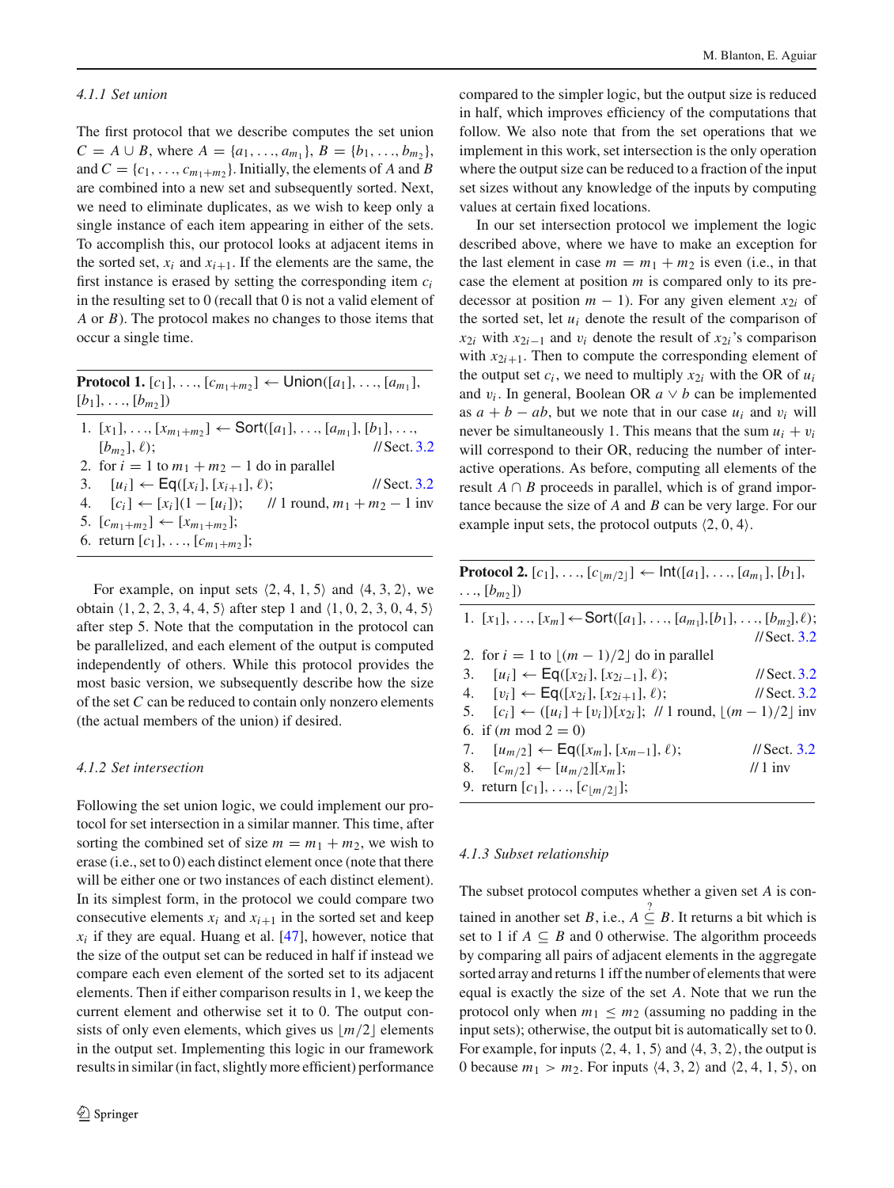#### 4.1.1 Set union

The first protocol that we describe computes the set union $C = A \cup B$, where $A = \{a_1, \ldots, a_{m_1}\}$, $B = \{b_1, \ldots, b_{m_2}\}$, and $C = \{c_1, \ldots, c_{m_1+m_2}\}$. Initially, the elements of $A$ and $B$ are combined into a new set and subsequently sorted. Next, we need to eliminate duplicates, as we wish to keep only a single instance of each item appearing in either of the sets. To accomplish this, our protocol looks at adjacent items in the sorted set, $x_i$ and $x_{i+1}$. If the elements are the same, the first instance is erased by setting the corresponding item $c_i$ in the resulting set to 0 (recall that 0 is not a valid element of $A$ or $B$). The protocol makes no changes to those items that occur a single time.

**Protocol 1.** $[c_1], \ldots, [c_{m_1+m_2}] \leftarrow \mathsf{Union}([a_1], \ldots, [a_{m_1}], [b_1], \ldots, [b_{m_2}])$

```
1. [x_1],...,[x_{m1+m2}] ← Sort([a_1],...,[a_{m1}],[b_1],...,
   [b_{m2}], ℓ);                                    // Sect. 3.2
2. for i = 1 to m1 + m2 − 1 do in parallel
3.    [u_i] ← Eq([x_i], [x_{i+1}], ℓ);              // Sect. 3.2
4.    [c_i] ← [x_i](1 − [u_i]);     // 1 round, m1 + m2 − 1 inv
5. [c_{m1+m2}] ← [x_{m1+m2}];
6. return [c_1],...,[c_{m1+m2}];
```

For example, on input sets $\langle 2, 4, 1, 5\rangle$ and $\langle 4, 3, 2\rangle$, we obtain $\langle 1, 2, 2, 3, 4, 4, 5\rangle$ after step 1 and $\langle 1, 0, 2, 3, 0, 4, 5\rangle$ after step 5. Note that the computation in the protocol can be parallelized, and each element of the output is computed independently of others. While this protocol provides the most basic version, we subsequently describe how the size of the set $C$ can be reduced to contain only nonzero elements (the actual members of the union) if desired.

#### 4.1.2 Set intersection

Following the set union logic, we could implement our protocol for set intersection in a similar manner. This time, after sorting the combined set of size $m = m_1 + m_2$, we wish to erase (i.e., set to 0) each distinct element once (note that there will be either one or two instances of each distinct element). In its simplest form, in the protocol we could compare two consecutive elements $x_i$ and $x_{i+1}$ in the sorted set and keep $x_i$ if they are equal. Huang et al. [47], however, notice that the size of the output set can be reduced in half if instead we compare each even element of the sorted set to its adjacent elements. Then if either comparison results in 1, we keep the current element and otherwise set it to 0. The output consists of only even elements, which gives us $\lfloor m/2 \rfloor$ elements in the output set. Implementing this logic in our framework results in similar (in fact, slightly more efficient) performance compared to the simpler logic, but the output size is reduced in half, which improves efficiency of the computations that follow. We also note that from the set operations that we implement in this work, set intersection is the only operation where the output size can be reduced to a fraction of the input set sizes without any knowledge of the inputs by computing values at certain fixed locations.

In our set intersection protocol we implement the logic described above, where we have to make an exception for the last element in case $m = m_1 + m_2$ is even (i.e., in that case the element at position $m$ is compared only to its predecessor at position $m - 1$). For any given element $x_{2i}$ of the sorted set, let $u_i$ denote the result of the comparison of $x_{2i}$ with $x_{2i-1}$ and $v_i$ denote the result of $x_{2i}$'s comparison with $x_{2i+1}$. Then to compute the corresponding element of the output set $c_i$, we need to multiply $x_{2i}$ with the OR of $u_i$ and $v_i$. In general, Boolean OR $a \vee b$ can be implemented as $a + b - ab$, but we note that in our case $u_i$ and $v_i$ will never be simultaneously 1. This means that the sum $u_i + v_i$ will correspond to their OR, reducing the number of interactive operations. As before, computing all elements of the result $A \cap B$ proceeds in parallel, which is of grand importance because the size of $A$ and $B$ can be very large. For our example input sets, the protocol outputs $\langle 2, 0, 4\rangle$.

**Protocol 2.** $[c_1], \ldots, [c_{\lfloor m/2 \rfloor}] \leftarrow \mathsf{Int}([a_1], \ldots, [a_{m_1}], [b_1], \ldots, [b_{m_2}])$

```
1. [x_1],...,[x_m] ← Sort([a_1],...,[a_{m1}],[b_1],...,[b_{m2}],ℓ);
                                                    // Sect. 3.2
2. for i = 1 to ⌊(m − 1)/2⌋ do in parallel
3.    [u_i] ← Eq([x_{2i}], [x_{2i−1}], ℓ);          // Sect. 3.2
4.    [v_i] ← Eq([x_{2i}], [x_{2i+1}], ℓ);          // Sect. 3.2
5.    [c_i] ← ([u_i] + [v_i])[x_{2i}]; // 1 round, ⌊(m − 1)/2⌋ inv
6. if (m mod 2 = 0)
7.    [u_{m/2}] ← Eq([x_m], [x_{m−1}], ℓ);          // Sect. 3.2
8.    [c_{m/2}] ← [u_{m/2}][x_m];                   // 1 inv
9. return [c_1],...,[c_{⌊m/2⌋}];
```

#### 4.1.3 Subset relationship

The subset protocol computes whether a given set $A$ is contained in another set $B$, i.e., $A \overset{?}{\subseteq} B$. It returns a bit which is set to 1 if $A \subseteq B$ and 0 otherwise. The algorithm proceeds by comparing all pairs of adjacent elements in the aggregate sorted array and returns 1 iff the number of elements that were equal is exactly the size of the set $A$. Note that we run the protocol only when $m_1 \le m_2$ (assuming no padding in the input sets); otherwise, the output bit is automatically set to 0. For example, for inputs $\langle 2, 4, 1, 5\rangle$ and $\langle 4, 3, 2\rangle$, the output is 0 because $m_1 > m_2$. For inputs $\langle 4, 3, 2\rangle$ and $\langle 2, 4, 1, 5\rangle$, on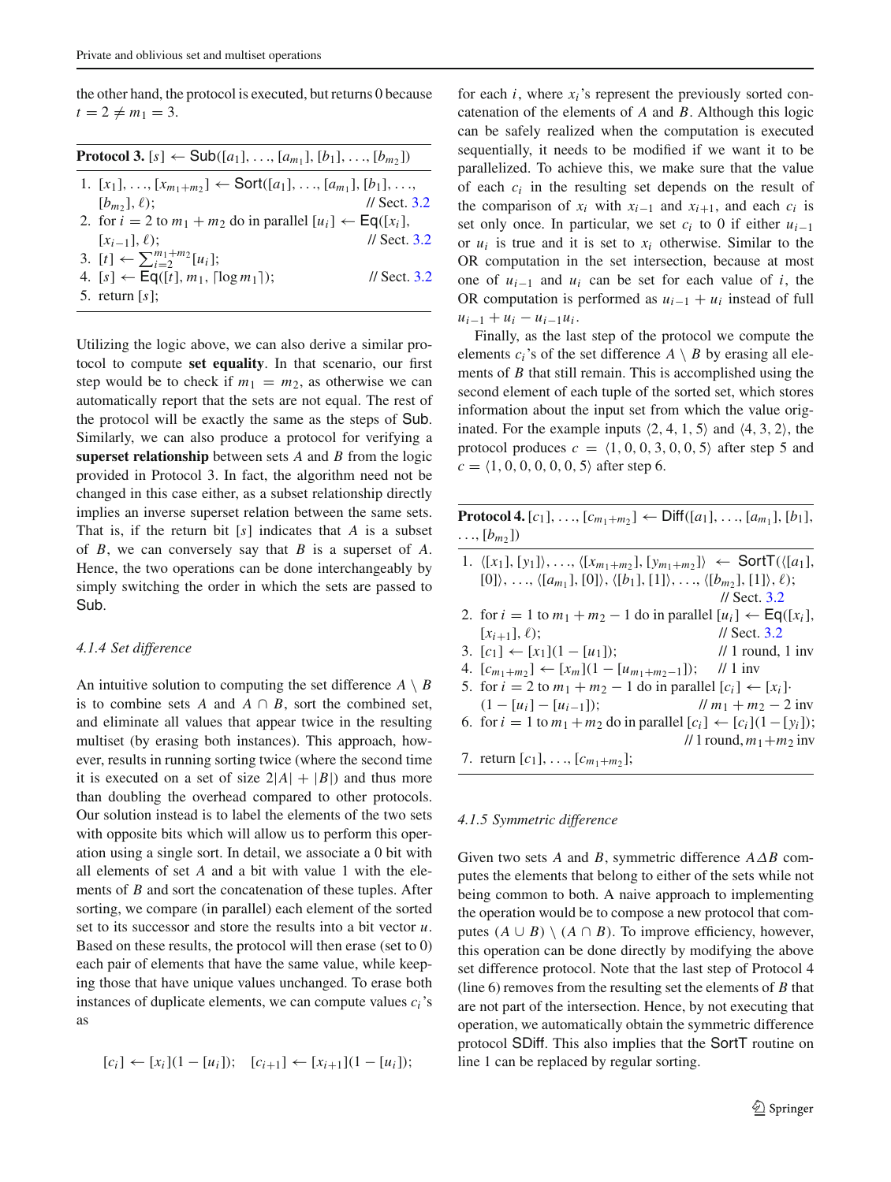the other hand, the protocol is executed, but returns 0 because $t = 2 \neq m_1 = 3$.

**Protocol 3.** $[s] \leftarrow \mathsf{Sub}([a_1], \ldots, [a_{m_1}], [b_1], \ldots, [b_{m_2}])$

1. $[x_1], \ldots, [x_{m_1+m_2}] \leftarrow \mathsf{Sort}([a_1], \ldots, [a_{m_1}], [b_1], \ldots, [b_{m_2}], \ell)$; // Sect. 3.2
2. for $i = 2$ to $m_1 + m_2$ do in parallel $[u_i] \leftarrow \mathsf{Eq}([x_i], [x_{i-1}], \ell)$; // Sect. 3.2
3. $[t] \leftarrow \sum_{i=2}^{m_1+m_2} [u_i]$;
4. $[s] \leftarrow \mathsf{Eq}([t], m_1, \lceil \log m_1 \rceil)$; // Sect. 3.2
5. return $[s]$;

Utilizing the logic above, we can also derive a similar protocol to compute **set equality**. In that scenario, our first step would be to check if $m_1 = m_2$, as otherwise we can automatically report that the sets are not equal. The rest of the protocol will be exactly the same as the steps of Sub. Similarly, we can also produce a protocol for verifying a **superset relationship** between sets $A$ and $B$ from the logic provided in Protocol 3. In fact, the algorithm need not be changed in this case either, as a subset relationship directly implies an inverse superset relation between the same sets. That is, if the return bit $[s]$ indicates that $A$ is a subset of $B$, we can conversely say that $B$ is a superset of $A$. Hence, the two operations can be done interchangeably by simply switching the order in which the sets are passed to Sub.

#### *4.1.4 Set difference*

An intuitive solution to computing the set difference $A \setminus B$ is to combine sets $A$ and $A \cap B$, sort the combined set, and eliminate all values that appear twice in the resulting multiset (by erasing both instances). This approach, however, results in running sorting twice (where the second time it is executed on a set of size $2|A| + |B|$) and thus more than doubling the overhead compared to other protocols. Our solution instead is to label the elements of the two sets with opposite bits which will allow us to perform this operation using a single sort. In detail, we associate a 0 bit with all elements of set $A$ and a bit with value 1 with the elements of $B$ and sort the concatenation of these tuples. After sorting, we compare (in parallel) each element of the sorted set to its successor and store the results into a bit vector $u$. Based on these results, the protocol will then erase (set to 0) each pair of elements that have the same value, while keeping those that have unique values unchanged. To erase both instances of duplicate elements, we can compute values $c_i$'s as

$$[c_i] \leftarrow [x_i](1 - [u_i]); \quad [c_{i+1}] \leftarrow [x_{i+1}](1 - [u_i]);$$

for each $i$, where $x_i$'s represent the previously sorted concatenation of the elements of $A$ and $B$. Although this logic can be safely realized when the computation is executed sequentially, it needs to be modified if we want it to be parallelized. To achieve this, we make sure that the value of each $c_i$ in the resulting set depends on the result of the comparison of $x_i$ with $x_{i-1}$ and $x_{i+1}$, and each $c_i$ is set only once. In particular, we set $c_i$ to 0 if either $u_{i-1}$ or $u_i$ is true and it is set to $x_i$ otherwise. Similar to the OR computation in the set intersection, because at most one of $u_{i-1}$ and $u_i$ can be set for each value of $i$, the OR computation is performed as $u_{i-1} + u_i$ instead of full $u_{i-1} + u_i - u_{i-1}u_i$.

Finally, as the last step of the protocol we compute the elements $c_i$'s of the set difference $A \setminus B$ by erasing all elements of $B$ that still remain. This is accomplished using the second element of each tuple of the sorted set, which stores information about the input set from which the value originated. For the example inputs $\langle 2, 4, 1, 5\rangle$ and $\langle 4, 3, 2\rangle$, the protocol produces $c = \langle 1, 0, 0, 3, 0, 0, 5\rangle$ after step 5 and $c = \langle 1, 0, 0, 0, 0, 0, 5\rangle$ after step 6.

**Protocol 4.** $[c_1], \ldots, [c_{m_1+m_2}] \leftarrow \mathsf{Diff}([a_1], \ldots, [a_{m_1}], [b_1], \ldots, [b_{m_2}])$

1. $\langle [x_1], [y_1]\rangle, \ldots, \langle [x_{m_1+m_2}], [y_{m_1+m_2}]\rangle \leftarrow \mathsf{SortT}(\langle [a_1], [0]\rangle, \ldots, \langle [a_{m_1}], [0]\rangle, \langle [b_1], [1]\rangle, \ldots, \langle [b_{m_2}], [1]\rangle, \ell)$; // Sect. 3.2
2. for $i = 1$ to $m_1 + m_2 - 1$ do in parallel $[u_i] \leftarrow \mathsf{Eq}([x_i], [x_{i+1}], \ell)$; // Sect. 3.2
3. $[c_1] \leftarrow [x_1](1 - [u_1])$; // 1 round, 1 inv
4. $[c_{m_1+m_2}] \leftarrow [x_m](1 - [u_{m_1+m_2-1}])$; // 1 inv
5. for $i = 2$ to $m_1 + m_2 - 1$ do in parallel $[c_i] \leftarrow [x_i] \cdot (1 - [u_i] - [u_{i-1}])$; // $m_1 + m_2 - 2$ inv
6. for $i = 1$ to $m_1 + m_2$ do in parallel $[c_i] \leftarrow [c_i](1 - [y_i])$; // 1 round, $m_1 + m_2$ inv
7. return $[c_1], \ldots, [c_{m_1+m_2}]$;

#### *4.1.5 Symmetric difference*

Given two sets $A$ and $B$, symmetric difference $A \Delta B$ computes the elements that belong to either of the sets while not being common to both. A naive approach to implementing the operation would be to compose a new protocol that computes $(A \cup B) \setminus (A \cap B)$. To improve efficiency, however, this operation can be done directly by modifying the above set difference protocol. Note that the last step of Protocol 4 (line 6) removes from the resulting set the elements of $B$ that are not part of the intersection. Hence, by not executing that operation, we automatically obtain the symmetric difference protocol SDiff. This also implies that the SortT routine on line 1 can be replaced by regular sorting.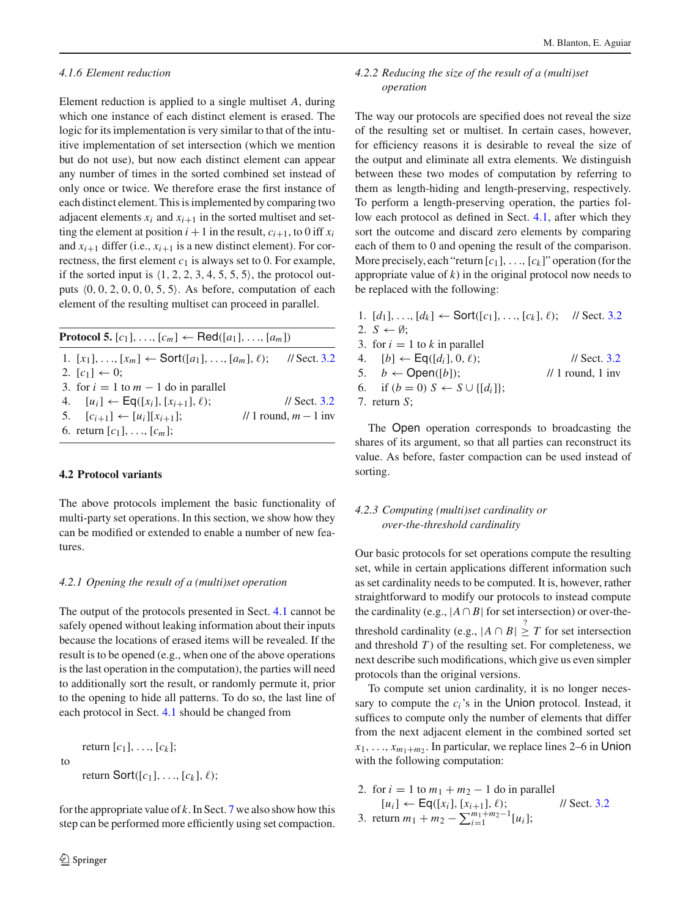#### 4.1.6 Element reduction

Element reduction is applied to a single multiset $A$, during which one instance of each distinct element is erased. The logic for its implementation is very similar to that of the intuitive implementation of set intersection (which we mention but do not use), but now each distinct element can appear any number of times in the sorted combined set instead of only once or twice. We therefore erase the first instance of each distinct element. This is implemented by comparing two adjacent elements $x_i$ and $x_{i+1}$ in the sorted multiset and setting the element at position $i+1$ in the result, $c_{i+1}$, to 0 iff $x_i$ and $x_{i+1}$ differ (i.e., $x_{i+1}$ is a new distinct element). For correctness, the first element $c_1$ is always set to 0. For example, if the sorted input is $\langle 1, 2, 2, 3, 4, 5, 5, 5\rangle$, the protocol outputs $\langle 0, 0, 2, 0, 0, 0, 5, 5\rangle$. As before, computation of each element of the resulting multiset can proceed in parallel.

**Protocol 5.** $[c_1], \ldots, [c_m] \leftarrow \mathsf{Red}([a_1], \ldots, [a_m])$

1. $[x_1], \ldots, [x_m] \leftarrow \mathsf{Sort}([a_1], \ldots, [a_m], \ell)$; // Sect. 3.2
2. $[c_1] \leftarrow 0$;
3. for $i = 1$ to $m-1$ do in parallel
4. $\quad [u_i] \leftarrow \mathsf{Eq}([x_i], [x_{i+1}], \ell)$; // Sect. 3.2
5. $\quad [c_{i+1}] \leftarrow [u_i][x_{i+1}]$; // 1 round, $m-1$ inv
6. return $[c_1], \ldots, [c_m]$;

### 4.2 Protocol variants

The above protocols implement the basic functionality of multi-party set operations. In this section, we show how they can be modified or extended to enable a number of new features.

#### 4.2.1 Opening the result of a (multi)set operation

The output of the protocols presented in Sect. 4.1 cannot be safely opened without leaking information about their inputs because the locations of erased items will be revealed. If the result is to be opened (e.g., when one of the above operations is the last operation in the computation), the parties will need to additionally sort the result, or randomly permute it, prior to the opening to hide all patterns. To do so, the last line of each protocol in Sect. 4.1 should be changed from

return $[c_1], \ldots, [c_k]$;

to

return $\mathsf{Sort}([c_1], \ldots, [c_k], \ell)$;

for the appropriate value of $k$. In Sect. 7 we also show how this step can be performed more efficiently using set compaction.

#### 4.2.2 Reducing the size of the result of a (multi)set operation

The way our protocols are specified does not reveal the size of the resulting set or multiset. In certain cases, however, for efficiency reasons it is desirable to reveal the size of the output and eliminate all extra elements. We distinguish between these two modes of computation by referring to them as length-hiding and length-preserving, respectively. To perform a length-preserving operation, the parties follow each protocol as defined in Sect. 4.1, after which they sort the outcome and discard zero elements by comparing each of them to 0 and opening the result of the comparison. More precisely, each "return $[c_1], \ldots, [c_k]$" operation (for the appropriate value of $k$) in the original protocol now needs to be replaced with the following:

1. $[d_1], \ldots, [d_k] \leftarrow \mathsf{Sort}([c_1], \ldots, [c_k], \ell)$; // Sect. 3.2
2. $S \leftarrow \emptyset$;
3. for $i = 1$ to $k$ in parallel
4. $\quad [b] \leftarrow \mathsf{Eq}([d_i], 0, \ell)$; // Sect. 3.2
5. $\quad b \leftarrow \mathsf{Open}([b])$; // 1 round, 1 inv
6. $\quad$ if $(b = 0)$ $S \leftarrow S \cup \{[d_i]\}$;
7. return $S$;

The $\mathsf{Open}$ operation corresponds to broadcasting the shares of its argument, so that all parties can reconstruct its value. As before, faster compaction can be used instead of sorting.

#### 4.2.3 Computing (multi)set cardinality or over-the-threshold cardinality

Our basic protocols for set operations compute the resulting set, while in certain applications different information such as set cardinality needs to be computed. It is, however, rather straightforward to modify our protocols to instead compute the cardinality (e.g., $|A \cap B|$ for set intersection) or over-the-threshold cardinality (e.g., $|A \cap B| \stackrel{?}{\geq} T$ for set intersection and threshold $T$) of the resulting set. For completeness, we next describe such modifications, which give us even simpler protocols than the original versions.

To compute set union cardinality, it is no longer necessary to compute the $c_i$'s in the $\mathsf{Union}$ protocol. Instead, it suffices to compute only the number of elements that differ from the next adjacent element in the combined sorted set $x_1, \ldots, x_{m_1+m_2}$. In particular, we replace lines 2–6 in $\mathsf{Union}$ with the following computation:

2. for $i = 1$ to $m_1 + m_2 - 1$ do in parallel
$\quad [u_i] \leftarrow \mathsf{Eq}([x_i], [x_{i+1}], \ell)$; // Sect. 3.2
3. return $m_1 + m_2 - \sum_{i=1}^{m_1+m_2-1} [u_i]$;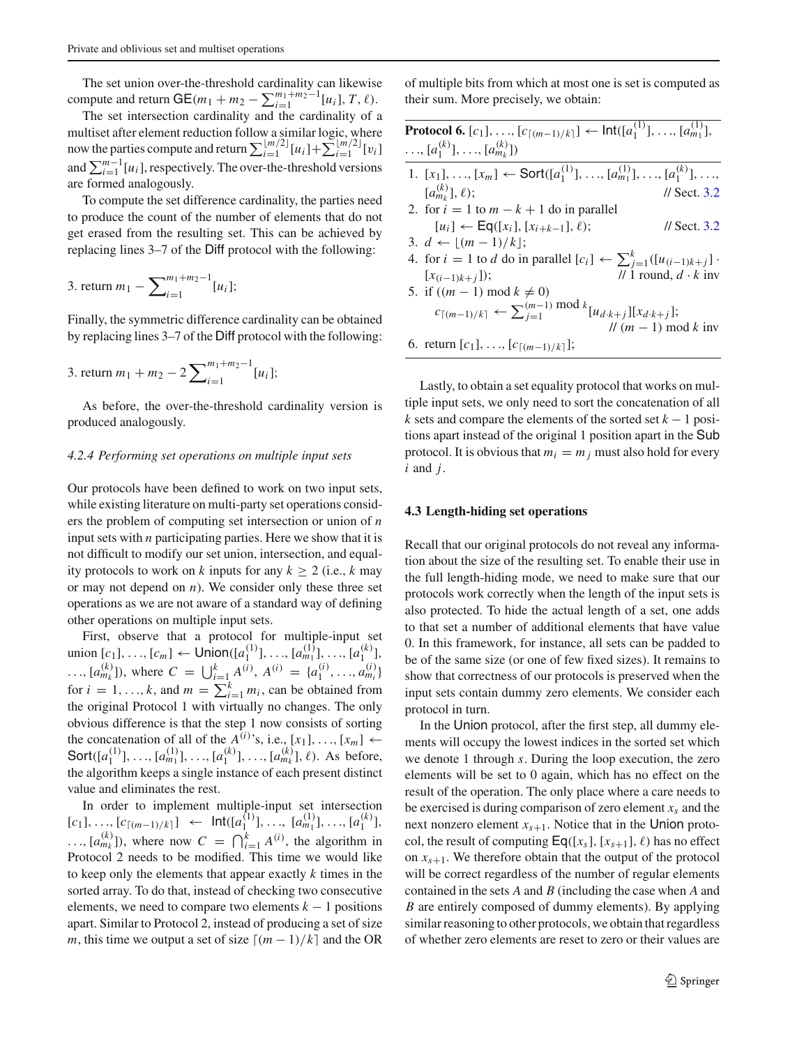The set union over-the-threshold cardinality can likewise compute and return $\mathsf{GE}(m_1 + m_2 - \sum_{i=1}^{m_1+m_2-1}[u_i], T, \ell)$.

The set intersection cardinality and the cardinality of a multiset after element reduction follow a similar logic, where now the parties compute and return $\sum_{i=1}^{\lfloor m/2 \rfloor}[u_i] + \sum_{i=1}^{\lfloor m/2 \rfloor}[v_i]$ and $\sum_{i=1}^{m-1}[u_i]$, respectively. The over-the-threshold versions are formed analogously.

To compute the set difference cardinality, the parties need to produce the count of the number of elements that do not get erased from the resulting set. This can be achieved by replacing lines 3–7 of the Diff protocol with the following:

3. return $m_1 - \sum_{i=1}^{m_1+m_2-1}[u_i]$;

Finally, the symmetric difference cardinality can be obtained by replacing lines 3–7 of the Diff protocol with the following:

3. return $m_1 + m_2 - 2\sum_{i=1}^{m_1+m_2-1}[u_i]$;

As before, the over-the-threshold cardinality version is produced analogously.

#### *4.2.4 Performing set operations on multiple input sets*

Our protocols have been defined to work on two input sets, while existing literature on multi-party set operations considers the problem of computing set intersection or union of $n$ input sets with $n$ participating parties. Here we show that it is not difficult to modify our set union, intersection, and equality protocols to work on $k$ inputs for any $k \geq 2$ (i.e., $k$ may or may not depend on $n$). We consider only these three set operations as we are not aware of a standard way of defining other operations on multiple input sets.

First, observe that a protocol for multiple-input set union $[c_1], \ldots, [c_m] \leftarrow \mathsf{Union}([a_1^{(1)}], \ldots, [a_{m_1}^{(1)}], \ldots, [a_1^{(k)}], \ldots, [a_{m_k}^{(k)}])$, where $C = \bigcup_{i=1}^{k} A^{(i)}$, $A^{(i)} = \{a_1^{(i)}, \ldots, a_{m_i}^{(i)}\}$ for $i = 1, \ldots, k$, and $m = \sum_{i=1}^{k} m_i$, can be obtained from the original Protocol 1 with virtually no changes. The only obvious difference is that the step 1 now consists of sorting the concatenation of all of the $A^{(i)}$'s, i.e., $[x_1], \ldots, [x_m] \leftarrow \mathsf{Sort}([a_1^{(1)}], \ldots, [a_{m_1}^{(1)}], \ldots, [a_1^{(k)}], \ldots, [a_{m_k}^{(k)}], \ell)$. As before, the algorithm keeps a single instance of each present distinct value and eliminates the rest.

In order to implement multiple-input set intersection $[c_1], \ldots, [c_{\lceil (m-1)/k \rceil}] \leftarrow \mathsf{Int}([a_1^{(1)}], \ldots, [a_{m_1}^{(1)}], \ldots, [a_1^{(k)}], \ldots, [a_{m_k}^{(k)}])$, where now $C = \bigcap_{i=1}^{k} A^{(i)}$, the algorithm in Protocol 2 needs to be modified. This time we would like to keep only the elements that appear exactly $k$ times in the sorted array. To do that, instead of checking two consecutive elements, we need to compare two elements $k-1$ positions apart. Similar to Protocol 2, instead of producing a set of size $m$, this time we output a set of size $\lceil (m-1)/k \rceil$ and the OR of multiple bits from which at most one is set is computed as their sum. More precisely, we obtain:

**Protocol 6.** $[c_1], \ldots, [c_{\lceil (m-1)/k \rceil}] \leftarrow \mathsf{Int}([a_1^{(1)}], \ldots, [a_{m_1}^{(1)}], \ldots, [a_1^{(k)}], \ldots, [a_{m_k}^{(k)}])$

1. $[x_1], \ldots, [x_m] \leftarrow \mathsf{Sort}([a_1^{(1)}], \ldots, [a_{m_1}^{(1)}], \ldots, [a_1^{(k)}], \ldots, [a_{m_k}^{(k)}], \ell)$; // Sect. 3.2
2. for $i = 1$ to $m - k + 1$ do in parallel
   $[u_i] \leftarrow \mathsf{Eq}([x_i], [x_{i+k-1}], \ell)$; // Sect. 3.2
3. $d \leftarrow \lfloor (m-1)/k \rfloor$;
4. for $i = 1$ to $d$ do in parallel $[c_i] \leftarrow \sum_{j=1}^{k}([u_{(i-1)k+j}] \cdot [x_{(i-1)k+j}])$; // 1 round, $d \cdot k$ inv
5. if $((m-1) \bmod k \neq 0)$
   $c_{\lceil (m-1)/k \rceil} \leftarrow \sum_{j=1}^{(m-1) \bmod k}[u_{d \cdot k+j}][x_{d \cdot k+j}]$; // $(m-1) \bmod k$ inv
6. return $[c_1], \ldots, [c_{\lceil (m-1)/k \rceil}]$;

Lastly, to obtain a set equality protocol that works on multiple input sets, we only need to sort the concatenation of all $k$ sets and compare the elements of the sorted set $k-1$ positions apart instead of the original 1 position apart in the Sub protocol. It is obvious that $m_i = m_j$ must also hold for every $i$ and $j$.

### 4.3 Length-hiding set operations

Recall that our original protocols do not reveal any information about the size of the resulting set. To enable their use in the full length-hiding mode, we need to make sure that our protocols work correctly when the length of the input sets is also protected. To hide the actual length of a set, one adds to that set a number of additional elements that have value 0. In this framework, for instance, all sets can be padded to be of the same size (or one of few fixed sizes). It remains to show that correctness of our protocols is preserved when the input sets contain dummy zero elements. We consider each protocol in turn.

In the Union protocol, after the first step, all dummy elements will occupy the lowest indices in the sorted set which we denote 1 through $s$. During the loop execution, the zero elements will be set to 0 again, which has no effect on the result of the operation. The only place where a care needs to be exercised is during comparison of zero element $x_s$ and the next nonzero element $x_{s+1}$. Notice that in the Union protocol, the result of computing $\mathsf{Eq}([x_s], [x_{s+1}], \ell)$ has no effect on $x_{s+1}$. We therefore obtain that the output of the protocol will be correct regardless of the number of regular elements contained in the sets $A$ and $B$ (including the case when $A$ and $B$ are entirely composed of dummy elements). By applying similar reasoning to other protocols, we obtain that regardless of whether zero elements are reset to zero or their values are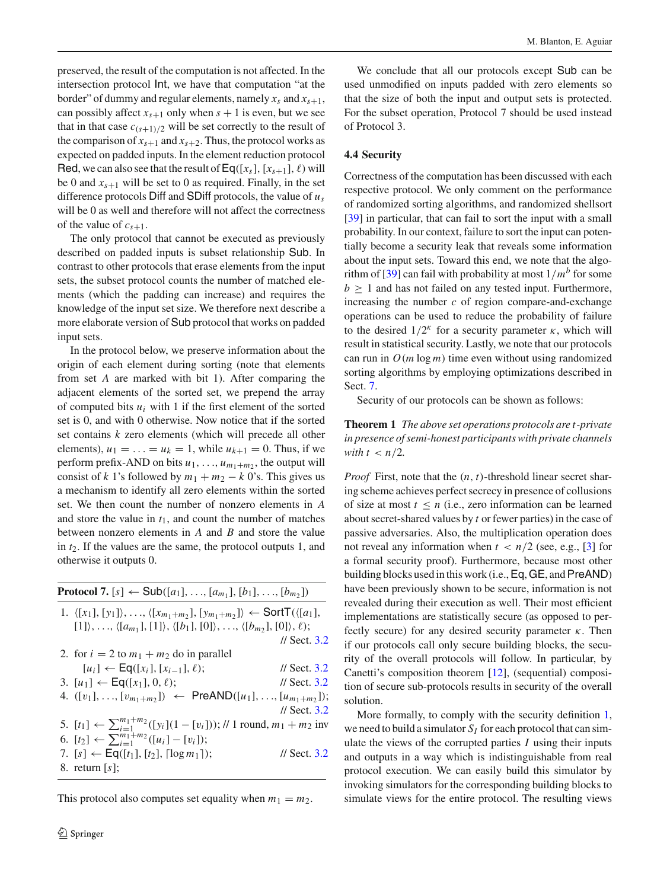preserved, the result of the computation is not affected. In the intersection protocol Int, we have that computation "at the border" of dummy and regular elements, namely $x_s$ and $x_{s+1}$, can possibly affect $x_{s+1}$ only when $s+1$ is even, but we see that in that case $c_{(s+1)/2}$ will be set correctly to the result of the comparison of $x_{s+1}$ and $x_{s+2}$. Thus, the protocol works as expected on padded inputs. In the element reduction protocol Red, we can also see that the result of $\mathsf{Eq}([x_s], [x_{s+1}], \ell)$ will be 0 and $x_{s+1}$ will be set to 0 as required. Finally, in the set difference protocols Diff and SDiff protocols, the value of $u_s$ will be 0 as well and therefore will not affect the correctness of the value of $c_{s+1}$.

The only protocol that cannot be executed as previously described on padded inputs is subset relationship Sub. In contrast to other protocols that erase elements from the input sets, the subset protocol counts the number of matched elements (which the padding can increase) and requires the knowledge of the input set size. We therefore next describe a more elaborate version of Sub protocol that works on padded input sets.

In the protocol below, we preserve information about the origin of each element during sorting (note that elements from set $A$ are marked with bit 1). After comparing the adjacent elements of the sorted set, we prepend the array of computed bits $u_i$ with 1 if the first element of the sorted set is 0, and with 0 otherwise. Now notice that if the sorted set contains $k$ zero elements (which will precede all other elements), $u_1 = \ldots = u_k = 1$, while $u_{k+1} = 0$. Thus, if we perform prefix-AND on bits $u_1, \ldots, u_{m_1+m_2}$, the output will consist of $k$ 1's followed by $m_1 + m_2 - k$ 0's. This gives us a mechanism to identify all zero elements within the sorted set. We then count the number of nonzero elements in $A$ and store the value in $t_1$, and count the number of matches between nonzero elements in $A$ and $B$ and store the value in $t_2$. If the values are the same, the protocol outputs 1, and otherwise it outputs 0.

**Protocol 7.** $[s] \leftarrow \mathsf{Sub}([a_1], \ldots, [a_{m_1}], [b_1], \ldots, [b_{m_2}])$

1. $\langle [x_1], [y_1] \rangle, \ldots, \langle [x_{m_1+m_2}], [y_{m_1+m_2}] \rangle \leftarrow \mathsf{SortT}(\langle [a_1], [1] \rangle, \ldots, \langle [a_{m_1}], [1] \rangle, \langle [b_1], [0] \rangle, \ldots, \langle [b_{m_2}], [0] \rangle, \ell)$; // Sect. 3.2
2. for $i = 2$ to $m_1 + m_2$ do in parallel
   $[u_i] \leftarrow \mathsf{Eq}([x_i], [x_{i-1}], \ell)$; // Sect. 3.2
3. $[u_1] \leftarrow \mathsf{Eq}([x_1], 0, \ell)$; // Sect. 3.2
4. $([v_1], \ldots, [v_{m_1+m_2}]) \leftarrow \mathsf{PreAND}([u_1], \ldots, [u_{m_1+m_2}])$; // Sect. 3.2
5. $[t_1] \leftarrow \sum_{i=1}^{m_1+m_2} ([y_i](1 - [v_i]))$; // 1 round, $m_1 + m_2$ inv
6. $[t_2] \leftarrow \sum_{i=1}^{m_1+m_2} ([u_i] - [v_i])$;
7. $[s] \leftarrow \mathsf{Eq}([t_1], [t_2], \lceil \log m_1 \rceil)$; // Sect. 3.2
8. return $[s]$;

This protocol also computes set equality when $m_1 = m_2$.

We conclude that all our protocols except Sub can be used unmodified on inputs padded with zero elements so that the size of both the input and output sets is protected. For the subset operation, Protocol 7 should be used instead of Protocol 3.

### 4.4 Security

Correctness of the computation has been discussed with each respective protocol. We only comment on the performance of randomized sorting algorithms, and randomized shellsort [39] in particular, that can fail to sort the input with a small probability. In our context, failure to sort the input can potentially become a security leak that reveals some information about the input sets. Toward this end, we note that the algorithm of [39] can fail with probability at most $1/m^b$ for some $b \geq 1$ and has not failed on any tested input. Furthermore, increasing the number $c$ of region compare-and-exchange operations can be used to reduce the probability of failure to the desired $1/2^\kappa$ for a security parameter $\kappa$, which will result in statistical security. Lastly, we note that our protocols can run in $O(m \log m)$ time even without using randomized sorting algorithms by employing optimizations described in Sect. 7.

Security of our protocols can be shown as follows:

**Theorem 1** *The above set operations protocols are $t$-private in presence of semi-honest participants with private channels with $t < n/2$.*

*Proof* First, note that the $(n, t)$-threshold linear secret sharing scheme achieves perfect secrecy in presence of collusions of size at most $t \leq n$ (i.e., zero information can be learned about secret-shared values by $t$ or fewer parties) in the case of passive adversaries. Also, the multiplication operation does not reveal any information when $t < n/2$ (see, e.g., [3] for a formal security proof). Furthermore, because most other building blocks used in this work (i.e., Eq, GE, and PreAND) have been previously shown to be secure, information is not revealed during their execution as well. Their most efficient implementations are statistically secure (as opposed to perfectly secure) for any desired security parameter $\kappa$. Then if our protocols call only secure building blocks, the security of the overall protocols will follow. In particular, by Canetti's composition theorem [12], (sequential) composition of secure sub-protocols results in security of the overall solution.

More formally, to comply with the security definition 1, we need to build a simulator $S_I$ for each protocol that can simulate the views of the corrupted parties $I$ using their inputs and outputs in a way which is indistinguishable from real protocol execution. We can easily build this simulator by invoking simulators for the corresponding building blocks to simulate views for the entire protocol. The resulting views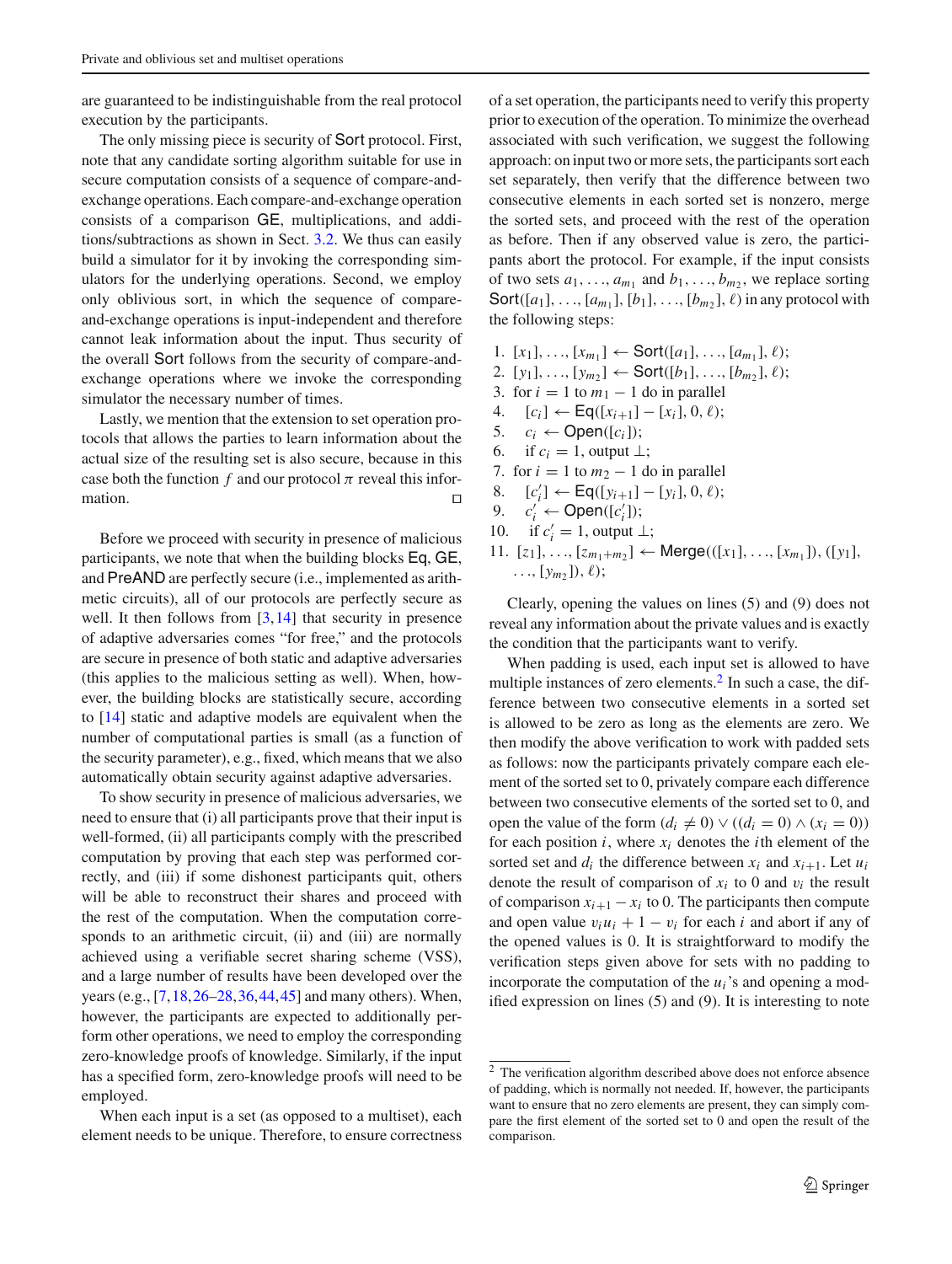are guaranteed to be indistinguishable from the real protocol execution by the participants.

The only missing piece is security of Sort protocol. First, note that any candidate sorting algorithm suitable for use in secure computation consists of a sequence of compare-and-exchange operations. Each compare-and-exchange operation consists of a comparison GE, multiplications, and additions/subtractions as shown in Sect. 3.2. We thus can easily build a simulator for it by invoking the corresponding simulators for the underlying operations. Second, we employ only oblivious sort, in which the sequence of compare-and-exchange operations is input-independent and therefore cannot leak information about the input. Thus security of the overall Sort follows from the security of compare-and-exchange operations where we invoke the corresponding simulator the necessary number of times.

Lastly, we mention that the extension to set operation protocols that allows the parties to learn information about the actual size of the resulting set is also secure, because in this case both the function $f$ and our protocol $\pi$ reveal this information. □

Before we proceed with security in presence of malicious participants, we note that when the building blocks Eq, GE, and PreAND are perfectly secure (i.e., implemented as arithmetic circuits), all of our protocols are perfectly secure as well. It then follows from [3,14] that security in presence of adaptive adversaries comes "for free," and the protocols are secure in presence of both static and adaptive adversaries (this applies to the malicious setting as well). When, however, the building blocks are statistically secure, according to [14] static and adaptive models are equivalent when the number of computational parties is small (as a function of the security parameter), e.g., fixed, which means that we also automatically obtain security against adaptive adversaries.

To show security in presence of malicious adversaries, we need to ensure that (i) all participants prove that their input is well-formed, (ii) all participants comply with the prescribed computation by proving that each step was performed correctly, and (iii) if some dishonest participants quit, others will be able to reconstruct their shares and proceed with the rest of the computation. When the computation corresponds to an arithmetic circuit, (ii) and (iii) are normally achieved using a verifiable secret sharing scheme (VSS), and a large number of results have been developed over the years (e.g., [7,18,26–28,36,44,45] and many others). When, however, the participants are expected to additionally perform other operations, we need to employ the corresponding zero-knowledge proofs of knowledge. Similarly, if the input has a specified form, zero-knowledge proofs will need to be employed.

When each input is a set (as opposed to a multiset), each element needs to be unique. Therefore, to ensure correctness of a set operation, the participants need to verify this property prior to execution of the operation. To minimize the overhead associated with such verification, we suggest the following approach: on input two or more sets, the participants sort each set separately, then verify that the difference between two consecutive elements in each sorted set is nonzero, merge the sorted sets, and proceed with the rest of the operation as before. Then if any observed value is zero, the participants abort the protocol. For example, if the input consists of two sets $a_1, \ldots, a_{m_1}$ and $b_1, \ldots, b_{m_2}$, we replace sorting $\mathsf{Sort}([a_1], \ldots, [a_{m_1}], [b_1], \ldots, [b_{m_2}], \ell)$ in any protocol with the following steps:

1. $[x_1], \ldots, [x_{m_1}] \leftarrow \mathsf{Sort}([a_1], \ldots, [a_{m_1}], \ell)$;
2. $[y_1], \ldots, [y_{m_2}] \leftarrow \mathsf{Sort}([b_1], \ldots, [b_{m_2}], \ell)$;
3. for $i = 1$ to $m_1 - 1$ do in parallel
4. $\quad [c_i] \leftarrow \mathsf{Eq}([x_{i+1}] - [x_i], 0, \ell)$;
5. $\quad c_i \leftarrow \mathsf{Open}([c_i])$;
6. $\quad$ if $c_i = 1$, output $\perp$;
7. for $i = 1$ to $m_2 - 1$ do in parallel
8. $\quad [c'_i] \leftarrow \mathsf{Eq}([y_{i+1}] - [y_i], 0, \ell)$;
9. $\quad c'_i \leftarrow \mathsf{Open}([c'_i])$;
10. $\quad$ if $c'_i = 1$, output $\perp$;
11. $[z_1], \ldots, [z_{m_1+m_2}] \leftarrow \mathsf{Merge}(([x_1], \ldots, [x_{m_1}]), ([y_1], \ldots, [y_{m_2}]), \ell)$;

Clearly, opening the values on lines (5) and (9) does not reveal any information about the private values and is exactly the condition that the participants want to verify.

When padding is used, each input set is allowed to have multiple instances of zero elements.[2] In such a case, the difference between two consecutive elements in a sorted set is allowed to be zero as long as the elements are zero. We then modify the above verification to work with padded sets as follows: now the participants privately compare each element of the sorted set to 0, privately compare each difference between two consecutive elements of the sorted set to 0, and open the value of the form $(d_i \neq 0) \vee ((d_i = 0) \wedge (x_i = 0))$ for each position $i$, where $x_i$ denotes the $i$th element of the sorted set and $d_i$ the difference between $x_i$ and $x_{i+1}$. Let $u_i$ denote the result of comparison of $x_i$ to 0 and $v_i$ the result of comparison $x_{i+1} - x_i$ to 0. The participants then compute and open value $v_i u_i + 1 - v_i$ for each $i$ and abort if any of the opened values is 0. It is straightforward to modify the verification steps given above for sets with no padding to incorporate the computation of the $u_i$'s and opening a modified expression on lines (5) and (9). It is interesting to note

[2] The verification algorithm described above does not enforce absence of padding, which is normally not needed. If, however, the participants want to ensure that no zero elements are present, they can simply compare the first element of the sorted set to 0 and open the result of the comparison.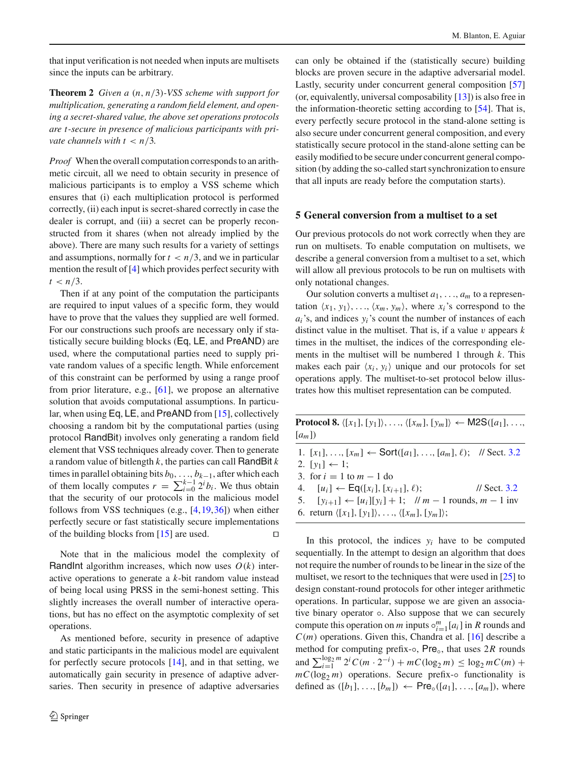that input verification is not needed when inputs are multisets since the inputs can be arbitrary.

**Theorem 2** *Given a $(n, n/3)$-VSS scheme with support for multiplication, generating a random field element, and opening a secret-shared value, the above set operations protocols are $t$-secure in presence of malicious participants with private channels with $t < n/3$.*

*Proof* When the overall computation corresponds to an arithmetic circuit, all we need to obtain security in presence of malicious participants is to employ a VSS scheme which ensures that (i) each multiplication protocol is performed correctly, (ii) each input is secret-shared correctly in case the dealer is corrupt, and (iii) a secret can be properly reconstructed from it shares (when not already implied by the above). There are many such results for a variety of settings and assumptions, normally for $t < n/3$, and we in particular mention the result of [4] which provides perfect security with $t < n/3$.

Then if at any point of the computation the participants are required to input values of a specific form, they would have to prove that the values they supplied are well formed. For our constructions such proofs are necessary only if statistically secure building blocks (Eq, LE, and PreAND) are used, where the computational parties need to supply private random values of a specific length. While enforcement of this constraint can be performed by using a range proof from prior literature, e.g., [61], we propose an alternative solution that avoids computational assumptions. In particular, when using Eq, LE, and PreAND from [15], collectively choosing a random bit by the computational parties (using protocol RandBit) involves only generating a random field element that VSS techniques already cover. Then to generate a random value of bitlength $k$, the parties can call RandBit $k$ times in parallel obtaining bits $b_0, \ldots, b_{k-1}$, after which each of them locally computes $r = \sum_{i=0}^{k-1} 2^i b_i$. We thus obtain that the security of our protocols in the malicious model follows from VSS techniques (e.g., [4,19,36]) when either perfectly secure or fast statistically secure implementations of the building blocks from [15] are used. □

Note that in the malicious model the complexity of RandInt algorithm increases, which now uses $O(k)$ interactive operations to generate a $k$-bit random value instead of being local using PRSS in the semi-honest setting. This slightly increases the overall number of interactive operations, but has no effect on the asymptotic complexity of set operations.

As mentioned before, security in presence of adaptive and static participants in the malicious model are equivalent for perfectly secure protocols [14], and in that setting, we automatically gain security in presence of adaptive adversaries. Then security in presence of adaptive adversaries can only be obtained if the (statistically secure) building blocks are proven secure in the adaptive adversarial model. Lastly, security under concurrent general composition [57] (or, equivalently, universal composability [13]) is also free in the information-theoretic setting according to [54]. That is, every perfectly secure protocol in the stand-alone setting is also secure under concurrent general composition, and every statistically secure protocol in the stand-alone setting can be easily modified to be secure under concurrent general composition (by adding the so-called start synchronization to ensure that all inputs are ready before the computation starts).

## 5 General conversion from a multiset to a set

Our previous protocols do not work correctly when they are run on multisets. To enable computation on multisets, we describe a general conversion from a multiset to a set, which will allow all previous protocols to be run on multisets with only notational changes.

Our solution converts a multiset $a_1, \ldots, a_m$ to a representation $\langle x_1, y_1\rangle, \ldots, \langle x_m, y_m\rangle$, where $x_i$'s correspond to the $a_i$'s, and indices $y_i$'s count the number of instances of each distinct value in the multiset. That is, if a value $v$ appears $k$ times in the multiset, the indices of the corresponding elements in the multiset will be numbered 1 through $k$. This makes each pair $\langle x_i, y_i\rangle$ unique and our protocols for set operations apply. The multiset-to-set protocol below illustrates how this multiset representation can be computed.

**Protocol 8.** $\langle [x_1], [y_1]\rangle, \ldots, \langle [x_m], [y_m]\rangle \leftarrow$ M2S$([a_1], \ldots, [a_m])$

1. $[x_1], \ldots, [x_m] \leftarrow$ Sort$([a_1], \ldots, [a_m], \ell)$;  // Sect. 3.2
2. $[y_1] \leftarrow 1$;
3. for $i = 1$ to $m - 1$ do
4.  $[u_i] \leftarrow$ Eq$([x_i], [x_{i+1}], \ell)$;  // Sect. 3.2
5.  $[y_{i+1}] \leftarrow [u_i][y_i] + 1$;  // $m - 1$ rounds, $m - 1$ inv
6. return $\langle [x_1], [y_1]\rangle, \ldots, \langle [x_m], [y_m]\rangle$;

In this protocol, the indices $y_i$ have to be computed sequentially. In the attempt to design an algorithm that does not require the number of rounds to be linear in the size of the multiset, we resort to the techniques that were used in [25] to design constant-round protocols for other integer arithmetic operations. In particular, suppose we are given an associative binary operator $\circ$. Also suppose that we can securely compute this operation on $m$ inputs $\circ_{i=1}^{m}[a_i]$ in $R$ rounds and $C(m)$ operations. Given this, Chandra et al. [16] describe a method for computing prefix-$\circ$, Pre$_\circ$, that uses $2R$ rounds and $\sum_{i=1}^{\log_2 m} 2^i C(m \cdot 2^{-i}) + mC(\log_2 m) \le \log_2 mC(m) + mC(\log_2 m)$ operations. Secure prefix-$\circ$ functionality is defined as $([b_1], \ldots, [b_m]) \leftarrow$ Pre$_\circ([a_1], \ldots, [a_m])$, where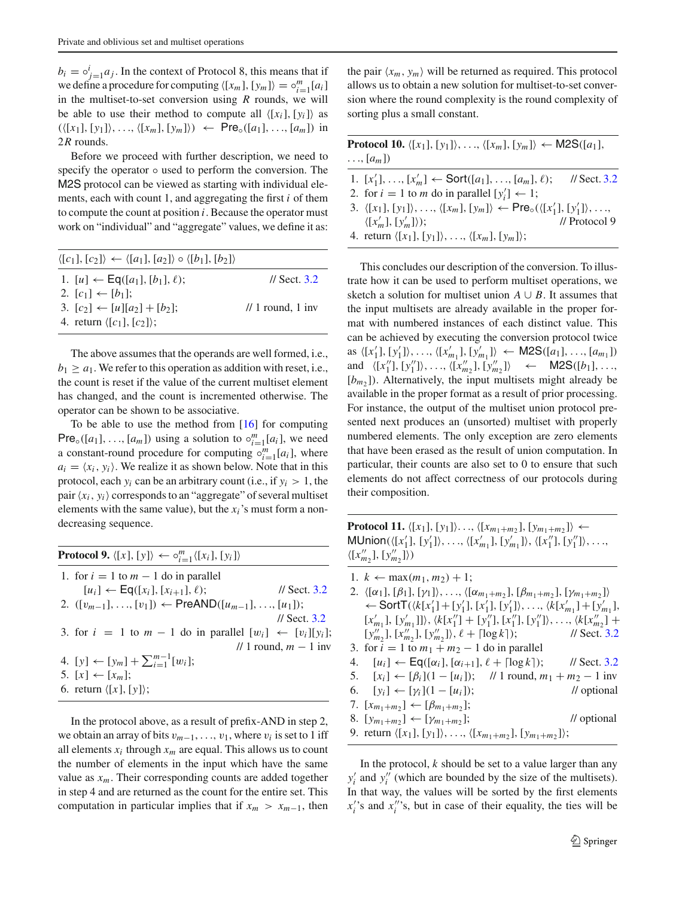$b_i = \circ_{j=1}^{i} a_j$. In the context of Protocol 8, this means that if we define a procedure for computing $\langle [x_m], [y_m] \rangle = \circ_{i=1}^{m} [a_i]$ in the multiset-to-set conversion using $R$ rounds, we will be able to use their method to compute all $\langle [x_i], [y_i] \rangle$ as $(\langle [x_1], [y_1] \rangle, \ldots, \langle [x_m], [y_m] \rangle) \leftarrow \mathsf{Pre}_\circ([a_1], \ldots, [a_m])$ in $2R$ rounds.

Before we proceed with further description, we need to specify the operator $\circ$ used to perform the conversion. The M2S protocol can be viewed as starting with individual elements, each with count 1, and aggregating the first $i$ of them to compute the count at position $i$. Because the operator must work on "individual" and "aggregate" values, we define it as:

---

$\langle [c_1], [c_2] \rangle \leftarrow \langle [a_1], [a_2] \rangle \circ \langle [b_1], [b_2] \rangle$

---

1. $[u] \leftarrow \mathsf{Eq}([a_1], [b_1], \ell)$; // Sect. 3.2
2. $[c_1] \leftarrow [b_1]$;
3. $[c_2] \leftarrow [u][a_2] + [b_2]$; // 1 round, 1 inv
4. return $\langle [c_1], [c_2] \rangle$;

---

The above assumes that the operands are well formed, i.e., $b_1 \geq a_1$. We refer to this operation as addition with reset, i.e., the count is reset if the value of the current multiset element has changed, and the count is incremented otherwise. The operator can be shown to be associative.

To be able to use the method from [16] for computing $\mathsf{Pre}_\circ([a_1], \ldots, [a_m])$ using a solution to $\circ_{i=1}^{m} [a_i]$, we need a constant-round procedure for computing $\circ_{i=1}^{m} [a_i]$, where $a_i = \langle x_i, y_i \rangle$. We realize it as shown below. Note that in this protocol, each $y_i$ can be an arbitrary count (i.e., if $y_i > 1$, the pair $\langle x_i, y_i \rangle$ corresponds to an "aggregate" of several multiset elements with the same value), but the $x_i$'s must form a non-decreasing sequence.

---

**Protocol 9.** $\langle [x], [y] \rangle \leftarrow \circ_{i=1}^{m} \langle [x_i], [y_i] \rangle$

---

1. for $i = 1$ to $m - 1$ do in parallel
   $[u_i] \leftarrow \mathsf{Eq}([x_i], [x_{i+1}], \ell)$; // Sect. 3.2
2. $([v_{m-1}], \ldots, [v_1]) \leftarrow \mathsf{PreAND}([u_{m-1}], \ldots, [u_1])$; // Sect. 3.2
3. for $i = 1$ to $m - 1$ do in parallel $[w_i] \leftarrow [v_i][y_i]$; // 1 round, $m - 1$ inv
4. $[y] \leftarrow [y_m] + \sum_{i=1}^{m-1} [w_i]$;
5. $[x] \leftarrow [x_m]$;
6. return $\langle [x], [y] \rangle$;

---

In the protocol above, as a result of prefix-AND in step 2, we obtain an array of bits $v_{m-1}, \ldots, v_1$, where $v_i$ is set to 1 iff all elements $x_i$ through $x_m$ are equal. This allows us to count the number of elements in the input which have the same value as $x_m$. Their corresponding counts are added together in step 4 and are returned as the count for the entire set. This computation in particular implies that if $x_m > x_{m-1}$, then the pair $\langle x_m, y_m \rangle$ will be returned as required. This protocol allows us to obtain a new solution for multiset-to-set conversion where the round complexity is the round complexity of sorting plus a small constant.

---

**Protocol 10.** $\langle [x_1], [y_1] \rangle, \ldots, \langle [x_m], [y_m] \rangle \leftarrow \mathsf{M2S}([a_1], \ldots, [a_m])$

---

1. $[x'_1], \ldots, [x'_m] \leftarrow \mathsf{Sort}([a_1], \ldots, [a_m], \ell)$; // Sect. 3.2
2. for $i = 1$ to $m$ do in parallel $[y'_i] \leftarrow 1$;
3. $\langle [x_1], [y_1] \rangle, \ldots, \langle [x_m], [y_m] \rangle \leftarrow \mathsf{Pre}_\circ(\langle [x'_1], [y'_1] \rangle, \ldots, \langle [x'_m], [y'_m] \rangle)$; // Protocol 9
4. return $\langle [x_1], [y_1] \rangle, \ldots, \langle [x_m], [y_m] \rangle$;

---

This concludes our description of the conversion. To illustrate how it can be used to perform multiset operations, we sketch a solution for multiset union $A \cup B$. It assumes that the input multisets are already available in the proper format with numbered instances of each distinct value. This can be achieved by executing the conversion protocol twice as $\langle [x'_1], [y'_1] \rangle, \ldots, \langle [x'_{m_1}], [y'_{m_1}] \rangle \leftarrow \mathsf{M2S}([a_1], \ldots, [a_{m_1}])$ and $\langle [x''_1], [y''_1] \rangle, \ldots, \langle [x''_{m_2}], [y''_{m_2}] \rangle \leftarrow \mathsf{M2S}([b_1], \ldots, [b_{m_2}])$. Alternatively, the input multisets might already be available in the proper format as a result of prior processing. For instance, the output of the multiset union protocol presented next produces an (unsorted) multiset with properly numbered elements. The only exception are zero elements that have been erased as the result of union computation. In particular, their counts are also set to 0 to ensure that such elements do not affect correctness of our protocols during their composition.

---

**Protocol 11.** $\langle [x_1], [y_1] \rangle \ldots, \langle [x_{m_1+m_2}], [y_{m_1+m_2}] \rangle \leftarrow \mathsf{MUnion}(\langle [x'_1], [y'_1] \rangle, \ldots, \langle [x'_{m_1}], [y'_{m_1}] \rangle, \langle [x''_1], [y''_1] \rangle, \ldots, \langle [x''_{m_2}], [y''_{m_2}] \rangle)$

---

1. $k \leftarrow \max(m_1, m_2) + 1$;
2. $\langle [\alpha_1], [\beta_1], [\gamma_1] \rangle, \ldots, \langle [\alpha_{m_1+m_2}], [\beta_{m_1+m_2}], [\gamma_{m_1+m_2}] \rangle \leftarrow \mathsf{SortT}(\langle k[x'_1] + [y'_1], [x'_1], [y'_1] \rangle, \ldots, \langle k[x'_{m_1}] + [y'_{m_1}], [x'_{m_1}], [y'_{m_1}] \rangle, \langle k[x''_1] + [y''_1], [x''_1], [y''_1] \rangle, \ldots, \langle k[x''_{m_2}] + [y''_{m_2}], [x''_{m_2}], [y''_{m_2}] \rangle, \ell + \lceil \log k \rceil)$; // Sect. 3.2
3. for $i = 1$ to $m_1 + m_2 - 1$ do in parallel
4. $[u_i] \leftarrow \mathsf{Eq}([\alpha_i], [\alpha_{i+1}], \ell + \lceil \log k \rceil)$; // Sect. 3.2
5. $[x_i] \leftarrow [\beta_i](1 - [u_i])$; // 1 round, $m_1 + m_2 - 1$ inv
6. $[y_i] \leftarrow [\gamma_i](1 - [u_i])$; // optional
7. $[x_{m_1+m_2}] \leftarrow [\beta_{m_1+m_2}]$;
8. $[y_{m_1+m_2}] \leftarrow [\gamma_{m_1+m_2}]$; // optional
9. return $\langle [x_1], [y_1] \rangle, \ldots, \langle [x_{m_1+m_2}], [y_{m_1+m_2}] \rangle$;

---

In the protocol, $k$ should be set to a value larger than any $y'_i$ and $y''_i$ (which are bounded by the size of the multisets). In that way, the values will be sorted by the first elements $x'_i$'s and $x''_i$'s, but in case of their equality, the ties will be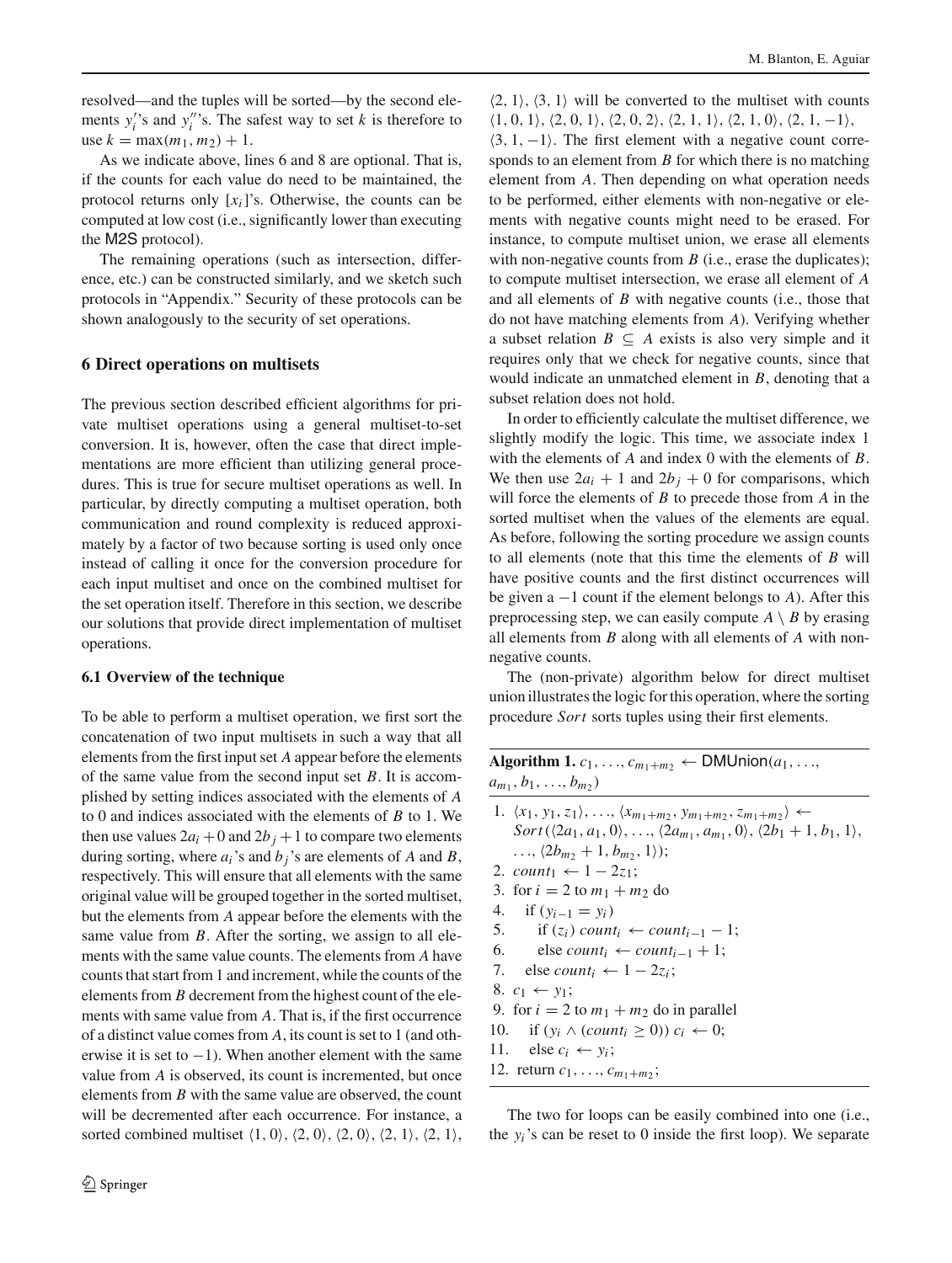resolved—and the tuples will be sorted—by the second elements $y_i'$'s and $y_i''$'s. The safest way to set $k$ is therefore to use $k = \max(m_1, m_2) + 1$.

As we indicate above, lines 6 and 8 are optional. That is, if the counts for each value do need to be maintained, the protocol returns only $[x_i]$'s. Otherwise, the counts can be computed at low cost (i.e., significantly lower than executing the M2S protocol).

The remaining operations (such as intersection, difference, etc.) can be constructed similarly, and we sketch such protocols in "Appendix." Security of these protocols can be shown analogously to the security of set operations.

## 6 Direct operations on multisets

The previous section described efficient algorithms for private multiset operations using a general multiset-to-set conversion. It is, however, often the case that direct implementations are more efficient than utilizing general procedures. This is true for secure multiset operations as well. In particular, by directly computing a multiset operation, both communication and round complexity is reduced approximately by a factor of two because sorting is used only once instead of calling it once for the conversion procedure for each input multiset and once on the combined multiset for the set operation itself. Therefore in this section, we describe our solutions that provide direct implementation of multiset operations.

### 6.1 Overview of the technique

To be able to perform a multiset operation, we first sort the concatenation of two input multisets in such a way that all elements from the first input set $A$ appear before the elements of the same value from the second input set $B$. It is accomplished by setting indices associated with the elements of $A$ to 0 and indices associated with the elements of $B$ to 1. We then use values $2a_i + 0$ and $2b_j + 1$ to compare two elements during sorting, where $a_i$'s and $b_j$'s are elements of $A$ and $B$, respectively. This will ensure that all elements with the same original value will be grouped together in the sorted multiset, but the elements from $A$ appear before the elements with the same value from $B$. After the sorting, we assign to all elements with the same value counts. The elements from $A$ have counts that start from 1 and increment, while the counts of the elements from $B$ decrement from the highest count of the elements with same value from $A$. That is, if the first occurrence of a distinct value comes from $A$, its count is set to 1 (and otherwise it is set to $-1$). When another element with the same value from $A$ is observed, its count is incremented, but once elements from $B$ with the same value are observed, the count will be decremented after each occurrence. For instance, a sorted combined multiset $\langle 1, 0\rangle$, $\langle 2, 0\rangle$, $\langle 2, 0\rangle$, $\langle 2, 1\rangle$, $\langle 2, 1\rangle$, $\langle 2, 1\rangle$, $\langle 3, 1\rangle$ will be converted to the multiset with counts $\langle 1, 0, 1\rangle$, $\langle 2, 0, 1\rangle$, $\langle 2, 0, 2\rangle$, $\langle 2, 1, 1\rangle$, $\langle 2, 1, 0\rangle$, $\langle 2, 1, -1\rangle$, $\langle 3, 1, -1\rangle$. The first element with a negative count corresponds to an element from $B$ for which there is no matching element from $A$. Then depending on what operation needs to be performed, either elements with non-negative or elements with negative counts might need to be erased. For instance, to compute multiset union, we erase all elements with non-negative counts from $B$ (i.e., erase the duplicates); to compute multiset intersection, we erase all element of $A$ and all elements of $B$ with negative counts (i.e., those that do not have matching elements from $A$). Verifying whether a subset relation $B \subseteq A$ exists is also very simple and it requires only that we check for negative counts, since that would indicate an unmatched element in $B$, denoting that a subset relation does not hold.

In order to efficiently calculate the multiset difference, we slightly modify the logic. This time, we associate index 1 with the elements of $A$ and index 0 with the elements of $B$. We then use $2a_i + 1$ and $2b_j + 0$ for comparisons, which will force the elements of $B$ to precede those from $A$ in the sorted multiset when the values of the elements are equal. As before, following the sorting procedure we assign counts to all elements (note that this time the elements of $B$ will have positive counts and the first distinct occurrences will be given a $-1$ count if the element belongs to $A$). After this preprocessing step, we can easily compute $A \setminus B$ by erasing all elements from $B$ along with all elements of $A$ with non-negative counts.

The (non-private) algorithm below for direct multiset union illustrates the logic for this operation, where the sorting procedure *Sort* sorts tuples using their first elements.

**Algorithm 1.** $c_1, \ldots, c_{m_1+m_2} \leftarrow$ DMUnion($a_1, \ldots, a_{m_1}, b_1, \ldots, b_{m_2}$)

1. $\langle x_1, y_1, z_1\rangle, \ldots, \langle x_{m_1+m_2}, y_{m_1+m_2}, z_{m_1+m_2}\rangle \leftarrow$ $Sort(\langle 2a_1, a_1, 0\rangle, \ldots, \langle 2a_{m_1}, a_{m_1}, 0\rangle, \langle 2b_1 + 1, b_1, 1\rangle, \ldots, \langle 2b_{m_2} + 1, b_{m_2}, 1\rangle)$;
2. $count_1 \leftarrow 1 - 2z_1$;
3. for $i = 2$ to $m_1 + m_2$ do
4. &nbsp;&nbsp;&nbsp;&nbsp;if $(y_{i-1} = y_i)$
5. &nbsp;&nbsp;&nbsp;&nbsp;&nbsp;&nbsp;&nbsp;&nbsp;if $(z_i)$ $count_i \leftarrow count_{i-1} - 1$;
6. &nbsp;&nbsp;&nbsp;&nbsp;&nbsp;&nbsp;&nbsp;&nbsp;else $count_i \leftarrow count_{i-1} + 1$;
7. &nbsp;&nbsp;&nbsp;&nbsp;else $count_i \leftarrow 1 - 2z_i$;
8. $c_1 \leftarrow y_1$;
9. for $i = 2$ to $m_1 + m_2$ do in parallel
10. &nbsp;&nbsp;&nbsp;&nbsp;if $(y_i \wedge (count_i \geq 0))$ $c_i \leftarrow 0$;
11. &nbsp;&nbsp;&nbsp;&nbsp;else $c_i \leftarrow y_i$;
12. return $c_1, \ldots, c_{m_1+m_2}$;

The two for loops can be easily combined into one (i.e., the $y_i$'s can be reset to 0 inside the first loop). We separate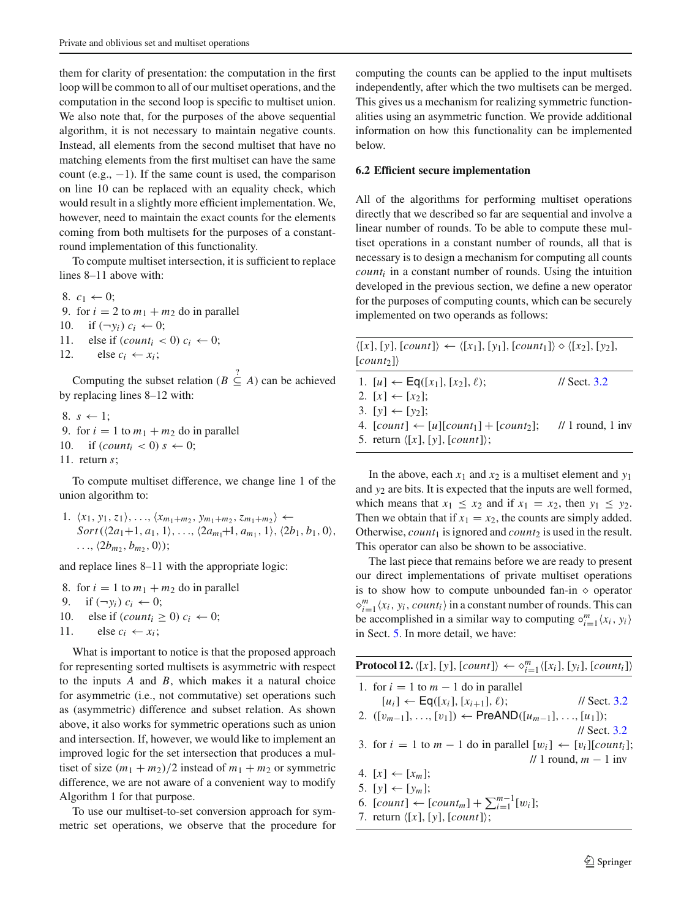them for clarity of presentation: the computation in the first loop will be common to all of our multiset operations, and the computation in the second loop is specific to multiset union. We also note that, for the purposes of the above sequential algorithm, it is not necessary to maintain negative counts. Instead, all elements from the second multiset that have no matching elements from the first multiset can have the same count (e.g., $-1$). If the same count is used, the comparison on line 10 can be replaced with an equality check, which would result in a slightly more efficient implementation. We, however, need to maintain the exact counts for the elements coming from both multisets for the purposes of a constant-round implementation of this functionality.

To compute multiset intersection, it is sufficient to replace lines 8–11 above with:

8. $c_1 \leftarrow 0$;
9. for $i = 2$ to $m_1 + m_2$ do in parallel
10. if $(\neg y_i)$ $c_i \leftarrow 0$;
11. else if $(count_i < 0)$ $c_i \leftarrow 0$;
12. else $c_i \leftarrow x_i$;

Computing the subset relation ($B \overset{?}{\subseteq} A$) can be achieved by replacing lines 8–12 with:

8. $s \leftarrow 1$;
9. for $i = 1$ to $m_1 + m_2$ do in parallel
10. if $(count_i < 0)$ $s \leftarrow 0$;
11. return $s$;

To compute multiset difference, we change line 1 of the union algorithm to:

1. $\langle x_1, y_1, z_1\rangle, \ldots, \langle x_{m_1+m_2}, y_{m_1+m_2}, z_{m_1+m_2}\rangle \leftarrow$ $Sort(\langle 2a_1{+}1, a_1, 1\rangle, \ldots, \langle 2a_{m_1}{+}1, a_{m_1}, 1\rangle, \langle 2b_1, b_1, 0\rangle, \ldots, \langle 2b_{m_2}, b_{m_2}, 0\rangle)$;

and replace lines 8–11 with the appropriate logic:

8. for $i = 1$ to $m_1 + m_2$ do in parallel
9. if $(\neg y_i)$ $c_i \leftarrow 0$;
10. else if $(count_i \geq 0)$ $c_i \leftarrow 0$;
11. else $c_i \leftarrow x_i$;

What is important to notice is that the proposed approach for representing sorted multisets is asymmetric with respect to the inputs $A$ and $B$, which makes it a natural choice for asymmetric (i.e., not commutative) set operations such as (asymmetric) difference and subset relation. As shown above, it also works for symmetric operations such as union and intersection. If, however, we would like to implement an improved logic for the set intersection that produces a multiset of size $(m_1 + m_2)/2$ instead of $m_1 + m_2$ or symmetric difference, we are not aware of a convenient way to modify Algorithm 1 for that purpose.

To use our multiset-to-set conversion approach for symmetric set operations, we observe that the procedure for computing the counts can be applied to the input multisets independently, after which the two multisets can be merged. This gives us a mechanism for realizing symmetric functionalities using an asymmetric function. We provide additional information on how this functionality can be implemented below.

### 6.2 Efficient secure implementation

All of the algorithms for performing multiset operations directly that we described so far are sequential and involve a linear number of rounds. To be able to compute these multiset operations in a constant number of rounds, all that is necessary is to design a mechanism for computing all counts $count_i$ in a constant number of rounds. Using the intuition developed in the previous section, we define a new operator for the purposes of computing counts, which can be securely implemented on two operands as follows:

$\langle [x], [y], [count]\rangle \leftarrow \langle [x_1], [y_1], [count_1]\rangle \diamond \langle [x_2], [y_2], [count_2]\rangle$

1. $[u] \leftarrow \mathsf{Eq}([x_1], [x_2], \ell)$; // Sect. 3.2
2. $[x] \leftarrow [x_2]$;
3. $[y] \leftarrow [y_2]$;
4. $[count] \leftarrow [u][count_1] + [count_2]$; // 1 round, 1 inv
5. return $\langle [x], [y], [count]\rangle$;

In the above, each $x_1$ and $x_2$ is a multiset element and $y_1$ and $y_2$ are bits. It is expected that the inputs are well formed, which means that $x_1 \leq x_2$ and if $x_1 = x_2$, then $y_1 \leq y_2$. Then we obtain that if $x_1 = x_2$, the counts are simply added. Otherwise, $count_1$ is ignored and $count_2$ is used in the result. This operator can also be shown to be associative.

The last piece that remains before we are ready to present our direct implementations of private multiset operations is to show how to compute unbounded fan-in $\diamond$ operator $\diamond_{i=1}^{m}\langle x_i, y_i, count_i\rangle$ in a constant number of rounds. This can be accomplished in a similar way to computing $\circ_{i=1}^{m}\langle x_i, y_i\rangle$ in Sect. 5. In more detail, we have:

**Protocol 12.** $\langle [x], [y], [count]\rangle \leftarrow \diamond_{i=1}^{m}\langle [x_i], [y_i], [count_i]\rangle$

1. for $i = 1$ to $m - 1$ do in parallel
   $[u_i] \leftarrow \mathsf{Eq}([x_i], [x_{i+1}], \ell)$; // Sect. 3.2
2. $([v_{m-1}], \ldots, [v_1]) \leftarrow \mathsf{PreAND}([u_{m-1}], \ldots, [u_1])$; // Sect. 3.2
3. for $i = 1$ to $m - 1$ do in parallel $[w_i] \leftarrow [v_i][count_i]$; // 1 round, $m - 1$ inv
4. $[x] \leftarrow [x_m]$;
5. $[y] \leftarrow [y_m]$;
6. $[count] \leftarrow [count_m] + \sum_{i=1}^{m-1}[w_i]$;
7. return $\langle [x], [y], [count]\rangle$;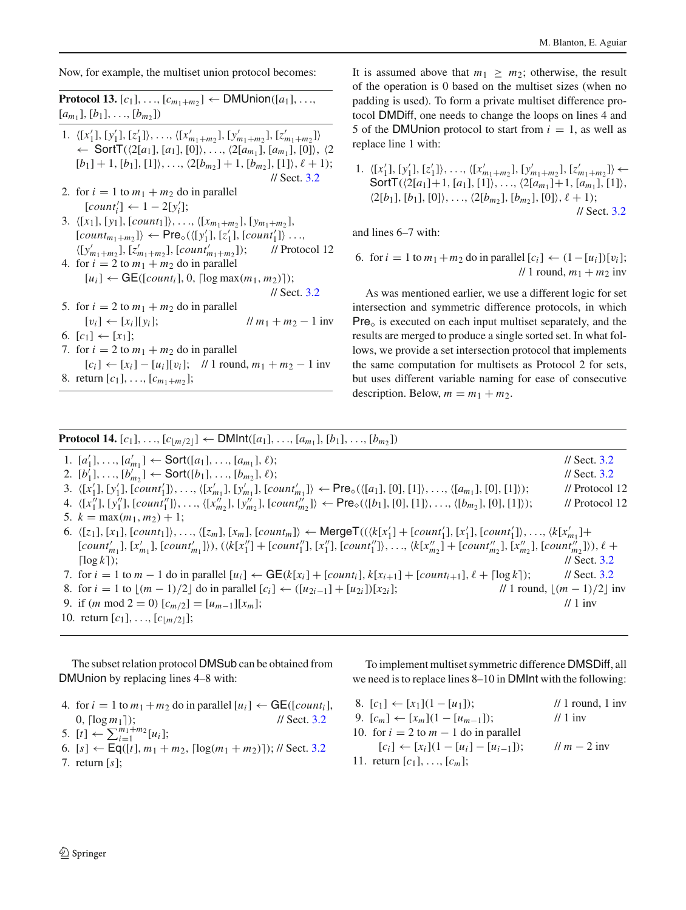Now, for example, the multiset union protocol becomes:

**Protocol 13.** $[c_1], \ldots, [c_{m_1+m_2}] \leftarrow \mathsf{DMUnion}([a_1], \ldots, [a_{m_1}], [b_1], \ldots, [b_{m_2}])$

1. $\langle [x'_1], [y'_1], [z'_1]\rangle, \ldots, \langle [x'_{m_1+m_2}], [y'_{m_1+m_2}], [z'_{m_1+m_2}]\rangle \leftarrow \mathsf{SortT}(\langle 2[a_1], [a_1], [0]\rangle, \ldots, \langle 2[a_{m_1}], [a_{m_1}], [0]\rangle, \langle 2[b_1]+1, [b_1], [1]\rangle, \ldots, \langle 2[b_{m_2}]+1, [b_{m_2}], [1]\rangle, \ell+1)$; // Sect. 3.2
2. for $i = 1$ to $m_1 + m_2$ do in parallel $[count'_i] \leftarrow 1 - 2[y'_i]$;
3. $\langle [x_1], [y_1], [count_1]\rangle, \ldots, \langle [x_{m_1+m_2}], [y_{m_1+m_2}], [count_{m_1+m_2}]\rangle \leftarrow \mathsf{Pre}_\diamond(\langle [y'_1], [z'_1], [count'_1]\rangle \ldots, \langle [y'_{m_1+m_2}], [z'_{m_1+m_2}], [count'_{m_1+m_2}]\rangle)$; // Protocol 12
4. for $i = 2$ to $m_1 + m_2$ do in parallel $[u_i] \leftarrow \mathsf{GE}([count_i], 0, \lceil \log \max(m_1, m_2)\rceil)$; // Sect. 3.2
5. for $i = 2$ to $m_1 + m_2$ do in parallel $[v_i] \leftarrow [x_i][y_i]$; // $m_1 + m_2 - 1$ inv
6. $[c_1] \leftarrow [x_1]$;
7. for $i = 2$ to $m_1 + m_2$ do in parallel $[c_i] \leftarrow [x_i] - [u_i][v_i]$; // 1 round, $m_1 + m_2 - 1$ inv
8. return $[c_1], \ldots, [c_{m_1+m_2}]$;

It is assumed above that $m_1 \geq m_2$; otherwise, the result of the operation is 0 based on the multiset sizes (when no padding is used). To form a private multiset difference protocol DMDiff, one needs to change the loops on lines 4 and 5 of the DMUnion protocol to start from $i = 1$, as well as replace line 1 with:

1. $\langle [x'_1], [y'_1], [z'_1]\rangle, \ldots, \langle [x'_{m_1+m_2}], [y'_{m_1+m_2}], [z'_{m_1+m_2}]\rangle \leftarrow \mathsf{SortT}(\langle 2[a_1]+1, [a_1], [1]\rangle, \ldots, \langle 2[a_{m_1}]+1, [a_{m_1}], [1]\rangle, \langle 2[b_1], [b_1], [0]\rangle, \ldots, \langle 2[b_{m_2}], [b_{m_2}], [0]\rangle, \ell+1)$; // Sect. 3.2

and lines 6–7 with:

6. for $i = 1$ to $m_1 + m_2$ do in parallel $[c_i] \leftarrow (1 - [u_i])[v_i]$; // 1 round, $m_1 + m_2$ inv

As was mentioned earlier, we use a different logic for set intersection and symmetric difference protocols, in which $\mathsf{Pre}_\diamond$ is executed on each input multiset separately, and the results are merged to produce a single sorted set. In what follows, we provide a set intersection protocol that implements the same computation for multisets as Protocol 2 for sets, but uses different variable naming for ease of consecutive description. Below, $m = m_1 + m_2$.

**Protocol 14.** $[c_1], \ldots, [c_{\lfloor m/2\rfloor}] \leftarrow \mathsf{DMInt}([a_1], \ldots, [a_{m_1}], [b_1], \ldots, [b_{m_2}])$

1. $[a'_1], \ldots, [a'_{m_1}] \leftarrow \mathsf{Sort}([a_1], \ldots, [a_{m_1}], \ell)$; // Sect. 3.2
2. $[b'_1], \ldots, [b'_{m_2}] \leftarrow \mathsf{Sort}([b_1], \ldots, [b_{m_2}], \ell)$; // Sect. 3.2
3. $\langle [x'_1], [y'_1], [count'_1]\rangle, \ldots, \langle [x'_{m_1}], [y'_{m_1}], [count'_{m_1}]\rangle \leftarrow \mathsf{Pre}_\diamond(\langle [a_1], [0], [1]\rangle, \ldots, \langle [a_{m_1}], [0], [1]\rangle)$; // Protocol 12
4. $\langle [x''_1], [y''_1], [count''_1]\rangle, \ldots, \langle [x''_{m_2}], [y''_{m_2}], [count''_{m_2}]\rangle \leftarrow \mathsf{Pre}_\diamond(\langle [b_1], [0], [1]\rangle, \ldots, \langle [b_{m_2}], [0], [1]\rangle)$; // Protocol 12
5. $k = \max(m_1, m_2) + 1$;
6. $\langle [z_1], [x_1], [count_1]\rangle, \ldots, \langle [z_m], [x_m], [count_m]\rangle \leftarrow \mathsf{MergeT}((\langle k[x'_1] + [count'_1], [x'_1], [count'_1]\rangle, \ldots, \langle k[x'_{m_1}] + [count'_{m_1}], [x'_{m_1}], [count'_{m_1}]\rangle), (\langle k[x''_1] + [count''_1], [x''_1], [count''_1]\rangle, \ldots, \langle k[x''_{m_2}] + [count''_{m_2}], [x''_{m_2}], [count''_{m_2}]\rangle), \ell + \lceil \log k\rceil)$; // Sect. 3.2
7. for $i = 1$ to $m - 1$ do in parallel $[u_i] \leftarrow \mathsf{GE}(k[x_i] + [count_i], k[x_{i+1}] + [count_{i+1}], \ell + \lceil \log k\rceil)$; // Sect. 3.2
8. for $i = 1$ to $\lfloor (m-1)/2\rfloor$ do in parallel $[c_i] \leftarrow ([u_{2i-1}] + [u_{2i}])[x_{2i}]$; // 1 round, $\lfloor (m-1)/2\rfloor$ inv
9. if $(m \bmod 2 = 0)$ $[c_{m/2}] = [u_{m-1}][x_m]$; // 1 inv
10. return $[c_1], \ldots, [c_{\lfloor m/2\rfloor}]$;

The subset relation protocol DMSub can be obtained from DMUnion by replacing lines 4–8 with:

4. for $i = 1$ to $m_1 + m_2$ do in parallel $[u_i] \leftarrow \mathsf{GE}([count_i], 0, \lceil \log m_1\rceil)$; // Sect. 3.2
5. $[t] \leftarrow \sum_{i=1}^{m_1+m_2}[u_i]$;
6. $[s] \leftarrow \mathsf{Eq}([t], m_1 + m_2, \lceil \log(m_1 + m_2)\rceil)$; // Sect. 3.2
7. return $[s]$;

To implement multiset symmetric difference DMSDiff, all we need is to replace lines 8–10 in DMInt with the following:

8. $[c_1] \leftarrow [x_1](1 - [u_1])$; // 1 round, 1 inv
9. $[c_m] \leftarrow [x_m](1 - [u_{m-1}])$; // 1 inv
10. for $i = 2$ to $m - 1$ do in parallel $[c_i] \leftarrow [x_i](1 - [u_i] - [u_{i-1}])$; // $m - 2$ inv
11. return $[c_1], \ldots, [c_m]$;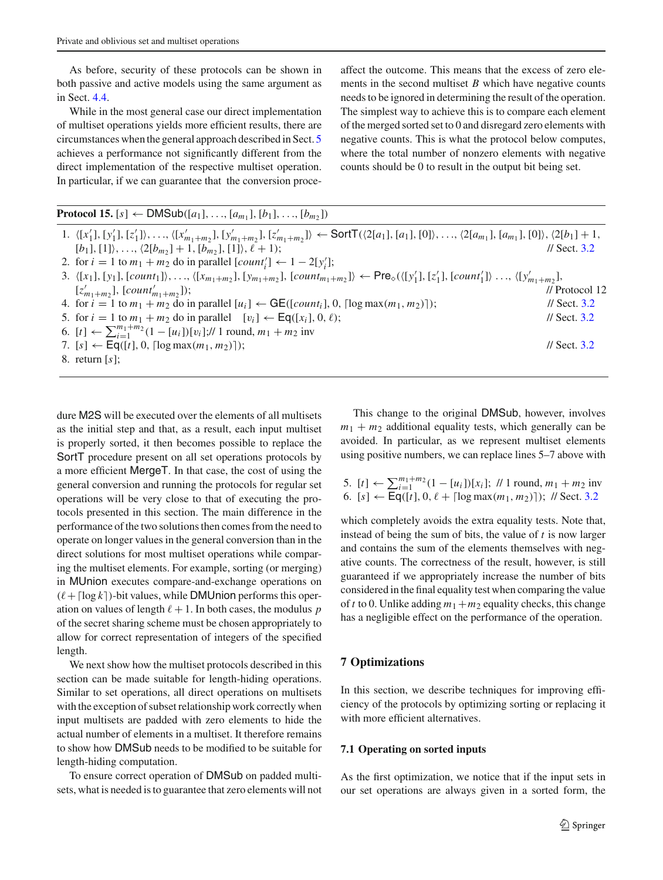As before, security of these protocols can be shown in both passive and active models using the same argument as in Sect. 4.4.

While in the most general case our direct implementation of multiset operations yields more efficient results, there are circumstances when the general approach described in Sect. 5 achieves a performance not significantly different from the direct implementation of the respective multiset operation. In particular, if we can guarantee that the conversion procedure M2S will be executed over the elements of all multisets as the initial step and that, as a result, each input multiset is properly sorted, it then becomes possible to replace the SortT procedure present on all set operations protocols by a more efficient MergeT. In that case, the cost of using the general conversion and running the protocols for regular set operations will be very close to that of executing the protocols presented in this section. The main difference in the performance of the two solutions then comes from the need to operate on longer values in the general conversion than in the direct solutions for most multiset operations while comparing the multiset elements. For example, sorting (or merging) in MUnion executes compare-and-exchange operations on $(\ell + \lceil \log k \rceil)$-bit values, while DMUnion performs this operation on values of length $\ell + 1$. In both cases, the modulus $p$ of the secret sharing scheme must be chosen appropriately to allow for correct representation of integers of the specified length.

We next show how the multiset protocols described in this section can be made suitable for length-hiding operations. Similar to set operations, all direct operations on multisets with the exception of subset relationship work correctly when input multisets are padded with zero elements to hide the actual number of elements in a multiset. It therefore remains to show how DMSub needs to be modified to be suitable for length-hiding computation.

To ensure correct operation of DMSub on padded multisets, what is needed is to guarantee that zero elements will not affect the outcome. This means that the excess of zero elements in the second multiset $B$ which have negative counts needs to be ignored in determining the result of the operation. The simplest way to achieve this is to compare each element of the merged sorted set to 0 and disregard zero elements with negative counts. This is what the protocol below computes, where the total number of nonzero elements with negative counts should be 0 to result in the output bit being set.

**Protocol 15.** $[s] \leftarrow \mathsf{DMSub}([a_1], \ldots, [a_{m_1}], [b_1], \ldots, [b_{m_2}])$

1. $\langle [x'_1], [y'_1], [z'_1] \rangle, \ldots, \langle [x'_{m_1+m_2}], [y'_{m_1+m_2}], [z'_{m_1+m_2}] \rangle \leftarrow \mathsf{SortT}(\langle 2[a_1], [a_1], [0] \rangle, \ldots, \langle 2[a_{m_1}], [a_{m_1}], [0] \rangle, \langle 2[b_1]+1, [b_1], [1] \rangle, \ldots, \langle 2[b_{m_2}]+1, [b_{m_2}], [1] \rangle, \ell + 1)$; // Sect. 3.2
2. for $i = 1$ to $m_1 + m_2$ do in parallel $[count'_i] \leftarrow 1 - 2[y'_i]$;
3. $\langle [x_1], [y_1], [count_1] \rangle, \ldots, \langle [x_{m_1+m_2}], [y_{m_1+m_2}], [count_{m_1+m_2}] \rangle \leftarrow \mathsf{Pre}_\diamond(\langle [y'_1], [z'_1], [count'_1] \rangle \ldots, \langle [y'_{m_1+m_2}], [z'_{m_1+m_2}], [count'_{m_1+m_2}] \rangle)$; // Protocol 12
4. for $i = 1$ to $m_1 + m_2$ do in parallel $[u_i] \leftarrow \mathsf{GE}([count_i], 0, \lceil \log \max(m_1, m_2) \rceil)$; // Sect. 3.2
5. for $i = 1$ to $m_1 + m_2$ do in parallel $[v_i] \leftarrow \mathsf{Eq}([x_i], 0, \ell)$; // Sect. 3.2
6. $[t] \leftarrow \sum_{i=1}^{m_1+m_2} (1 - [u_i])[v_i]$;// 1 round, $m_1 + m_2$ inv
7. $[s] \leftarrow \mathsf{Eq}([t], 0, \lceil \log \max(m_1, m_2) \rceil)$; // Sect. 3.2
8. return $[s]$;

This change to the original DMSub, however, involves $m_1 + m_2$ additional equality tests, which generally can be avoided. In particular, as we represent multiset elements using positive numbers, we can replace lines 5–7 above with

5. $[t] \leftarrow \sum_{i=1}^{m_1+m_2} (1 - [u_i])[x_i]$; // 1 round, $m_1 + m_2$ inv
6. $[s] \leftarrow \mathsf{Eq}([t], 0, \ell + \lceil \log \max(m_1, m_2) \rceil)$; // Sect. 3.2

which completely avoids the extra equality tests. Note that, instead of being the sum of bits, the value of $t$ is now larger and contains the sum of the elements themselves with negative counts. The correctness of the result, however, is still guaranteed if we appropriately increase the number of bits considered in the final equality test when comparing the value of $t$ to 0. Unlike adding $m_1 + m_2$ equality checks, this change has a negligible effect on the performance of the operation.

## 7 Optimizations

In this section, we describe techniques for improving efficiency of the protocols by optimizing sorting or replacing it with more efficient alternatives.

### 7.1 Operating on sorted inputs

As the first optimization, we notice that if the input sets in our set operations are always given in a sorted form, the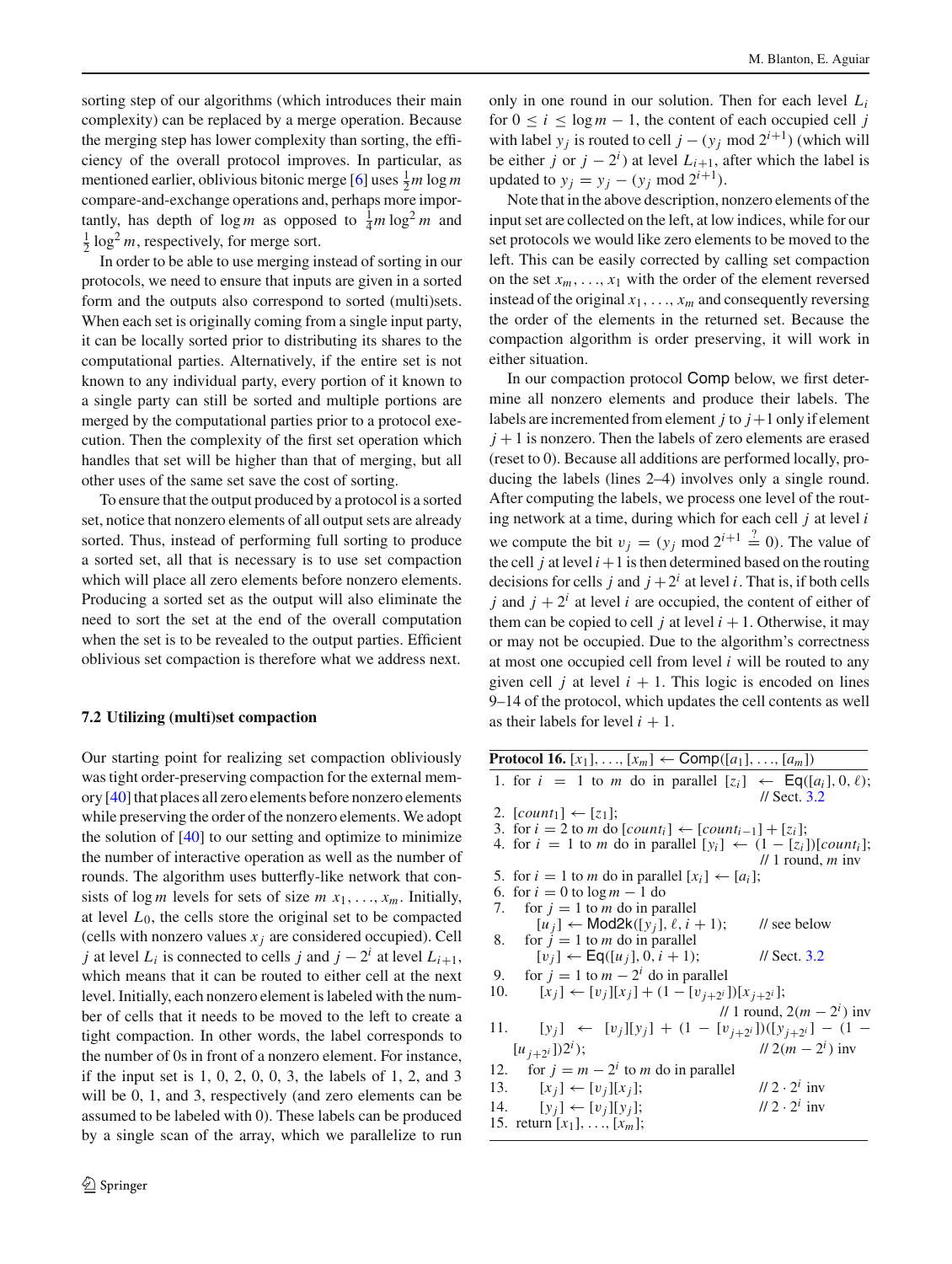sorting step of our algorithms (which introduces their main complexity) can be replaced by a merge operation. Because the merging step has lower complexity than sorting, the efficiency of the overall protocol improves. In particular, as mentioned earlier, oblivious bitonic merge [6] uses $\frac{1}{2}m \log m$ compare-and-exchange operations and, perhaps more importantly, has depth of $\log m$ as opposed to $\frac{1}{4}m \log^2 m$ and $\frac{1}{2}\log^2 m$, respectively, for merge sort.

In order to be able to use merging instead of sorting in our protocols, we need to ensure that inputs are given in a sorted form and the outputs also correspond to sorted (multi)sets. When each set is originally coming from a single input party, it can be locally sorted prior to distributing its shares to the computational parties. Alternatively, if the entire set is not known to any individual party, every portion of it known to a single party can still be sorted and multiple portions are merged by the computational parties prior to a protocol execution. Then the complexity of the first set operation which handles that set will be higher than that of merging, but all other uses of the same set save the cost of sorting.

To ensure that the output produced by a protocol is a sorted set, notice that nonzero elements of all output sets are already sorted. Thus, instead of performing full sorting to produce a sorted set, all that is necessary is to use set compaction which will place all zero elements before nonzero elements. Producing a sorted set as the output will also eliminate the need to sort the set at the end of the overall computation when the set is to be revealed to the output parties. Efficient oblivious set compaction is therefore what we address next.

### 7.2 Utilizing (multi)set compaction

Our starting point for realizing set compaction obliviously was tight order-preserving compaction for the external memory [40] that places all zero elements before nonzero elements while preserving the order of the nonzero elements. We adopt the solution of [40] to our setting and optimize to minimize the number of interactive operation as well as the number of rounds. The algorithm uses butterfly-like network that consists of $\log m$ levels for sets of size $m$ $x_1, \ldots, x_m$. Initially, at level $L_0$, the cells store the original set to be compacted (cells with nonzero values $x_j$ are considered occupied). Cell $j$ at level $L_i$ is connected to cells $j$ and $j - 2^i$ at level $L_{i+1}$, which means that it can be routed to either cell at the next level. Initially, each nonzero element is labeled with the number of cells that it needs to be moved to the left to create a tight compaction. In other words, the label corresponds to the number of 0s in front of a nonzero element. For instance, if the input set is 1, 0, 2, 0, 0, 3, the labels of 1, 2, and 3 will be 0, 1, and 3, respectively (and zero elements can be assumed to be labeled with 0). These labels can be produced by a single scan of the array, which we parallelize to run only in one round in our solution. Then for each level $L_i$ for $0 \le i \le \log m - 1$, the content of each occupied cell $j$ with label $y_j$ is routed to cell $j - (y_j \bmod 2^{i+1})$ (which will be either $j$ or $j - 2^i$) at level $L_{i+1}$, after which the label is updated to $y_j = y_j - (y_j \bmod 2^{i+1})$.

Note that in the above description, nonzero elements of the input set are collected on the left, at low indices, while for our set protocols we would like zero elements to be moved to the left. This can be easily corrected by calling set compaction on the set $x_m, \ldots, x_1$ with the order of the element reversed instead of the original $x_1, \ldots, x_m$ and consequently reversing the order of the elements in the returned set. Because the compaction algorithm is order preserving, it will work in either situation.

In our compaction protocol Comp below, we first determine all nonzero elements and produce their labels. The labels are incremented from element $j$ to $j+1$ only if element $j+1$ is nonzero. Then the labels of zero elements are erased (reset to 0). Because all additions are performed locally, producing the labels (lines 2–4) involves only a single round. After computing the labels, we process one level of the routing network at a time, during which for each cell $j$ at level $i$ we compute the bit $v_j = (y_j \bmod 2^{i+1} \stackrel{?}{=} 0)$. The value of the cell $j$ at level $i+1$ is then determined based on the routing decisions for cells $j$ and $j+2^i$ at level $i$. That is, if both cells $j$ and $j+2^i$ at level $i$ are occupied, the content of either of them can be copied to cell $j$ at level $i+1$. Otherwise, it may or may not be occupied. Due to the algorithm's correctness at most one occupied cell from level $i$ will be routed to any given cell $j$ at level $i+1$. This logic is encoded on lines 9–14 of the protocol, which updates the cell contents as well as their labels for level $i+1$.

**Protocol 16.** $[x_1], \ldots, [x_m] \leftarrow \mathsf{Comp}([a_1], \ldots, [a_m])$

1. for $i = 1$ to $m$ do in parallel $[z_i] \leftarrow \mathsf{Eq}([a_i], 0, \ell)$; // Sect. 3.2
2. $[count_1] \leftarrow [z_1]$;
3. for $i = 2$ to $m$ do $[count_i] \leftarrow [count_{i-1}] + [z_i]$;
4. for $i = 1$ to $m$ do in parallel $[y_i] \leftarrow (1 - [z_i])[count_i]$; // 1 round, $m$ inv
5. for $i = 1$ to $m$ do in parallel $[x_i] \leftarrow [a_i]$;
6. for $i = 0$ to $\log m - 1$ do
7. &nbsp;&nbsp;&nbsp;for $j = 1$ to $m$ do in parallel $[u_j] \leftarrow \mathsf{Mod2k}([y_j], \ell, i+1)$; // see below
8. &nbsp;&nbsp;&nbsp;for $j = 1$ to $m$ do in parallel $[v_j] \leftarrow \mathsf{Eq}([u_j], 0, i+1)$; // Sect. 3.2
9. &nbsp;&nbsp;&nbsp;for $j = 1$ to $m - 2^i$ do in parallel
10. &nbsp;&nbsp;&nbsp;&nbsp;&nbsp;&nbsp;$[x_j] \leftarrow [v_j][x_j] + (1 - [v_{j+2^i}])[x_{j+2^i}]$; // 1 round, $2(m - 2^i)$ inv
11. &nbsp;&nbsp;&nbsp;&nbsp;&nbsp;&nbsp;$[y_j] \leftarrow [v_j][y_j] + (1 - [v_{j+2^i}])([y_{j+2^i}] - (1 - [u_{j+2^i}])2^i)$; // $2(m - 2^i)$ inv
12. &nbsp;&nbsp;&nbsp;for $j = m - 2^i$ to $m$ do in parallel
13. &nbsp;&nbsp;&nbsp;&nbsp;&nbsp;&nbsp;$[x_j] \leftarrow [v_j][x_j]$; // $2 \cdot 2^i$ inv
14. &nbsp;&nbsp;&nbsp;&nbsp;&nbsp;&nbsp;$[y_j] \leftarrow [v_j][y_j]$; // $2 \cdot 2^i$ inv
15. return $[x_1], \ldots, [x_m]$;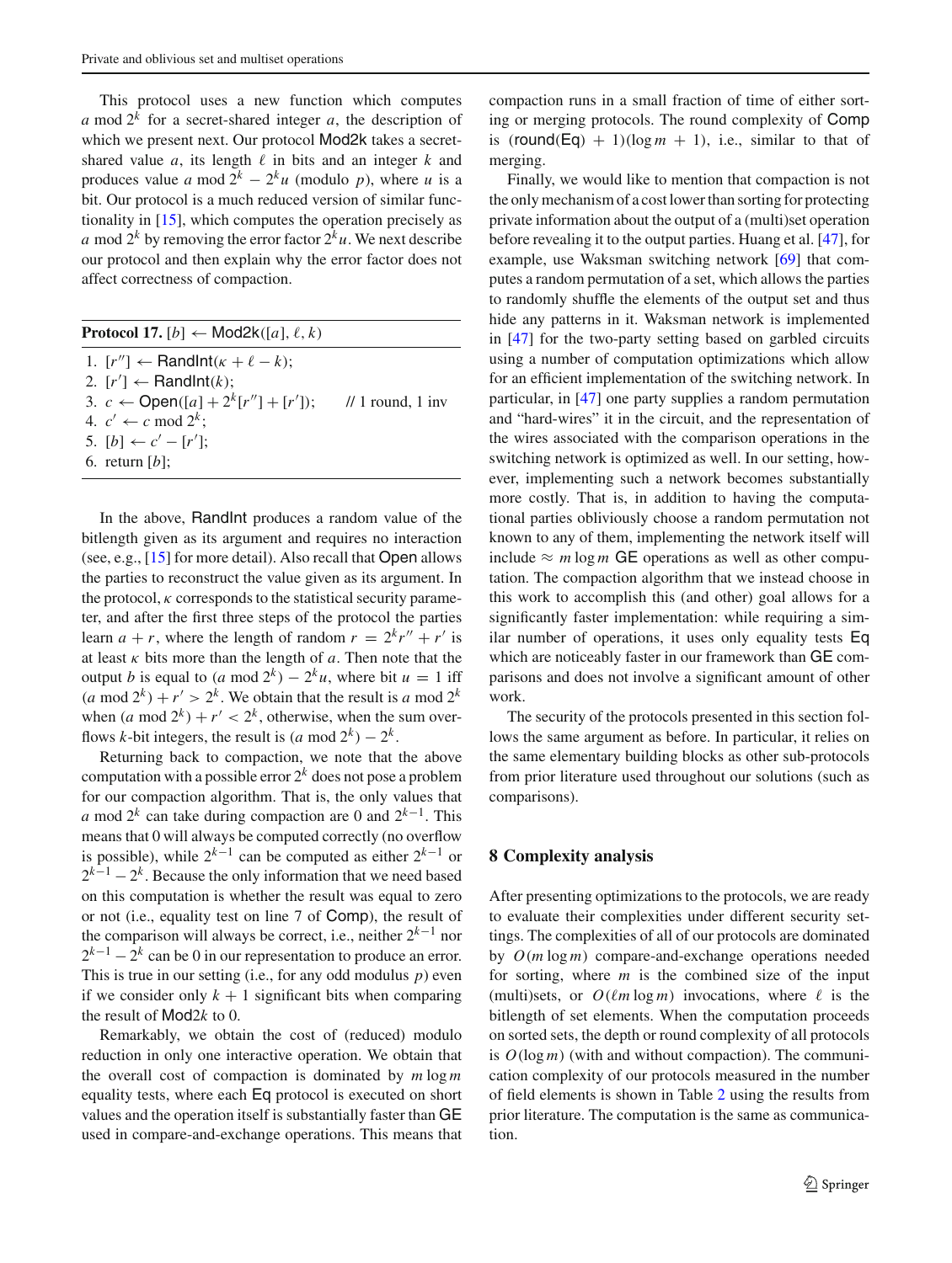This protocol uses a new function which computes $a \bmod 2^k$ for a secret-shared integer $a$, the description of which we present next. Our protocol Mod2k takes a secret-shared value $a$, its length $\ell$ in bits and an integer $k$ and produces value $a \bmod 2^k - 2^k u$ (modulo $p$), where $u$ is a bit. Our protocol is a much reduced version of similar functionality in [15], which computes the operation precisely as $a \bmod 2^k$ by removing the error factor $2^k u$. We next describe our protocol and then explain why the error factor does not affect correctness of compaction.

**Protocol 17.** $[b] \leftarrow \mathsf{Mod2k}([a], \ell, k)$

1. $[r''] \leftarrow \mathsf{RandInt}(\kappa + \ell - k)$;
2. $[r'] \leftarrow \mathsf{RandInt}(k)$;
3. $c \leftarrow \mathsf{Open}([a] + 2^k[r''] + [r'])$; // 1 round, 1 inv
4. $c' \leftarrow c \bmod 2^k$;
5. $[b] \leftarrow c' - [r']$;
6. return $[b]$;

In the above, RandInt produces a random value of the bitlength given as its argument and requires no interaction (see, e.g., [15] for more detail). Also recall that Open allows the parties to reconstruct the value given as its argument. In the protocol, $\kappa$ corresponds to the statistical security parameter, and after the first three steps of the protocol the parties learn $a + r$, where the length of random $r = 2^k r'' + r'$ is at least $\kappa$ bits more than the length of $a$. Then note that the output $b$ is equal to $(a \bmod 2^k) - 2^k u$, where bit $u = 1$ iff $(a \bmod 2^k) + r' > 2^k$. We obtain that the result is $a \bmod 2^k$ when $(a \bmod 2^k) + r' < 2^k$, otherwise, when the sum overflows $k$-bit integers, the result is $(a \bmod 2^k) - 2^k$.

Returning back to compaction, we note that the above computation with a possible error $2^k$ does not pose a problem for our compaction algorithm. That is, the only values that $a \bmod 2^k$ can take during compaction are 0 and $2^{k-1}$. This means that 0 will always be computed correctly (no overflow is possible), while $2^{k-1}$ can be computed as either $2^{k-1}$ or $2^{k-1} - 2^k$. Because the only information that we need based on this computation is whether the result was equal to zero or not (i.e., equality test on line 7 of Comp), the result of the comparison will always be correct, i.e., neither $2^{k-1}$ nor $2^{k-1} - 2^k$ can be 0 in our representation to produce an error. This is true in our setting (i.e., for any odd modulus $p$) even if we consider only $k + 1$ significant bits when comparing the result of Mod2$k$ to 0.

Remarkably, we obtain the cost of (reduced) modulo reduction in only one interactive operation. We obtain that the overall cost of compaction is dominated by $m \log m$ equality tests, where each Eq protocol is executed on short values and the operation itself is substantially faster than GE used in compare-and-exchange operations. This means that compaction runs in a small fraction of time of either sorting or merging protocols. The round complexity of Comp is $(\mathsf{round}(\mathsf{Eq}) + 1)(\log m + 1)$, i.e., similar to that of merging.

Finally, we would like to mention that compaction is not the only mechanism of a cost lower than sorting for protecting private information about the output of a (multi)set operation before revealing it to the output parties. Huang et al. [47], for example, use Waksman switching network [69] that computes a random permutation of a set, which allows the parties to randomly shuffle the elements of the output set and thus hide any patterns in it. Waksman network is implemented in [47] for the two-party setting based on garbled circuits using a number of computation optimizations which allow for an efficient implementation of the switching network. In particular, in [47] one party supplies a random permutation and "hard-wires" it in the circuit, and the representation of the wires associated with the comparison operations in the switching network is optimized as well. In our setting, however, implementing such a network becomes substantially more costly. That is, in addition to having the computational parties obliviously choose a random permutation not known to any of them, implementing the network itself will include $\approx m \log m$ GE operations as well as other computation. The compaction algorithm that we instead choose in this work to accomplish this (and other) goal allows for a significantly faster implementation: while requiring a similar number of operations, it uses only equality tests Eq which are noticeably faster in our framework than GE comparisons and does not involve a significant amount of other work.

The security of the protocols presented in this section follows the same argument as before. In particular, it relies on the same elementary building blocks as other sub-protocols from prior literature used throughout our solutions (such as comparisons).

## 8 Complexity analysis

After presenting optimizations to the protocols, we are ready to evaluate their complexities under different security settings. The complexities of all of our protocols are dominated by $O(m \log m)$ compare-and-exchange operations needed for sorting, where $m$ is the combined size of the input (multi)sets, or $O(\ell m \log m)$ invocations, where $\ell$ is the bitlength of set elements. When the computation proceeds on sorted sets, the depth or round complexity of all protocols is $O(\log m)$ (with and without compaction). The communication complexity of our protocols measured in the number of field elements is shown in Table 2 using the results from prior literature. The computation is the same as communication.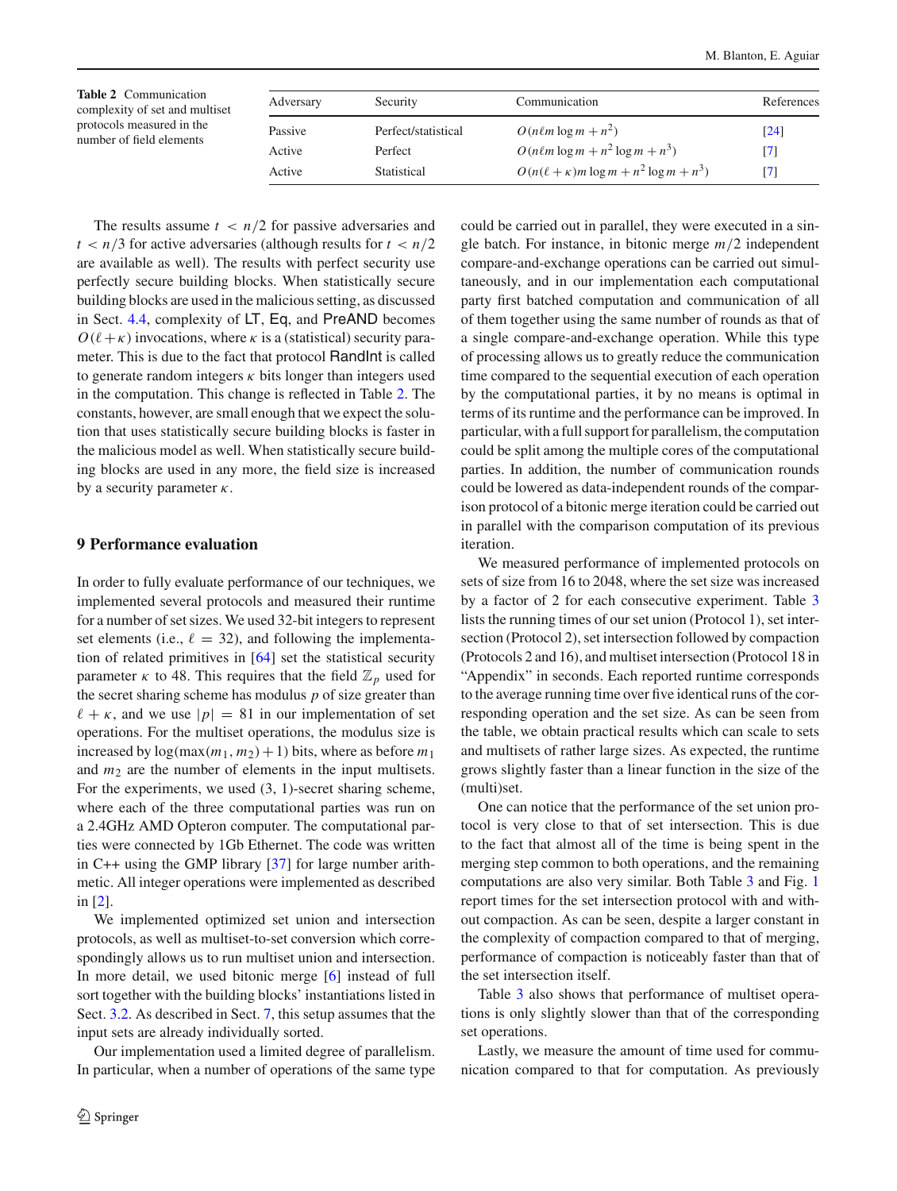**Table 2** Communication complexity of set and multiset protocols measured in the number of field elements

| Adversary | Security | Communication | References |
|---|---|---|---|
| Passive | Perfect/statistical | $O(n\ell m \log m + n^2)$ | [24] |
| Active | Perfect | $O(n\ell m \log m + n^2 \log m + n^3)$ | [7] |
| Active | Statistical | $O(n(\ell + \kappa)m \log m + n^2 \log m + n^3)$ | [7] |

The results assume $t < n/2$ for passive adversaries and $t < n/3$ for active adversaries (although results for $t < n/2$ are available as well). The results with perfect security use perfectly secure building blocks. When statistically secure building blocks are used in the malicious setting, as discussed in Sect. 4.4, complexity of LT, Eq, and PreAND becomes $O(\ell + \kappa)$ invocations, where $\kappa$ is a (statistical) security parameter. This is due to the fact that protocol RandInt is called to generate random integers $\kappa$ bits longer than integers used in the computation. This change is reflected in Table 2. The constants, however, are small enough that we expect the solution that uses statistically secure building blocks is faster in the malicious model as well. When statistically secure building blocks are used in any more, the field size is increased by a security parameter $\kappa$.

## 9 Performance evaluation

In order to fully evaluate performance of our techniques, we implemented several protocols and measured their runtime for a number of set sizes. We used 32-bit integers to represent set elements (i.e., $\ell = 32$), and following the implementation of related primitives in [64] set the statistical security parameter $\kappa$ to 48. This requires that the field $\mathbb{Z}_p$ used for the secret sharing scheme has modulus $p$ of size greater than $\ell + \kappa$, and we use $|p| = 81$ in our implementation of set operations. For the multiset operations, the modulus size is increased by $\log(\max(m_1, m_2) + 1)$ bits, where as before $m_1$ and $m_2$ are the number of elements in the input multisets. For the experiments, we used (3, 1)-secret sharing scheme, where each of the three computational parties was run on a 2.4GHz AMD Opteron computer. The computational parties were connected by 1Gb Ethernet. The code was written in C++ using the GMP library [37] for large number arithmetic. All integer operations were implemented as described in [2].

We implemented optimized set union and intersection protocols, as well as multiset-to-set conversion which correspondingly allows us to run multiset union and intersection. In more detail, we used bitonic merge [6] instead of full sort together with the building blocks' instantiations listed in Sect. 3.2. As described in Sect. 7, this setup assumes that the input sets are already individually sorted.

Our implementation used a limited degree of parallelism. In particular, when a number of operations of the same type could be carried out in parallel, they were executed in a single batch. For instance, in bitonic merge $m/2$ independent compare-and-exchange operations can be carried out simultaneously, and in our implementation each computational party first batched computation and communication of all of them together using the same number of rounds as that of a single compare-and-exchange operation. While this type of processing allows us to greatly reduce the communication time compared to the sequential execution of each operation by the computational parties, it by no means is optimal in terms of its runtime and the performance can be improved. In particular, with a full support for parallelism, the computation could be split among the multiple cores of the computational parties. In addition, the number of communication rounds could be lowered as data-independent rounds of the comparison protocol of a bitonic merge iteration could be carried out in parallel with the comparison computation of its previous iteration.

We measured performance of implemented protocols on sets of size from 16 to 2048, where the set size was increased by a factor of 2 for each consecutive experiment. Table 3 lists the running times of our set union (Protocol 1), set intersection (Protocol 2), set intersection followed by compaction (Protocols 2 and 16), and multiset intersection (Protocol 18 in "Appendix" in seconds. Each reported runtime corresponds to the average running time over five identical runs of the corresponding operation and the set size. As can be seen from the table, we obtain practical results which can scale to sets and multisets of rather large sizes. As expected, the runtime grows slightly faster than a linear function in the size of the (multi)set.

One can notice that the performance of the set union protocol is very close to that of set intersection. This is due to the fact that almost all of the time is being spent in the merging step common to both operations, and the remaining computations are also very similar. Both Table 3 and Fig. 1 report times for the set intersection protocol with and without compaction. As can be seen, despite a larger constant in the complexity of compaction compared to that of merging, performance of compaction is noticeably faster than that of the set intersection itself.

Table 3 also shows that performance of multiset operations is only slightly slower than that of the corresponding set operations.

Lastly, we measure the amount of time used for communication compared to that for computation. As previously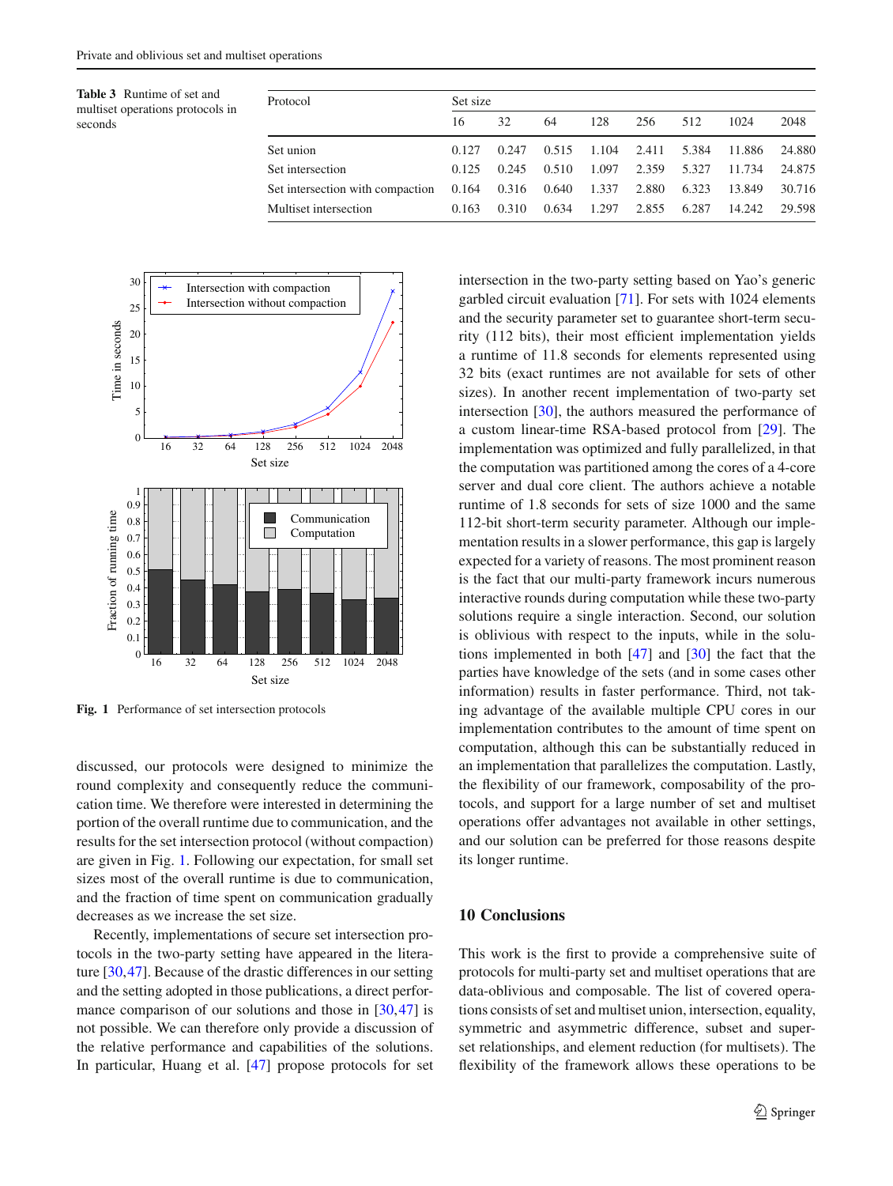**Table 3** Runtime of set and multiset operations protocols in seconds

| Protocol | Set size | | | | | | | |
|---|---|---|---|---|---|---|---|---|
| | 16 | 32 | 64 | 128 | 256 | 512 | 1024 | 2048 |
| Set union | 0.127 | 0.247 | 0.515 | 1.104 | 2.411 | 5.384 | 11.886 | 24.880 |
| Set intersection | 0.125 | 0.245 | 0.510 | 1.097 | 2.359 | 5.327 | 11.734 | 24.875 |
| Set intersection with compaction | 0.164 | 0.316 | 0.640 | 1.337 | 2.880 | 6.323 | 13.849 | 30.716 |
| Multiset intersection | 0.163 | 0.310 | 0.634 | 1.297 | 2.855 | 6.287 | 14.242 | 29.598 |

**Fig. 1** Performance of set intersection protocols

discussed, our protocols were designed to minimize the round complexity and consequently reduce the communication time. We therefore were interested in determining the portion of the overall runtime due to communication, and the results for the set intersection protocol (without compaction) are given in Fig. 1. Following our expectation, for small set sizes most of the overall runtime is due to communication, and the fraction of time spent on communication gradually decreases as we increase the set size.

Recently, implementations of secure set intersection protocols in the two-party setting have appeared in the literature [30,47]. Because of the drastic differences in our setting and the setting adopted in those publications, a direct performance comparison of our solutions and those in [30,47] is not possible. We can therefore only provide a discussion of the relative performance and capabilities of the solutions. In particular, Huang et al. [47] propose protocols for set intersection in the two-party setting based on Yao's generic garbled circuit evaluation [71]. For sets with 1024 elements and the security parameter set to guarantee short-term security (112 bits), their most efficient implementation yields a runtime of 11.8 seconds for elements represented using 32 bits (exact runtimes are not available for sets of other sizes). In another recent implementation of two-party set intersection [30], the authors measured the performance of a custom linear-time RSA-based protocol from [29]. The implementation was optimized and fully parallelized, in that the computation was partitioned among the cores of a 4-core server and dual core client. The authors achieve a notable runtime of 1.8 seconds for sets of size 1000 and the same 112-bit short-term security parameter. Although our implementation results in a slower performance, this gap is largely expected for a variety of reasons. The most prominent reason is the fact that our multi-party framework incurs numerous interactive rounds during computation while these two-party solutions require a single interaction. Second, our solution is oblivious with respect to the inputs, while in the solutions implemented in both [47] and [30] the fact that the parties have knowledge of the sets (and in some cases other information) results in faster performance. Third, not taking advantage of the available multiple CPU cores in our implementation contributes to the amount of time spent on computation, although this can be substantially reduced in an implementation that parallelizes the computation. Lastly, the flexibility of our framework, composability of the protocols, and support for a large number of set and multiset operations offer advantages not available in other settings, and our solution can be preferred for those reasons despite its longer runtime.

## 10 Conclusions

This work is the first to provide a comprehensive suite of protocols for multi-party set and multiset operations that are data-oblivious and composable. The list of covered operations consists of set and multiset union, intersection, equality, symmetric and asymmetric difference, subset and superset relationships, and element reduction (for multisets). The flexibility of the framework allows these operations to be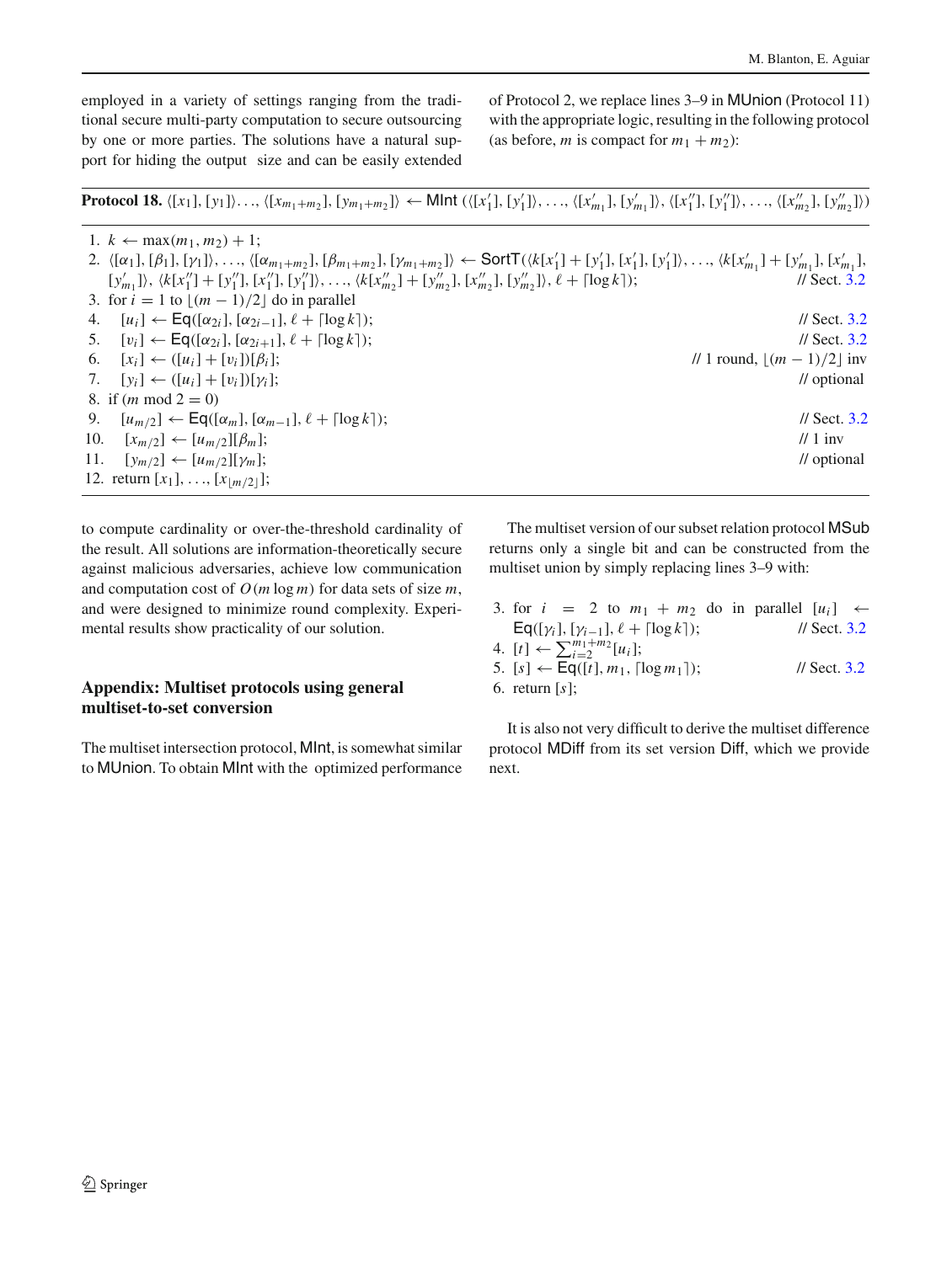employed in a variety of settings ranging from the traditional secure multi-party computation to secure outsourcing by one or more parties. The solutions have a natural support for hiding the output size and can be easily extended to compute cardinality or over-the-threshold cardinality of the result. All solutions are information-theoretically secure against malicious adversaries, achieve low communication and computation cost of $O(m \log m)$ for data sets of size $m$, and were designed to minimize round complexity. Experimental results show practicality of our solution.

## Appendix: Multiset protocols using general multiset-to-set conversion

The multiset intersection protocol, MInt, is somewhat similar to MUnion. To obtain MInt with the optimized performance of Protocol 2, we replace lines 3–9 in MUnion (Protocol 11) with the appropriate logic, resulting in the following protocol (as before, $m$ is compact for $m_1 + m_2$):

**Protocol 18.** $\langle [x_1], [y_1]\rangle \ldots, \langle [x_{m_1+m_2}], [y_{m_1+m_2}]\rangle \leftarrow \mathsf{MInt}\ (\langle [x'_1], [y'_1]\rangle, \ldots, \langle [x'_{m_1}], [y'_{m_1}]\rangle, \langle [x''_1], [y''_1]\rangle, \ldots, \langle [x''_{m_2}], [y''_{m_2}]\rangle)$

1. $k \leftarrow \max(m_1, m_2) + 1$;
2. $\langle [\alpha_1], [\beta_1], [\gamma_1]\rangle, \ldots, \langle [\alpha_{m_1+m_2}], [\beta_{m_1+m_2}], [\gamma_{m_1+m_2}]\rangle \leftarrow \mathsf{SortT}(\langle k[x'_1] + [y'_1], [x'_1], [y'_1]\rangle, \ldots, \langle k[x'_{m_1}] + [y'_{m_1}], [x'_{m_1}], [y'_{m_1}]\rangle, \langle k[x''_1] + [y''_1], [x''_1], [y''_1]\rangle, \ldots, \langle k[x''_{m_2}] + [y''_{m_2}], [x''_{m_2}], [y''_{m_2}]\rangle, \ell + \lceil \log k \rceil)$; // Sect. 3.2
3. for $i = 1$ to $\lfloor (m-1)/2 \rfloor$ do in parallel
4. $\quad [u_i] \leftarrow \mathsf{Eq}([\alpha_{2i}], [\alpha_{2i-1}], \ell + \lceil \log k \rceil)$; // Sect. 3.2
5. $\quad [v_i] \leftarrow \mathsf{Eq}([\alpha_{2i}], [\alpha_{2i+1}], \ell + \lceil \log k \rceil)$; // Sect. 3.2
6. $\quad [x_i] \leftarrow ([u_i] + [v_i])[\beta_i]$; // 1 round, $\lfloor (m-1)/2 \rfloor$ inv
7. $\quad [y_i] \leftarrow ([u_i] + [v_i])[\gamma_i]$; // optional
8. if ($m$ mod $2 = 0$)
9. $\quad [u_{m/2}] \leftarrow \mathsf{Eq}([\alpha_m], [\alpha_{m-1}], \ell + \lceil \log k \rceil)$; // Sect. 3.2
10. $\quad [x_{m/2}] \leftarrow [u_{m/2}][\beta_m]$; // 1 inv
11. $\quad [y_{m/2}] \leftarrow [u_{m/2}][\gamma_m]$; // optional
12. return $[x_1], \ldots, [x_{\lfloor m/2 \rfloor}]$;

The multiset version of our subset relation protocol MSub returns only a single bit and can be constructed from the multiset union by simply replacing lines 3–9 with:

3. for $i = 2$ to $m_1 + m_2$ do in parallel $[u_i] \leftarrow \mathsf{Eq}([\gamma_i], [\gamma_{i-1}], \ell + \lceil \log k \rceil)$; // Sect. 3.2
4. $[t] \leftarrow \sum_{i=2}^{m_1+m_2} [u_i]$;
5. $[s] \leftarrow \mathsf{Eq}([t], m_1, \lceil \log m_1 \rceil)$; // Sect. 3.2
6. return $[s]$;

It is also not very difficult to derive the multiset difference protocol MDiff from its set version Diff, which we provide next.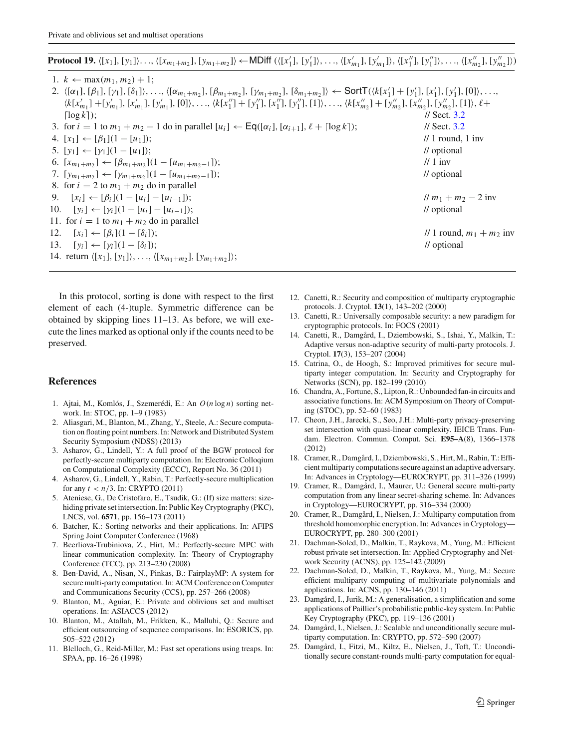**Protocol 19.** $\langle [x_1], [y_1]\rangle \ldots, \langle [x_{m_1+m_2}], [y_{m_1+m_2}]\rangle \leftarrow \mathsf{MDiff}\ (\langle [x'_1], [y'_1]\rangle, \ldots, \langle [x'_{m_1}], [y'_{m_1}]\rangle, \langle [x''_1], [y''_1]\rangle, \ldots, \langle [x''_{m_2}], [y''_{m_2}]\rangle)$

1. $k \leftarrow \max(m_1, m_2) + 1$;
2. $\langle [\alpha_1], [\beta_1], [\gamma_1], [\delta_1]\rangle, \ldots, \langle [\alpha_{m_1+m_2}], [\beta_{m_1+m_2}], [\gamma_{m_1+m_2}], [\delta_{m_1+m_2}]\rangle \leftarrow \mathsf{SortT}(\langle k[x'_1] + [y'_1], [x'_1], [y'_1], [0]\rangle, \ldots, \langle k[x'_{m_1}] + [y'_{m_1}], [x'_{m_1}], [y'_{m_1}], [0]\rangle, \ldots, \langle k[x''_1] + [y''_1], [x''_1], [y''_1], [1]\rangle, \ldots, \langle k[x''_{m_2}] + [y''_{m_2}], [x''_{m_2}], [y''_{m_2}], [1]\rangle, \ell + \lceil \log k \rceil)$; // Sect. 3.2
3. for $i = 1$ to $m_1 + m_2 - 1$ do in parallel $[u_i] \leftarrow \mathsf{Eq}([\alpha_i], [\alpha_{i+1}], \ell + \lceil \log k \rceil)$; // Sect. 3.2
4. $[x_1] \leftarrow [\beta_1](1 - [u_1])$; // 1 round, 1 inv
5. $[y_1] \leftarrow [\gamma_1](1 - [u_1])$; // optional
6. $[x_{m_1+m_2}] \leftarrow [\beta_{m_1+m_2}](1 - [u_{m_1+m_2-1}])$; // 1 inv
7. $[y_{m_1+m_2}] \leftarrow [\gamma_{m_1+m_2}](1 - [u_{m_1+m_2-1}])$; // optional
8. for $i = 2$ to $m_1 + m_2$ do in parallel
9. $\quad [x_i] \leftarrow [\beta_i](1 - [u_i] - [u_{i-1}])$; // $m_1 + m_2 - 2$ inv
10. $\quad [y_i] \leftarrow [\gamma_i](1 - [u_i] - [u_{i-1}])$; // optional
11. for $i = 1$ to $m_1 + m_2$ do in parallel
12. $\quad [x_i] \leftarrow [\beta_i](1 - [\delta_i])$; // 1 round, $m_1 + m_2$ inv
13. $\quad [y_i] \leftarrow [\gamma_i](1 - [\delta_i])$; // optional
14. return $\langle [x_1], [y_1]\rangle, \ldots, \langle [x_{m_1+m_2}], [y_{m_1+m_2}]\rangle$;

In this protocol, sorting is done with respect to the first element of each (4-)tuple. Symmetric difference can be obtained by skipping lines 11–13. As before, we will execute the lines marked as optional only if the counts need to be preserved.

## References

1. Ajtai, M., Komlós, J., Szemerédi, E.: An $O(n \log n)$ sorting network. In: STOC, pp. 1–9 (1983)
2. Aliasgari, M., Blanton, M., Zhang, Y., Steele, A.: Secure computation on floating point numbers. In: Network and Distributed System Security Symposium (NDSS) (2013)
3. Asharov, G., Lindell, Y.: A full proof of the BGW protocol for perfectly-secure multiparty computation. In: Electronic Colloqium on Computational Complexity (ECCC), Report No. 36 (2011)
4. Asharov, G., Lindell, Y., Rabin, T.: Perfectly-secure multiplication for any $t < n/3$. In: CRYPTO (2011)
5. Ateniese, G., De Cristofaro, E., Tsudik, G.: (If) size matters: size-hiding private set intersection. In: Public Key Cryptography (PKC), LNCS, vol. **6571**, pp. 156–173 (2011)
6. Batcher, K.: Sorting networks and their applications. In: AFIPS Spring Joint Computer Conference (1968)
7. Beerliova-Trubiniova, Z., Hirt, M.: Perfectly-secure MPC with linear communication complexity. In: Theory of Cryptography Conference (TCC), pp. 213–230 (2008)
8. Ben-David, A., Nisan, N., Pinkas, B.: FairplayMP: A system for secure multi-party computation. In: ACM Conference on Computer and Communications Security (CCS), pp. 257–266 (2008)
9. Blanton, M., Aguiar, E.: Private and oblivious set and multiset operations. In: ASIACCS (2012)
10. Blanton, M., Atallah, M., Frikken, K., Malluhi, Q.: Secure and efficient outsourcing of sequence comparisons. In: ESORICS, pp. 505–522 (2012)
11. Blelloch, G., Reid-Miller, M.: Fast set operations using treaps. In: SPAA, pp. 16–26 (1998)
12. Canetti, R.: Security and composition of multiparty cryptographic protocols. J. Cryptol. **13**(1), 143–202 (2000)
13. Canetti, R.: Universally composable security: a new paradigm for cryptographic protocols. In: FOCS (2001)
14. Canetti, R., Damgård, I., Dziembowski, S., Ishai, Y., Malkin, T.: Adaptive versus non-adaptive security of multi-party protocols. J. Cryptol. **17**(3), 153–207 (2004)
15. Catrina, O., de Hoogh, S.: Improved primitives for secure multiparty integer computation. In: Security and Cryptography for Networks (SCN), pp. 182–199 (2010)
16. Chandra, A., Fortune, S., Lipton, R.: Unbounded fan-in circuits and associative functions. In: ACM Symposium on Theory of Computing (STOC), pp. 52–60 (1983)
17. Cheon, J.H., Jarecki, S., Seo, J.H.: Multi-party privacy-preserving set intersection with quasi-linear complexity. IEICE Trans. Fundam. Electron. Commun. Comput. Sci. **E95–A**(8), 1366–1378 (2012)
18. Cramer, R., Damgård, I., Dziembowski, S., Hirt, M., Rabin, T.: Efficient multiparty computations secure against an adaptive adversary. In: Advances in Cryptology—EUROCRYPT, pp. 311–326 (1999)
19. Cramer, R., Damgård, I., Maurer, U.: General secure multi-party computation from any linear secret-sharing scheme. In: Advances in Cryptology—EUROCRYPT, pp. 316–334 (2000)
20. Cramer, R., Damgård, I., Nielsen, J.: Multiparty computation from threshold homomorphic encryption. In: Advances in Cryptology—EUROCRYPT, pp. 280–300 (2001)
21. Dachman-Soled, D., Malkin, T., Raykova, M., Yung, M.: Efficient robust private set intersection. In: Applied Cryptography and Network Security (ACNS), pp. 125–142 (2009)
22. Dachman-Soled, D., Malkin, T., Raykova, M., Yung, M.: Secure efficient multiparty computing of multivariate polynomials and applications. In: ACNS, pp. 130–146 (2011)
23. Damgård, I., Jurik, M.: A generalisation, a simplification and some applications of Paillier's probabilistic public-key system. In: Public Key Cryptography (PKC), pp. 119–136 (2001)
24. Damgård, I., Nielsen, J.: Scalable and unconditionally secure multiparty computation. In: CRYPTO, pp. 572–590 (2007)
25. Damgård, I., Fitzi, M., Kiltz, E., Nielsen, J., Toft, T.: Unconditionally secure constant-rounds multi-party computation for equal-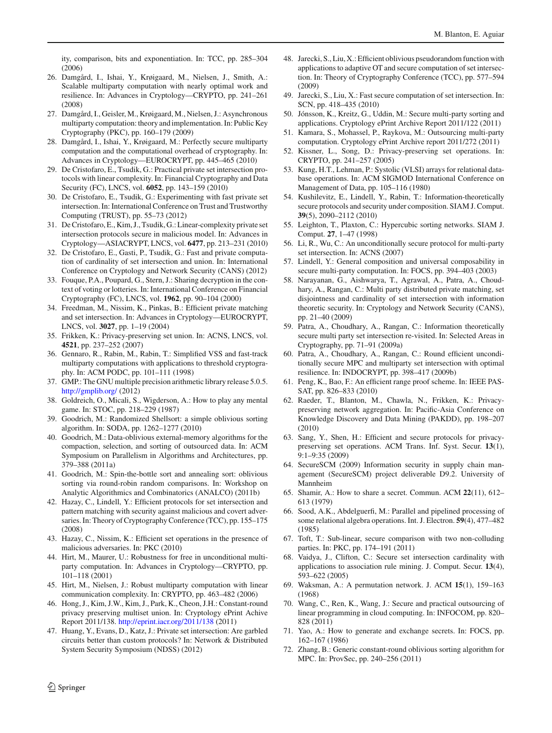ity, comparison, bits and exponentiation. In: TCC, pp. 285–304 (2006)

26. Damgård, I., Ishai, Y., Krøigaard, M., Nielsen, J., Smith, A.: Scalable multiparty computation with nearly optimal work and resilience. In: Advances in Cryptology—CRYPTO, pp. 241–261 (2008)
27. Damgård, I., Geisler, M., Krøigaard, M., Nielsen, J.: Asynchronous multiparty computation: theory and implementation. In: Public Key Cryptography (PKC), pp. 160–179 (2009)
28. Damgård, I., Ishai, Y., Krøigaard, M.: Perfectly secure multiparty computation and the computational overhead of cryptography. In: Advances in Cryptology—EUROCRYPT, pp. 445–465 (2010)
29. De Cristofaro, E., Tsudik, G.: Practical private set intersection protocols with linear complexity. In: Financial Cryptography and Data Security (FC), LNCS, vol. **6052**, pp. 143–159 (2010)
30. De Cristofaro, E., Tsudik, G.: Experimenting with fast private set intersection. In: International Conference on Trust and Trustworthy Computing (TRUST), pp. 55–73 (2012)
31. De Cristofaro, E., Kim, J., Tsudik, G.: Linear-complexity private set intersection protocols secure in malicious model. In: Advances in Cryptology—ASIACRYPT, LNCS, vol. **6477**, pp. 213–231 (2010)
32. De Cristofaro, E., Gasti, P., Tsudik, G.: Fast and private computation of cardinality of set intersection and union. In: International Conference on Cryptology and Network Security (CANS) (2012)
33. Fouque, P.A., Poupard, G., Stern, J.: Sharing decryption in the context of voting or lotteries. In: International Conference on Financial Cryptography (FC), LNCS, vol. **1962**, pp. 90–104 (2000)
34. Freedman, M., Nissim, K., Pinkas, B.: Efficient private matching and set intersection. In: Advances in Cryptology—EUROCRYPT, LNCS, vol. **3027**, pp. 1–19 (2004)
35. Frikken, K.: Privacy-preserving set union. In: ACNS, LNCS, vol. **4521**, pp. 237–252 (2007)
36. Gennaro, R., Rabin, M., Rabin, T.: Simplified VSS and fast-track multiparty computations with applications to threshold cryptography. In: ACM PODC, pp. 101–111 (1998)
37. GMP: The GNU multiple precision arithmetic library release 5.0.5. http://gmplib.org/ (2012)
38. Goldreich, O., Micali, S., Wigderson, A.: How to play any mental game. In: STOC, pp. 218–229 (1987)
39. Goodrich, M.: Randomized Shellsort: a simple oblivious sorting algorithm. In: SODA, pp. 1262–1277 (2010)
40. Goodrich, M.: Data-oblivious external-memory algorithms for the compaction, selection, and sorting of outsourced data. In: ACM Symposium on Parallelism in Algorithms and Architectures, pp. 379–388 (2011a)
41. Goodrich, M.: Spin-the-bottle sort and annealing sort: oblivious sorting via round-robin random comparisons. In: Workshop on Analytic Algorithmics and Combinatorics (ANALCO) (2011b)
42. Hazay, C., Lindell, Y.: Efficient protocols for set intersection and pattern matching with security against malicious and covert adversaries. In: Theory of Cryptography Conference (TCC), pp. 155–175 (2008)
43. Hazay, C., Nissim, K.: Efficient set operations in the presence of malicious adversaries. In: PKC (2010)
44. Hirt, M., Maurer, U.: Robustness for free in unconditional multiparty computation. In: Advances in Cryptology—CRYPTO, pp. 101–118 (2001)
45. Hirt, M., Nielsen, J.: Robust multiparty computation with linear communication complexity. In: CRYPTO, pp. 463–482 (2006)
46. Hong, J., Kim, J.W., Kim, J., Park, K., Cheon, J.H.: Constant-round privacy preserving multiset union. In: Cryptology ePrint Achive Report 2011/138. http://eprint.iacr.org/2011/138 (2011)
47. Huang, Y., Evans, D., Katz, J.: Private set intersection: Are garbled circuits better than custom protocols? In: Network & Distributed System Security Symposium (NDSS) (2012)
48. Jarecki, S., Liu, X.: Efficient oblivious pseudorandom function with applications to adaptive OT and secure computation of set intersection. In: Theory of Cryptography Conference (TCC), pp. 577–594 (2009)
49. Jarecki, S., Liu, X.: Fast secure computation of set intersection. In: SCN, pp. 418–435 (2010)
50. Jónsson, K., Kreitz, G., Uddin, M.: Secure multi-party sorting and applications. Cryptology ePrint Archive Report 2011/122 (2011)
51. Kamara, S., Mohassel, P., Raykova, M.: Outsourcing multi-party computation. Cryptology ePrint Archive report 2011/272 (2011)
52. Kissner, L., Song, D.: Privacy-preserving set operations. In: CRYPTO, pp. 241–257 (2005)
53. Kung, H.T., Lehman, P.: Systolic (VLSI) arrays for relational database operations. In: ACM SIGMOD International Conference on Management of Data, pp. 105–116 (1980)
54. Kushilevitz, E., Lindell, Y., Rabin, T.: Information-theoretically secure protocols and security under composition. SIAM J. Comput. **39**(5), 2090–2112 (2010)
55. Leighton, T., Plaxton, C.: Hypercubic sorting networks. SIAM J. Comput. **27**, 1–47 (1998)
56. Li, R., Wu, C.: An unconditionally secure protocol for multi-party set intersection. In: ACNS (2007)
57. Lindell, Y.: General composition and universal composability in secure multi-party computation. In: FOCS, pp. 394–403 (2003)
58. Narayanan, G., Aishwarya, T., Agrawal, A., Patra, A., Choudhary, A., Rangan, C.: Multi party distributed private matching, set disjointness and cardinality of set intersection with information theoretic security. In: Cryptology and Network Security (CANS), pp. 21–40 (2009)
59. Patra, A., Choudhary, A., Rangan, C.: Information theoretically secure multi party set intersection re-visited. In: Selected Areas in Cryptography, pp. 71–91 (2009a)
60. Patra, A., Choudhary, A., Rangan, C.: Round efficient unconditionally secure MPC and multiparty set intersection with optimal resilience. In: INDOCRYPT, pp. 398–417 (2009b)
61. Peng, K., Bao, F.: An efficient range proof scheme. In: IEEE PASSAT, pp. 826–833 (2010)
62. Raeder, T., Blanton, M., Chawla, N., Frikken, K.: Privacy-preserving network aggregation. In: Pacific-Asia Conference on Knowledge Discovery and Data Mining (PAKDD), pp. 198–207 (2010)
63. Sang, Y., Shen, H.: Efficient and secure protocols for privacy-preserving set operations. ACM Trans. Inf. Syst. Secur. **13**(1), 9:1–9:35 (2009)
64. SecureSCM (2009) Information security in supply chain management (SecureSCM) project deliverable D9.2. University of Mannheim
65. Shamir, A.: How to share a secret. Commun. ACM **22**(11), 612–613 (1979)
66. Sood, A.K., Abdelguerfi, M.: Parallel and pipelined processing of some relational algebra operations. Int. J. Electron. **59**(4), 477–482 (1985)
67. Toft, T.: Sub-linear, secure comparison with two non-colluding parties. In: PKC, pp. 174–191 (2011)
68. Vaidya, J., Clifton, C.: Secure set intersection cardinality with applications to association rule mining. J. Comput. Secur. **13**(4), 593–622 (2005)
69. Waksman, A.: A permutation network. J. ACM **15**(1), 159–163 (1968)
70. Wang, C., Ren, K., Wang, J.: Secure and practical outsourcing of linear programming in cloud computing. In: INFOCOM, pp. 820–828 (2011)
71. Yao, A.: How to generate and exchange secrets. In: FOCS, pp. 162–167 (1986)
72. Zhang, B.: Generic constant-round oblivious sorting algorithm for MPC. In: ProvSec, pp. 240–256 (2011)